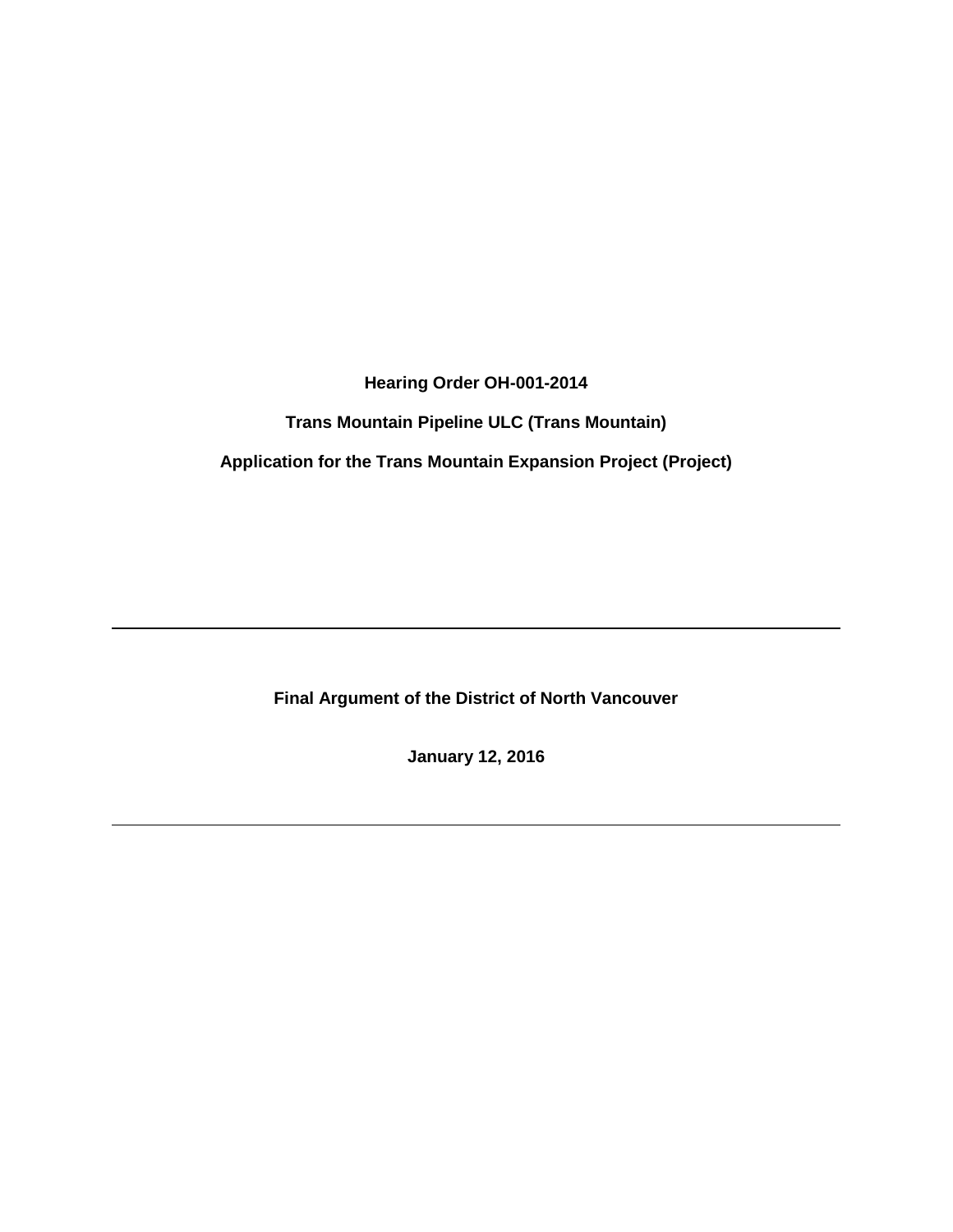**Hearing Order OH-001-2014**

**Trans Mountain Pipeline ULC (Trans Mountain)**

**Application for the Trans Mountain Expansion Project (Project)**

---

**Final Argument of the District of North Vancouver**

**January 12, 2016**

---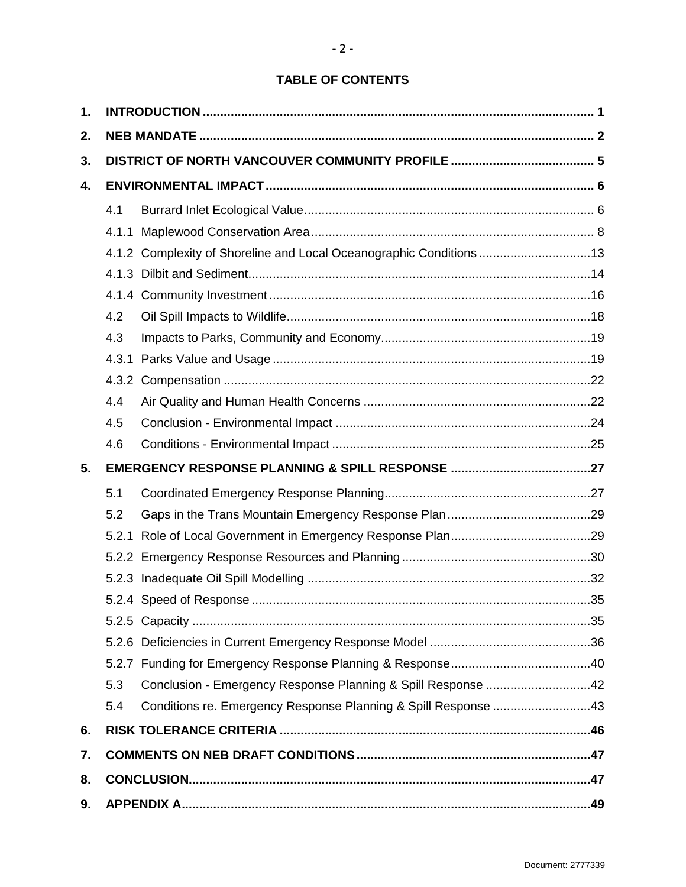**TABLE OF CONTENTS**

| | | | |
|---|---|---|---|
| **1.** | **INTRODUCTION** | | **1** |
| **2.** | **NEB MANDATE** | | **2** |
| **3.** | **DISTRICT OF NORTH VANCOUVER COMMUNITY PROFILE** | | **5** |
| **4.** | **ENVIRONMENTAL IMPACT** | | **6** |
| | 4.1 | Burrard Inlet Ecological Value | 6 |
| | 4.1.1 | Maplewood Conservation Area | 8 |
| | 4.1.2 | Complexity of Shoreline and Local Oceanographic Conditions | 13 |
| | 4.1.3 | Dilbit and Sediment | 14 |
| | 4.1.4 | Community Investment | 16 |
| | 4.2 | Oil Spill Impacts to Wildlife | 18 |
| | 4.3 | Impacts to Parks, Community and Economy | 19 |
| | 4.3.1 | Parks Value and Usage | 19 |
| | 4.3.2 | Compensation | 22 |
| | 4.4 | Air Quality and Human Health Concerns | 22 |
| | 4.5 | Conclusion - Environmental Impact | 24 |
| | 4.6 | Conditions - Environmental Impact | 25 |
| **5.** | **EMERGENCY RESPONSE PLANNING & SPILL RESPONSE** | | **27** |
| | 5.1 | Coordinated Emergency Response Planning | 27 |
| | 5.2 | Gaps in the Trans Mountain Emergency Response Plan | 29 |
| | 5.2.1 | Role of Local Government in Emergency Response Plan | 29 |
| | 5.2.2 | Emergency Response Resources and Planning | 30 |
| | 5.2.3 | Inadequate Oil Spill Modelling | 32 |
| | 5.2.4 | Speed of Response | 35 |
| | 5.2.5 | Capacity | 35 |
| | 5.2.6 | Deficiencies in Current Emergency Response Model | 36 |
| | 5.2.7 | Funding for Emergency Response Planning & Response | 40 |
| | 5.3 | Conclusion - Emergency Response Planning & Spill Response | 42 |
| | 5.4 | Conditions re. Emergency Response Planning & Spill Response | 43 |
| **6.** | **RISK TOLERANCE CRITERIA** | | **46** |
| **7.** | **COMMENTS ON NEB DRAFT CONDITIONS** | | **47** |
| **8.** | **CONCLUSION** | | **47** |
| **9.** | **APPENDIX A** | | **49** |

Document: 2777339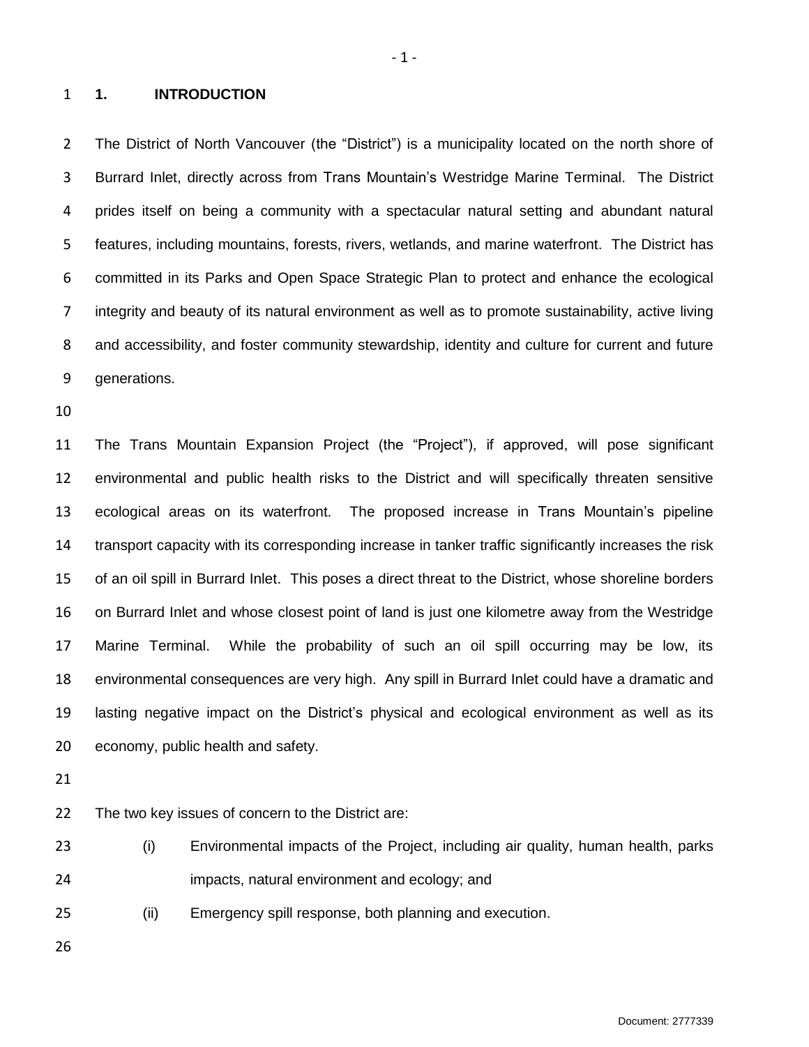# 1. INTRODUCTION

The District of North Vancouver (the "District") is a municipality located on the north shore of Burrard Inlet, directly across from Trans Mountain's Westridge Marine Terminal. The District prides itself on being a community with a spectacular natural setting and abundant natural features, including mountains, forests, rivers, wetlands, and marine waterfront. The District has committed in its Parks and Open Space Strategic Plan to protect and enhance the ecological integrity and beauty of its natural environment as well as to promote sustainability, active living and accessibility, and foster community stewardship, identity and culture for current and future generations.

The Trans Mountain Expansion Project (the "Project"), if approved, will pose significant environmental and public health risks to the District and will specifically threaten sensitive ecological areas on its waterfront. The proposed increase in Trans Mountain's pipeline transport capacity with its corresponding increase in tanker traffic significantly increases the risk of an oil spill in Burrard Inlet. This poses a direct threat to the District, whose shoreline borders on Burrard Inlet and whose closest point of land is just one kilometre away from the Westridge Marine Terminal. While the probability of such an oil spill occurring may be low, its environmental consequences are very high. Any spill in Burrard Inlet could have a dramatic and lasting negative impact on the District's physical and ecological environment as well as its economy, public health and safety.

The two key issues of concern to the District are:

(i) Environmental impacts of the Project, including air quality, human health, parks impacts, natural environment and ecology; and

(ii) Emergency spill response, both planning and execution.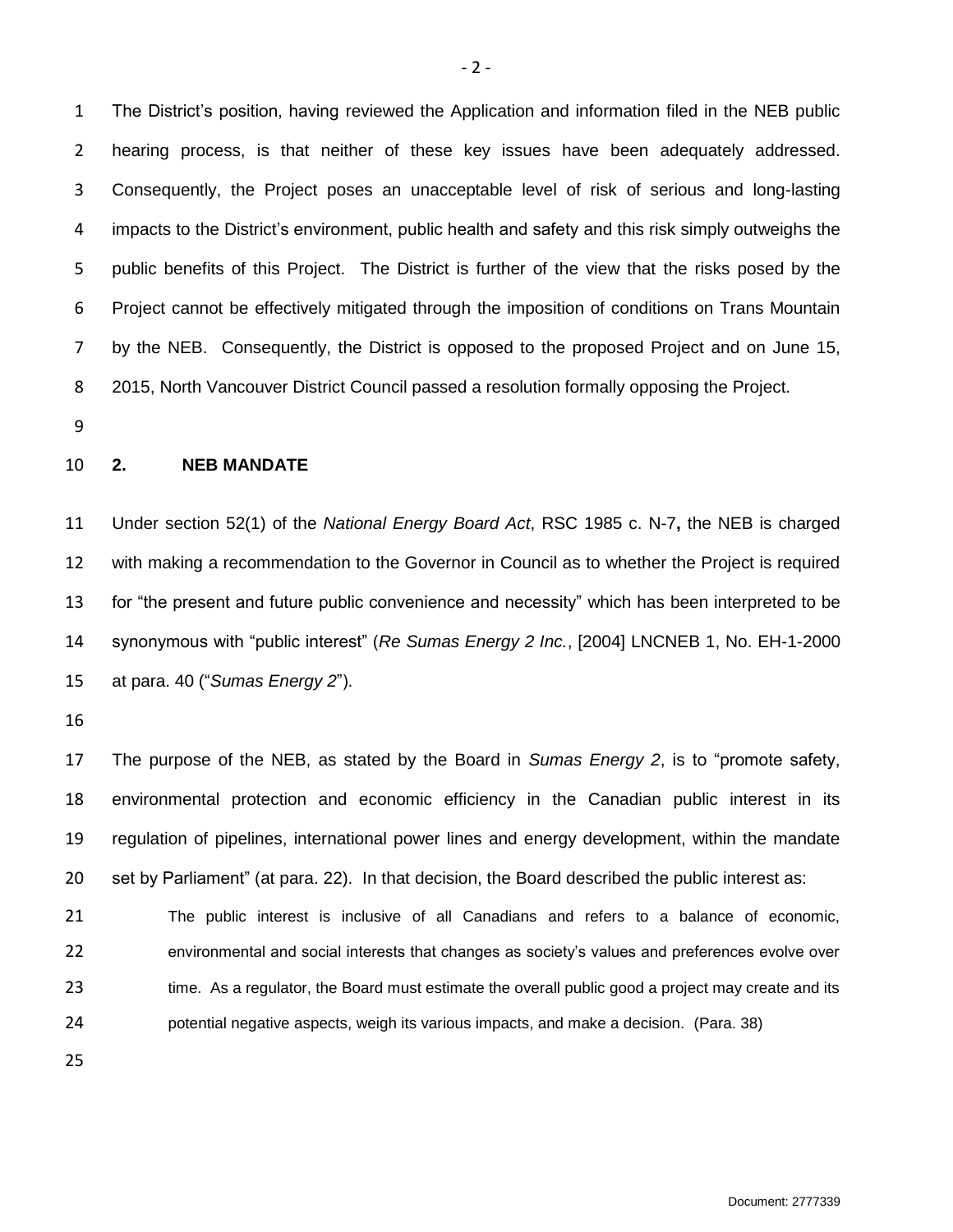The District's position, having reviewed the Application and information filed in the NEB public hearing process, is that neither of these key issues have been adequately addressed. Consequently, the Project poses an unacceptable level of risk of serious and long-lasting impacts to the District's environment, public health and safety and this risk simply outweighs the public benefits of this Project. The District is further of the view that the risks posed by the Project cannot be effectively mitigated through the imposition of conditions on Trans Mountain by the NEB. Consequently, the District is opposed to the proposed Project and on June 15, 2015, North Vancouver District Council passed a resolution formally opposing the Project.

## 2. NEB MANDATE

Under section 52(1) of the *National Energy Board Act*, RSC 1985 c. N-7**,** the NEB is charged with making a recommendation to the Governor in Council as to whether the Project is required for "the present and future public convenience and necessity" which has been interpreted to be synonymous with "public interest" (*Re Sumas Energy 2 Inc.*, [2004] LNCNEB 1, No. EH-1-2000 at para. 40 ("*Sumas Energy 2*").

The purpose of the NEB, as stated by the Board in *Sumas Energy 2*, is to "promote safety, environmental protection and economic efficiency in the Canadian public interest in its regulation of pipelines, international power lines and energy development, within the mandate set by Parliament" (at para. 22). In that decision, the Board described the public interest as:

> The public interest is inclusive of all Canadians and refers to a balance of economic, environmental and social interests that changes as society's values and preferences evolve over time. As a regulator, the Board must estimate the overall public good a project may create and its potential negative aspects, weigh its various impacts, and make a decision. (Para. 38)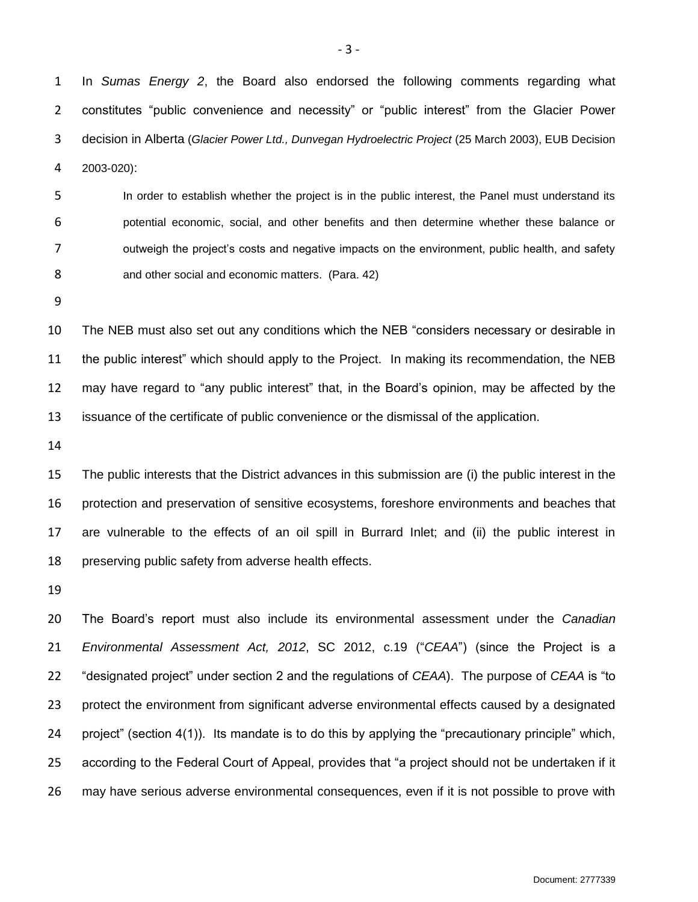In *Sumas Energy 2*, the Board also endorsed the following comments regarding what constitutes "public convenience and necessity" or "public interest" from the Glacier Power decision in Alberta (*Glacier Power Ltd., Dunvegan Hydroelectric Project* (25 March 2003), EUB Decision 2003-020):

> In order to establish whether the project is in the public interest, the Panel must understand its potential economic, social, and other benefits and then determine whether these balance or outweigh the project's costs and negative impacts on the environment, public health, and safety and other social and economic matters. (Para. 42)

The NEB must also set out any conditions which the NEB "considers necessary or desirable in the public interest" which should apply to the Project. In making its recommendation, the NEB may have regard to "any public interest" that, in the Board's opinion, may be affected by the issuance of the certificate of public convenience or the dismissal of the application.

The public interests that the District advances in this submission are (i) the public interest in the protection and preservation of sensitive ecosystems, foreshore environments and beaches that are vulnerable to the effects of an oil spill in Burrard Inlet; and (ii) the public interest in preserving public safety from adverse health effects.

The Board's report must also include its environmental assessment under the *Canadian Environmental Assessment Act, 2012*, SC 2012, c.19 ("*CEAA*") (since the Project is a "designated project" under section 2 and the regulations of *CEAA*). The purpose of *CEAA* is "to protect the environment from significant adverse environmental effects caused by a designated project" (section 4(1)). Its mandate is to do this by applying the "precautionary principle" which, according to the Federal Court of Appeal, provides that "a project should not be undertaken if it may have serious adverse environmental consequences, even if it is not possible to prove with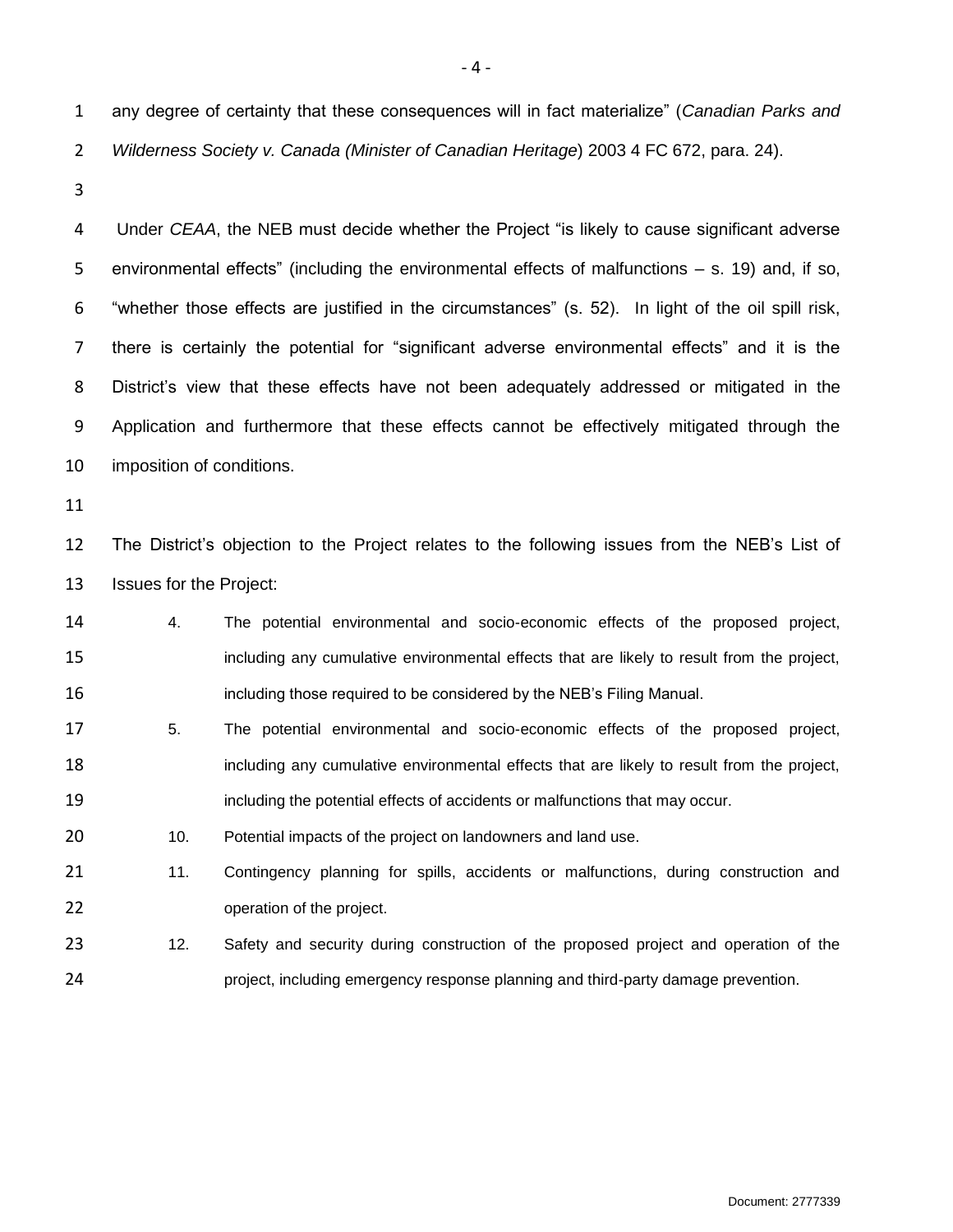any degree of certainty that these consequences will in fact materialize" (*Canadian Parks and Wilderness Society v. Canada (Minister of Canadian Heritage*) 2003 4 FC 672, para. 24).

Under *CEAA*, the NEB must decide whether the Project "is likely to cause significant adverse environmental effects" (including the environmental effects of malfunctions – s. 19) and, if so, "whether those effects are justified in the circumstances" (s. 52). In light of the oil spill risk, there is certainly the potential for "significant adverse environmental effects" and it is the District's view that these effects have not been adequately addressed or mitigated in the Application and furthermore that these effects cannot be effectively mitigated through the imposition of conditions.

The District's objection to the Project relates to the following issues from the NEB's List of Issues for the Project:

> 4. The potential environmental and socio-economic effects of the proposed project, including any cumulative environmental effects that are likely to result from the project, including those required to be considered by the NEB's Filing Manual.
>
> 5. The potential environmental and socio-economic effects of the proposed project, including any cumulative environmental effects that are likely to result from the project, including the potential effects of accidents or malfunctions that may occur.
>
> 10. Potential impacts of the project on landowners and land use.
>
> 11. Contingency planning for spills, accidents or malfunctions, during construction and operation of the project.
>
> 12. Safety and security during construction of the proposed project and operation of the project, including emergency response planning and third-party damage prevention.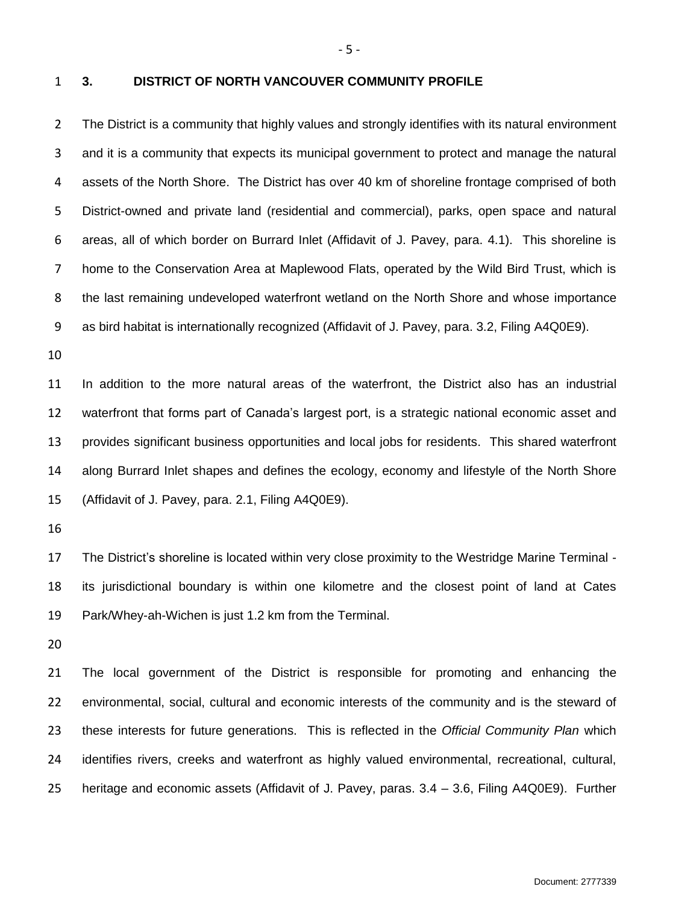## 3. DISTRICT OF NORTH VANCOUVER COMMUNITY PROFILE

The District is a community that highly values and strongly identifies with its natural environment and it is a community that expects its municipal government to protect and manage the natural assets of the North Shore. The District has over 40 km of shoreline frontage comprised of both District-owned and private land (residential and commercial), parks, open space and natural areas, all of which border on Burrard Inlet (Affidavit of J. Pavey, para. 4.1). This shoreline is home to the Conservation Area at Maplewood Flats, operated by the Wild Bird Trust, which is the last remaining undeveloped waterfront wetland on the North Shore and whose importance as bird habitat is internationally recognized (Affidavit of J. Pavey, para. 3.2, Filing A4Q0E9).

In addition to the more natural areas of the waterfront, the District also has an industrial waterfront that forms part of Canada's largest port, is a strategic national economic asset and provides significant business opportunities and local jobs for residents. This shared waterfront along Burrard Inlet shapes and defines the ecology, economy and lifestyle of the North Shore (Affidavit of J. Pavey, para. 2.1, Filing A4Q0E9).

The District's shoreline is located within very close proximity to the Westridge Marine Terminal - its jurisdictional boundary is within one kilometre and the closest point of land at Cates Park/Whey-ah-Wichen is just 1.2 km from the Terminal.

The local government of the District is responsible for promoting and enhancing the environmental, social, cultural and economic interests of the community and is the steward of these interests for future generations. This is reflected in the *Official Community Plan* which identifies rivers, creeks and waterfront as highly valued environmental, recreational, cultural, heritage and economic assets (Affidavit of J. Pavey, paras. 3.4 – 3.6, Filing A4Q0E9). Further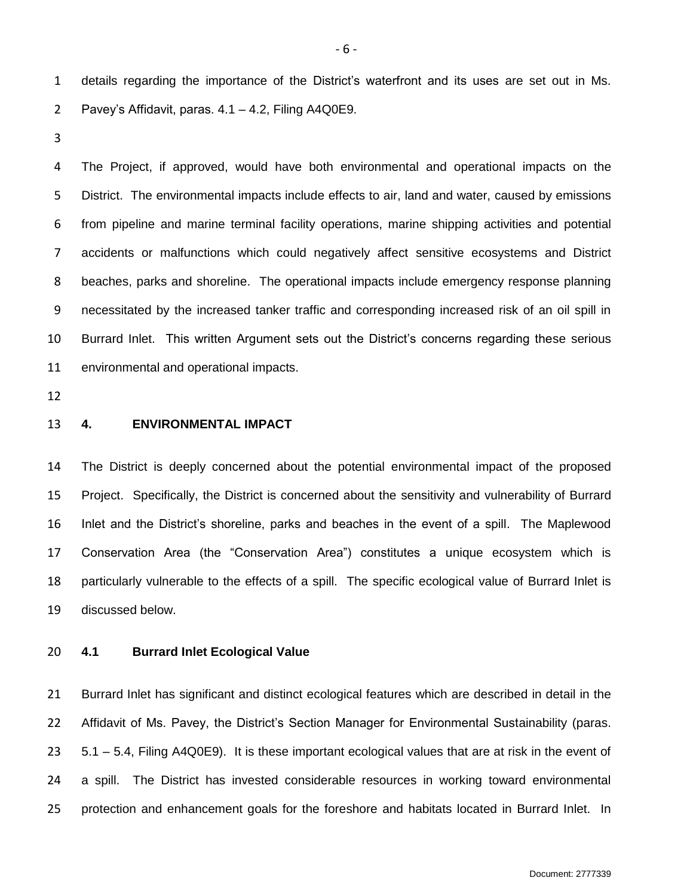details regarding the importance of the District's waterfront and its uses are set out in Ms. Pavey's Affidavit, paras. 4.1 – 4.2, Filing A4Q0E9.

The Project, if approved, would have both environmental and operational impacts on the District. The environmental impacts include effects to air, land and water, caused by emissions from pipeline and marine terminal facility operations, marine shipping activities and potential accidents or malfunctions which could negatively affect sensitive ecosystems and District beaches, parks and shoreline. The operational impacts include emergency response planning necessitated by the increased tanker traffic and corresponding increased risk of an oil spill in Burrard Inlet. This written Argument sets out the District's concerns regarding these serious environmental and operational impacts.

## 4. ENVIRONMENTAL IMPACT

The District is deeply concerned about the potential environmental impact of the proposed Project. Specifically, the District is concerned about the sensitivity and vulnerability of Burrard Inlet and the District's shoreline, parks and beaches in the event of a spill. The Maplewood Conservation Area (the "Conservation Area") constitutes a unique ecosystem which is particularly vulnerable to the effects of a spill. The specific ecological value of Burrard Inlet is discussed below.

### 4.1 Burrard Inlet Ecological Value

Burrard Inlet has significant and distinct ecological features which are described in detail in the Affidavit of Ms. Pavey, the District's Section Manager for Environmental Sustainability (paras. 5.1 – 5.4, Filing A4Q0E9). It is these important ecological values that are at risk in the event of a spill. The District has invested considerable resources in working toward environmental protection and enhancement goals for the foreshore and habitats located in Burrard Inlet. In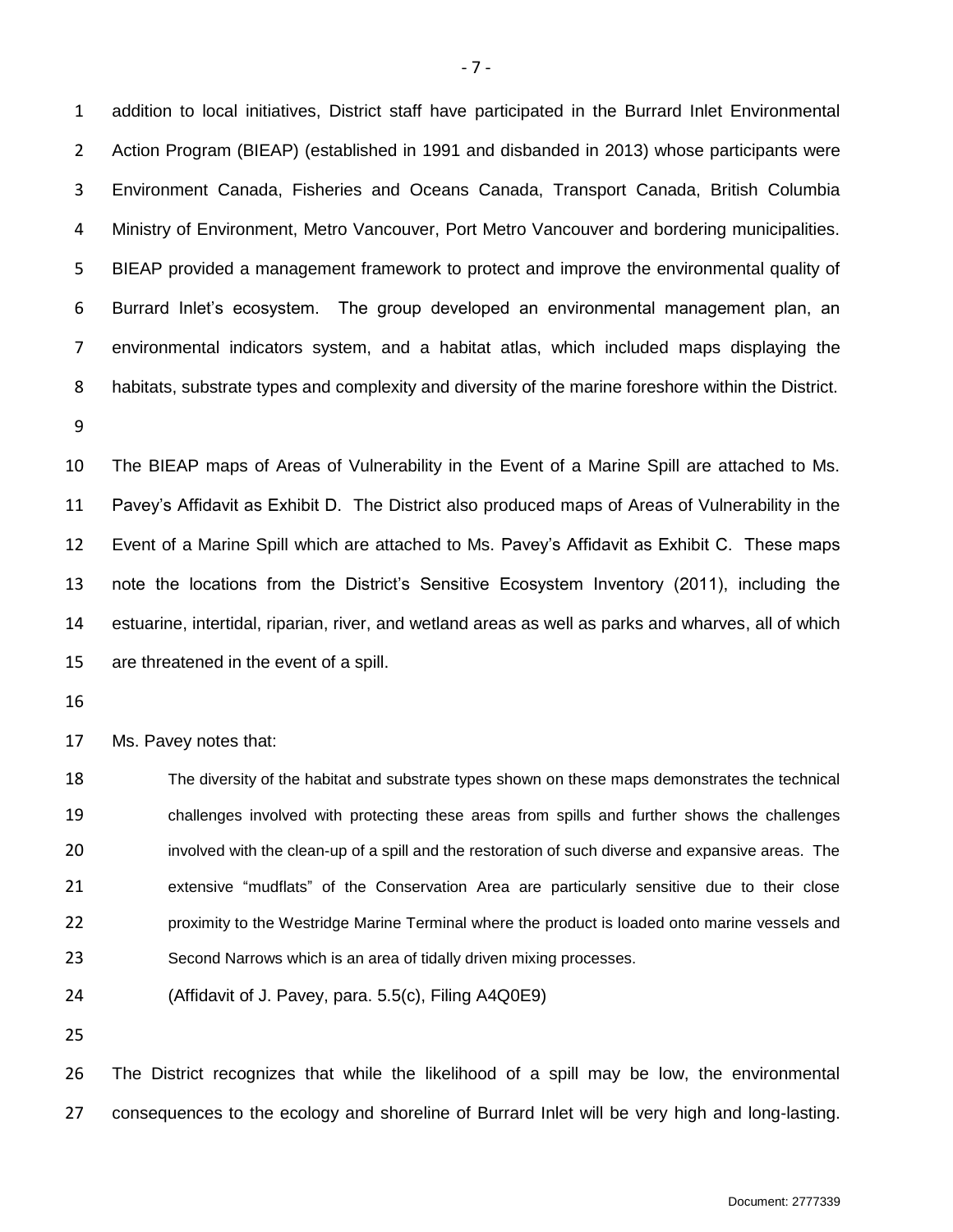addition to local initiatives, District staff have participated in the Burrard Inlet Environmental Action Program (BIEAP) (established in 1991 and disbanded in 2013) whose participants were Environment Canada, Fisheries and Oceans Canada, Transport Canada, British Columbia Ministry of Environment, Metro Vancouver, Port Metro Vancouver and bordering municipalities. BIEAP provided a management framework to protect and improve the environmental quality of Burrard Inlet's ecosystem. The group developed an environmental management plan, an environmental indicators system, and a habitat atlas, which included maps displaying the habitats, substrate types and complexity and diversity of the marine foreshore within the District.

The BIEAP maps of Areas of Vulnerability in the Event of a Marine Spill are attached to Ms. Pavey's Affidavit as Exhibit D. The District also produced maps of Areas of Vulnerability in the Event of a Marine Spill which are attached to Ms. Pavey's Affidavit as Exhibit C. These maps note the locations from the District's Sensitive Ecosystem Inventory (2011), including the estuarine, intertidal, riparian, river, and wetland areas as well as parks and wharves, all of which are threatened in the event of a spill.

Ms. Pavey notes that:

> The diversity of the habitat and substrate types shown on these maps demonstrates the technical challenges involved with protecting these areas from spills and further shows the challenges involved with the clean-up of a spill and the restoration of such diverse and expansive areas. The extensive "mudflats" of the Conservation Area are particularly sensitive due to their close proximity to the Westridge Marine Terminal where the product is loaded onto marine vessels and Second Narrows which is an area of tidally driven mixing processes.
>
> (Affidavit of J. Pavey, para. 5.5(c), Filing A4Q0E9)

The District recognizes that while the likelihood of a spill may be low, the environmental consequences to the ecology and shoreline of Burrard Inlet will be very high and long-lasting.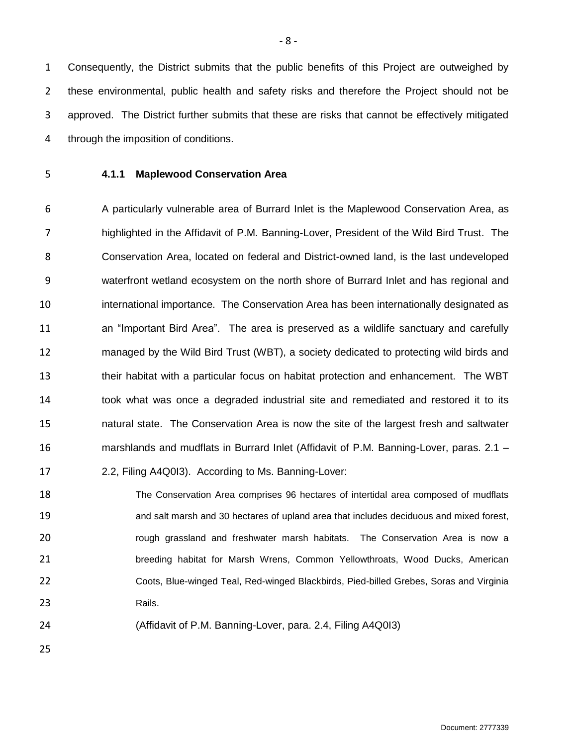Consequently, the District submits that the public benefits of this Project are outweighed by these environmental, public health and safety risks and therefore the Project should not be approved. The District further submits that these are risks that cannot be effectively mitigated through the imposition of conditions.

#### 4.1.1 Maplewood Conservation Area

A particularly vulnerable area of Burrard Inlet is the Maplewood Conservation Area, as highlighted in the Affidavit of P.M. Banning-Lover, President of the Wild Bird Trust. The Conservation Area, located on federal and District-owned land, is the last undeveloped waterfront wetland ecosystem on the north shore of Burrard Inlet and has regional and international importance. The Conservation Area has been internationally designated as an "Important Bird Area". The area is preserved as a wildlife sanctuary and carefully managed by the Wild Bird Trust (WBT), a society dedicated to protecting wild birds and their habitat with a particular focus on habitat protection and enhancement. The WBT took what was once a degraded industrial site and remediated and restored it to its natural state. The Conservation Area is now the site of the largest fresh and saltwater marshlands and mudflats in Burrard Inlet (Affidavit of P.M. Banning-Lover, paras. 2.1 – 2.2, Filing A4Q0I3). According to Ms. Banning-Lover:

> The Conservation Area comprises 96 hectares of intertidal area composed of mudflats and salt marsh and 30 hectares of upland area that includes deciduous and mixed forest, rough grassland and freshwater marsh habitats. The Conservation Area is now a breeding habitat for Marsh Wrens, Common Yellowthroats, Wood Ducks, American Coots, Blue-winged Teal, Red-winged Blackbirds, Pied-billed Grebes, Soras and Virginia Rails.

(Affidavit of P.M. Banning-Lover, para. 2.4, Filing A4Q0I3)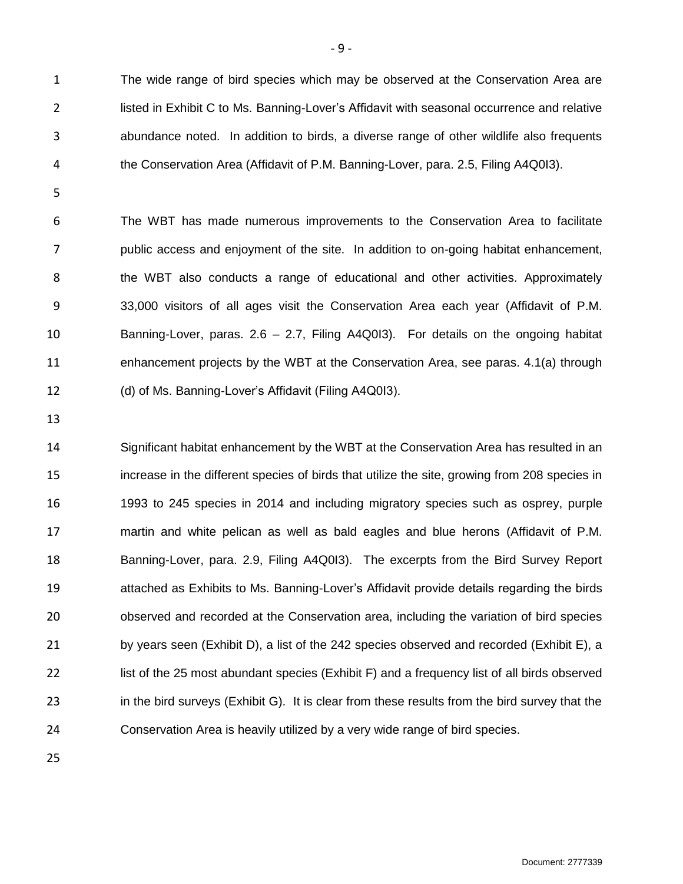The wide range of bird species which may be observed at the Conservation Area are listed in Exhibit C to Ms. Banning-Lover's Affidavit with seasonal occurrence and relative abundance noted. In addition to birds, a diverse range of other wildlife also frequents the Conservation Area (Affidavit of P.M. Banning-Lover, para. 2.5, Filing A4Q0I3).

The WBT has made numerous improvements to the Conservation Area to facilitate public access and enjoyment of the site. In addition to on-going habitat enhancement, the WBT also conducts a range of educational and other activities. Approximately 33,000 visitors of all ages visit the Conservation Area each year (Affidavit of P.M. Banning-Lover, paras. 2.6 – 2.7, Filing A4Q0I3). For details on the ongoing habitat enhancement projects by the WBT at the Conservation Area, see paras. 4.1(a) through (d) of Ms. Banning-Lover's Affidavit (Filing A4Q0I3).

Significant habitat enhancement by the WBT at the Conservation Area has resulted in an increase in the different species of birds that utilize the site, growing from 208 species in 1993 to 245 species in 2014 and including migratory species such as osprey, purple martin and white pelican as well as bald eagles and blue herons (Affidavit of P.M. Banning-Lover, para. 2.9, Filing A4Q0I3). The excerpts from the Bird Survey Report attached as Exhibits to Ms. Banning-Lover's Affidavit provide details regarding the birds observed and recorded at the Conservation area, including the variation of bird species by years seen (Exhibit D), a list of the 242 species observed and recorded (Exhibit E), a list of the 25 most abundant species (Exhibit F) and a frequency list of all birds observed in the bird surveys (Exhibit G). It is clear from these results from the bird survey that the Conservation Area is heavily utilized by a very wide range of bird species.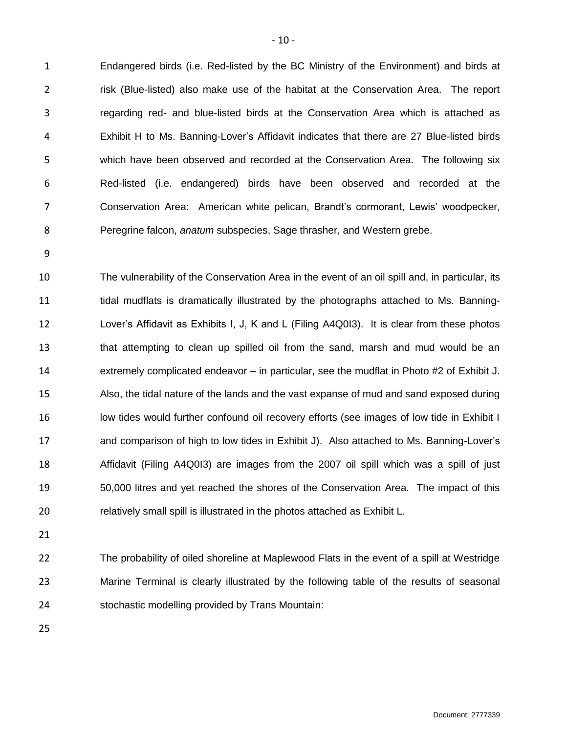Endangered birds (i.e. Red-listed by the BC Ministry of the Environment) and birds at risk (Blue-listed) also make use of the habitat at the Conservation Area. The report regarding red- and blue-listed birds at the Conservation Area which is attached as Exhibit H to Ms. Banning-Lover's Affidavit indicates that there are 27 Blue-listed birds which have been observed and recorded at the Conservation Area. The following six Red-listed (i.e. endangered) birds have been observed and recorded at the Conservation Area: American white pelican, Brandt's cormorant, Lewis' woodpecker, Peregrine falcon, *anatum* subspecies, Sage thrasher, and Western grebe.

The vulnerability of the Conservation Area in the event of an oil spill and, in particular, its tidal mudflats is dramatically illustrated by the photographs attached to Ms. Banning-Lover's Affidavit as Exhibits I, J, K and L (Filing A4Q0I3). It is clear from these photos that attempting to clean up spilled oil from the sand, marsh and mud would be an extremely complicated endeavor – in particular, see the mudflat in Photo #2 of Exhibit J. Also, the tidal nature of the lands and the vast expanse of mud and sand exposed during low tides would further confound oil recovery efforts (see images of low tide in Exhibit I and comparison of high to low tides in Exhibit J). Also attached to Ms. Banning-Lover's Affidavit (Filing A4Q0I3) are images from the 2007 oil spill which was a spill of just 50,000 litres and yet reached the shores of the Conservation Area. The impact of this relatively small spill is illustrated in the photos attached as Exhibit L.

The probability of oiled shoreline at Maplewood Flats in the event of a spill at Westridge Marine Terminal is clearly illustrated by the following table of the results of seasonal stochastic modelling provided by Trans Mountain: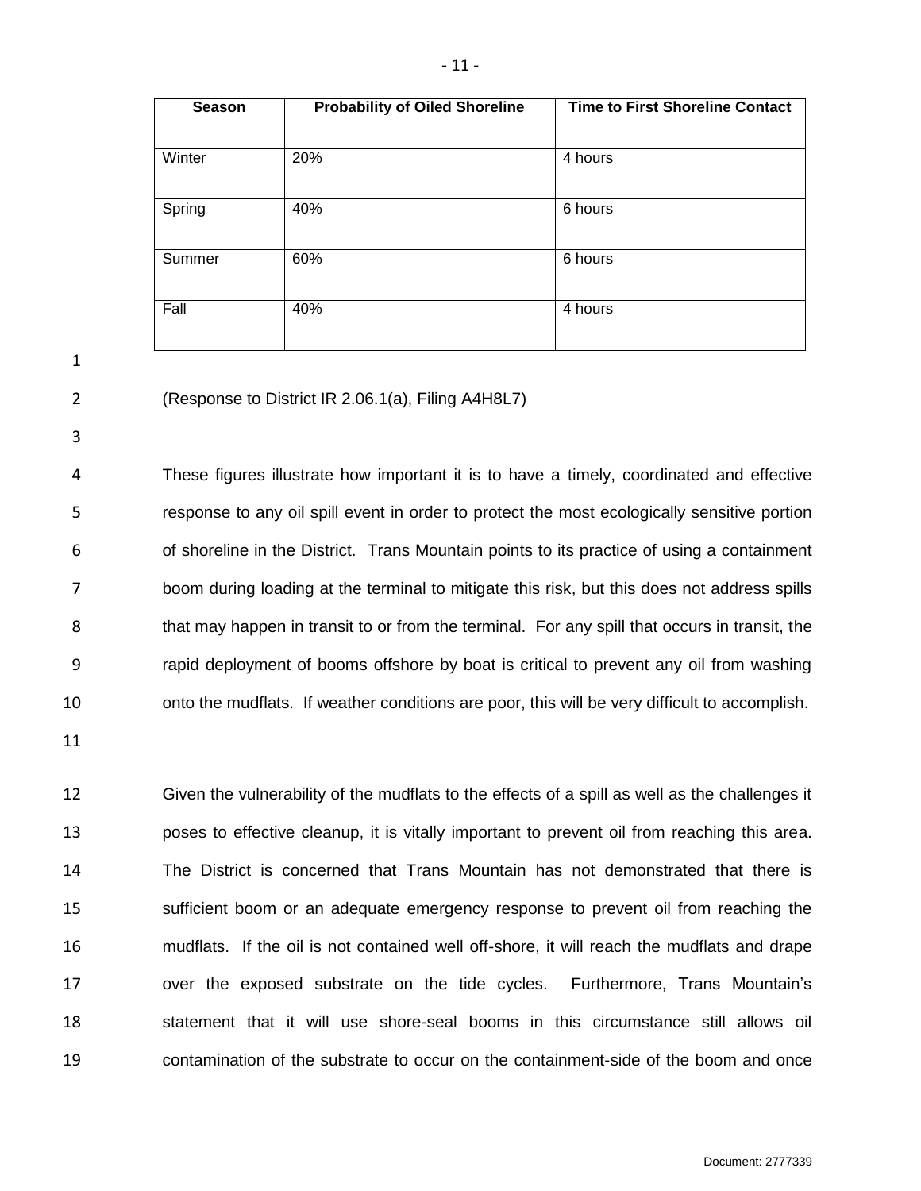| Season | Probability of Oiled Shoreline | Time to First Shoreline Contact |
|---|---|---|
| Winter | 20% | 4 hours |
| Spring | 40% | 6 hours |
| Summer | 60% | 6 hours |
| Fall | 40% | 4 hours |

(Response to District IR 2.06.1(a), Filing A4H8L7)

These figures illustrate how important it is to have a timely, coordinated and effective response to any oil spill event in order to protect the most ecologically sensitive portion of shoreline in the District. Trans Mountain points to its practice of using a containment boom during loading at the terminal to mitigate this risk, but this does not address spills that may happen in transit to or from the terminal. For any spill that occurs in transit, the rapid deployment of booms offshore by boat is critical to prevent any oil from washing onto the mudflats. If weather conditions are poor, this will be very difficult to accomplish.

Given the vulnerability of the mudflats to the effects of a spill as well as the challenges it poses to effective cleanup, it is vitally important to prevent oil from reaching this area. The District is concerned that Trans Mountain has not demonstrated that there is sufficient boom or an adequate emergency response to prevent oil from reaching the mudflats. If the oil is not contained well off-shore, it will reach the mudflats and drape over the exposed substrate on the tide cycles. Furthermore, Trans Mountain's statement that it will use shore-seal booms in this circumstance still allows oil contamination of the substrate to occur on the containment-side of the boom and once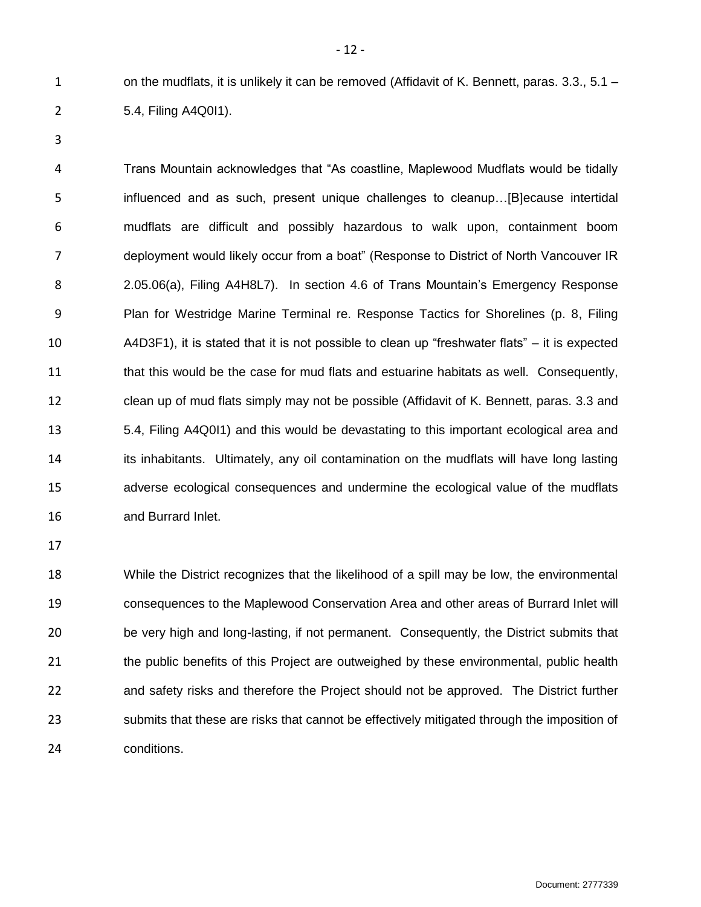on the mudflats, it is unlikely it can be removed (Affidavit of K. Bennett, paras. 3.3., 5.1 – 5.4, Filing A4Q0I1).

Trans Mountain acknowledges that "As coastline, Maplewood Mudflats would be tidally influenced and as such, present unique challenges to cleanup…[B]ecause intertidal mudflats are difficult and possibly hazardous to walk upon, containment boom deployment would likely occur from a boat" (Response to District of North Vancouver IR 2.05.06(a), Filing A4H8L7). In section 4.6 of Trans Mountain's Emergency Response Plan for Westridge Marine Terminal re. Response Tactics for Shorelines (p. 8, Filing A4D3F1), it is stated that it is not possible to clean up "freshwater flats" – it is expected that this would be the case for mud flats and estuarine habitats as well. Consequently, clean up of mud flats simply may not be possible (Affidavit of K. Bennett, paras. 3.3 and 5.4, Filing A4Q0I1) and this would be devastating to this important ecological area and its inhabitants. Ultimately, any oil contamination on the mudflats will have long lasting adverse ecological consequences and undermine the ecological value of the mudflats and Burrard Inlet.

While the District recognizes that the likelihood of a spill may be low, the environmental consequences to the Maplewood Conservation Area and other areas of Burrard Inlet will be very high and long-lasting, if not permanent. Consequently, the District submits that the public benefits of this Project are outweighed by these environmental, public health and safety risks and therefore the Project should not be approved. The District further submits that these are risks that cannot be effectively mitigated through the imposition of conditions.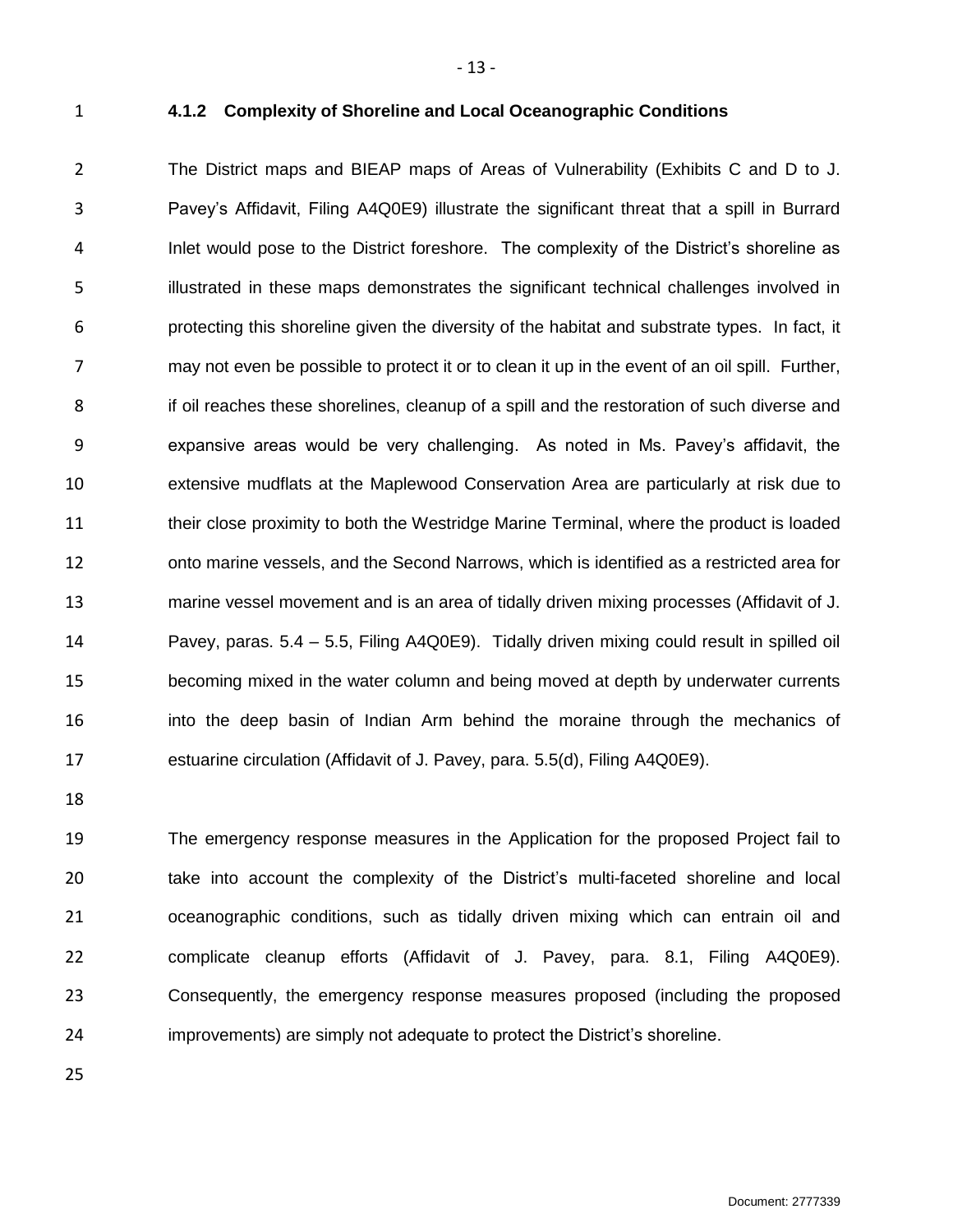#### 4.1.2 Complexity of Shoreline and Local Oceanographic Conditions

The District maps and BIEAP maps of Areas of Vulnerability (Exhibits C and D to J. Pavey's Affidavit, Filing A4Q0E9) illustrate the significant threat that a spill in Burrard Inlet would pose to the District foreshore. The complexity of the District's shoreline as illustrated in these maps demonstrates the significant technical challenges involved in protecting this shoreline given the diversity of the habitat and substrate types. In fact, it may not even be possible to protect it or to clean it up in the event of an oil spill. Further, if oil reaches these shorelines, cleanup of a spill and the restoration of such diverse and expansive areas would be very challenging. As noted in Ms. Pavey's affidavit, the extensive mudflats at the Maplewood Conservation Area are particularly at risk due to their close proximity to both the Westridge Marine Terminal, where the product is loaded onto marine vessels, and the Second Narrows, which is identified as a restricted area for marine vessel movement and is an area of tidally driven mixing processes (Affidavit of J. Pavey, paras. 5.4 – 5.5, Filing A4Q0E9). Tidally driven mixing could result in spilled oil becoming mixed in the water column and being moved at depth by underwater currents into the deep basin of Indian Arm behind the moraine through the mechanics of estuarine circulation (Affidavit of J. Pavey, para. 5.5(d), Filing A4Q0E9).

The emergency response measures in the Application for the proposed Project fail to take into account the complexity of the District's multi-faceted shoreline and local oceanographic conditions, such as tidally driven mixing which can entrain oil and complicate cleanup efforts (Affidavit of J. Pavey, para. 8.1, Filing A4Q0E9). Consequently, the emergency response measures proposed (including the proposed improvements) are simply not adequate to protect the District's shoreline.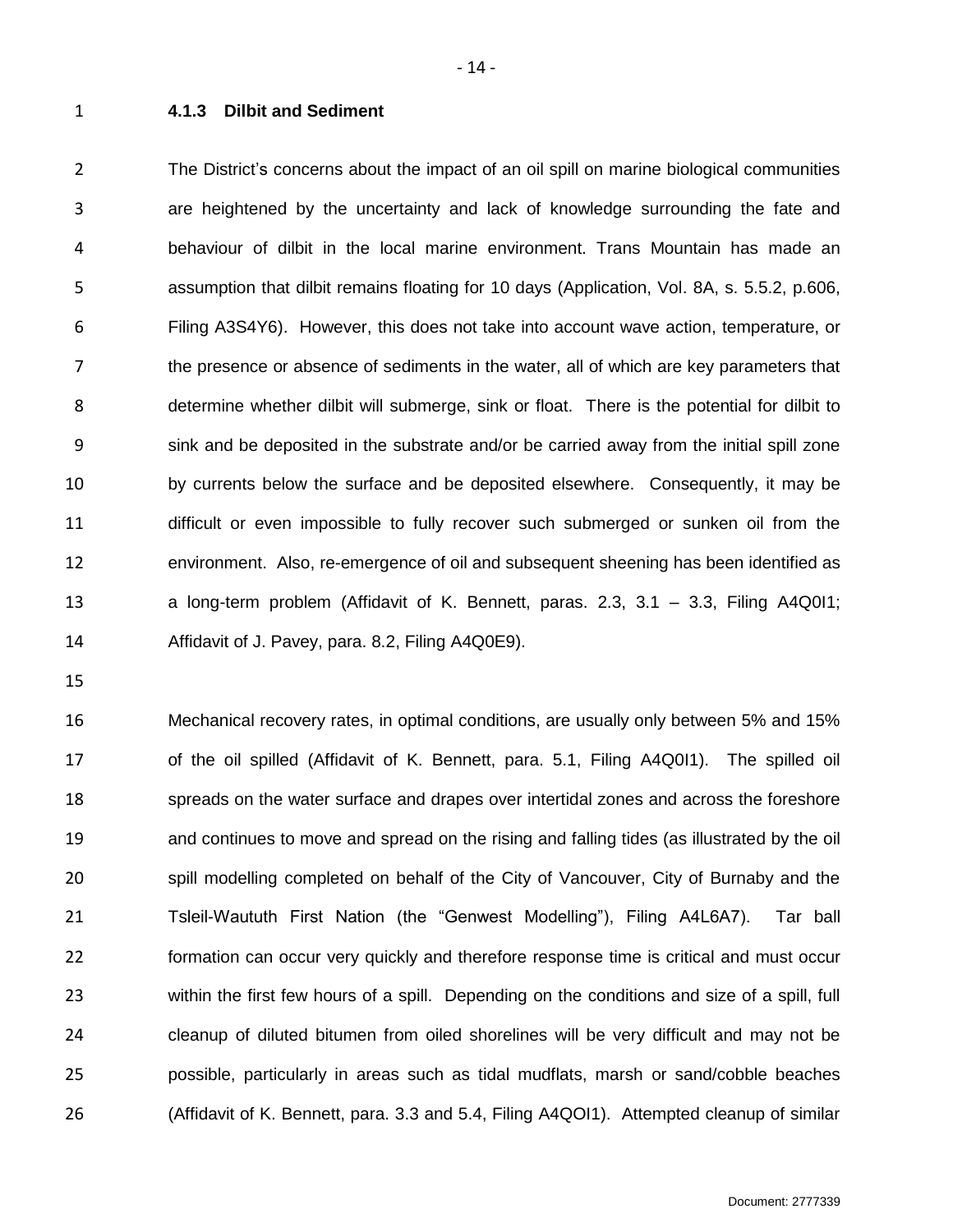### 4.1.3 Dilbit and Sediment

The District's concerns about the impact of an oil spill on marine biological communities are heightened by the uncertainty and lack of knowledge surrounding the fate and behaviour of dilbit in the local marine environment. Trans Mountain has made an assumption that dilbit remains floating for 10 days (Application, Vol. 8A, s. 5.5.2, p.606, Filing A3S4Y6). However, this does not take into account wave action, temperature, or the presence or absence of sediments in the water, all of which are key parameters that determine whether dilbit will submerge, sink or float. There is the potential for dilbit to sink and be deposited in the substrate and/or be carried away from the initial spill zone by currents below the surface and be deposited elsewhere. Consequently, it may be difficult or even impossible to fully recover such submerged or sunken oil from the environment. Also, re-emergence of oil and subsequent sheening has been identified as a long-term problem (Affidavit of K. Bennett, paras. 2.3, 3.1 – 3.3, Filing A4Q0I1; Affidavit of J. Pavey, para. 8.2, Filing A4Q0E9).

Mechanical recovery rates, in optimal conditions, are usually only between 5% and 15% of the oil spilled (Affidavit of K. Bennett, para. 5.1, Filing A4Q0I1). The spilled oil spreads on the water surface and drapes over intertidal zones and across the foreshore and continues to move and spread on the rising and falling tides (as illustrated by the oil spill modelling completed on behalf of the City of Vancouver, City of Burnaby and the Tsleil-Waututh First Nation (the "Genwest Modelling"), Filing A4L6A7). Tar ball formation can occur very quickly and therefore response time is critical and must occur within the first few hours of a spill. Depending on the conditions and size of a spill, full cleanup of diluted bitumen from oiled shorelines will be very difficult and may not be possible, particularly in areas such as tidal mudflats, marsh or sand/cobble beaches (Affidavit of K. Bennett, para. 3.3 and 5.4, Filing A4QOI1). Attempted cleanup of similar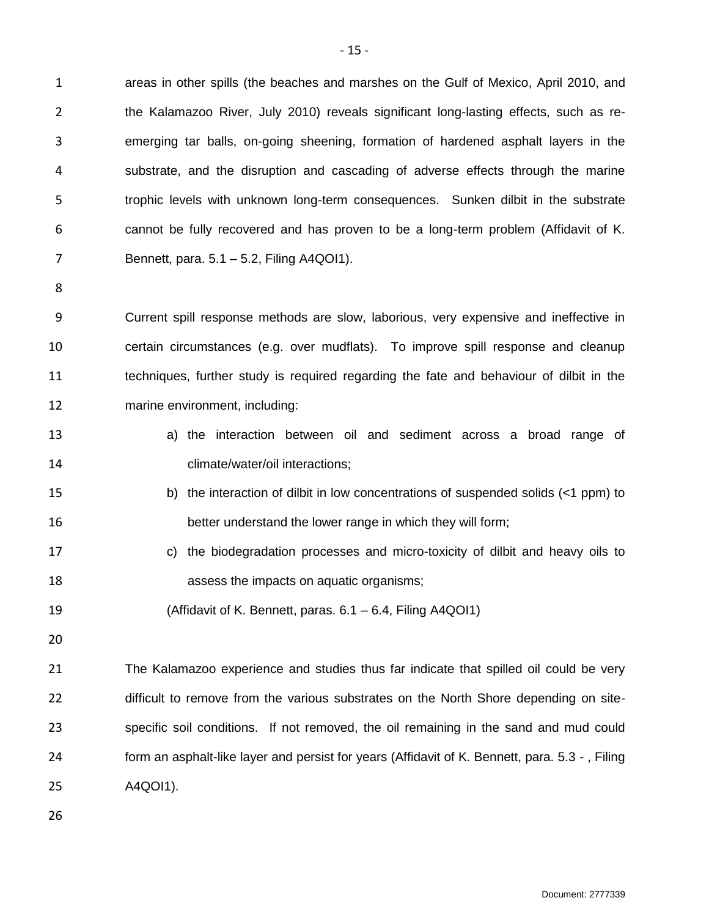areas in other spills (the beaches and marshes on the Gulf of Mexico, April 2010, and the Kalamazoo River, July 2010) reveals significant long-lasting effects, such as re-emerging tar balls, on-going sheening, formation of hardened asphalt layers in the substrate, and the disruption and cascading of adverse effects through the marine trophic levels with unknown long-term consequences. Sunken dilbit in the substrate cannot be fully recovered and has proven to be a long-term problem (Affidavit of K. Bennett, para. 5.1 – 5.2, Filing A4QOI1).

Current spill response methods are slow, laborious, very expensive and ineffective in certain circumstances (e.g. over mudflats). To improve spill response and cleanup techniques, further study is required regarding the fate and behaviour of dilbit in the marine environment, including:

a) the interaction between oil and sediment across a broad range of climate/water/oil interactions;
b) the interaction of dilbit in low concentrations of suspended solids (<1 ppm) to better understand the lower range in which they will form;
c) the biodegradation processes and micro-toxicity of dilbit and heavy oils to assess the impacts on aquatic organisms;

(Affidavit of K. Bennett, paras. 6.1 – 6.4, Filing A4QOI1)

The Kalamazoo experience and studies thus far indicate that spilled oil could be very difficult to remove from the various substrates on the North Shore depending on site-specific soil conditions. If not removed, the oil remaining in the sand and mud could form an asphalt-like layer and persist for years (Affidavit of K. Bennett, para. 5.3 - , Filing A4QOI1).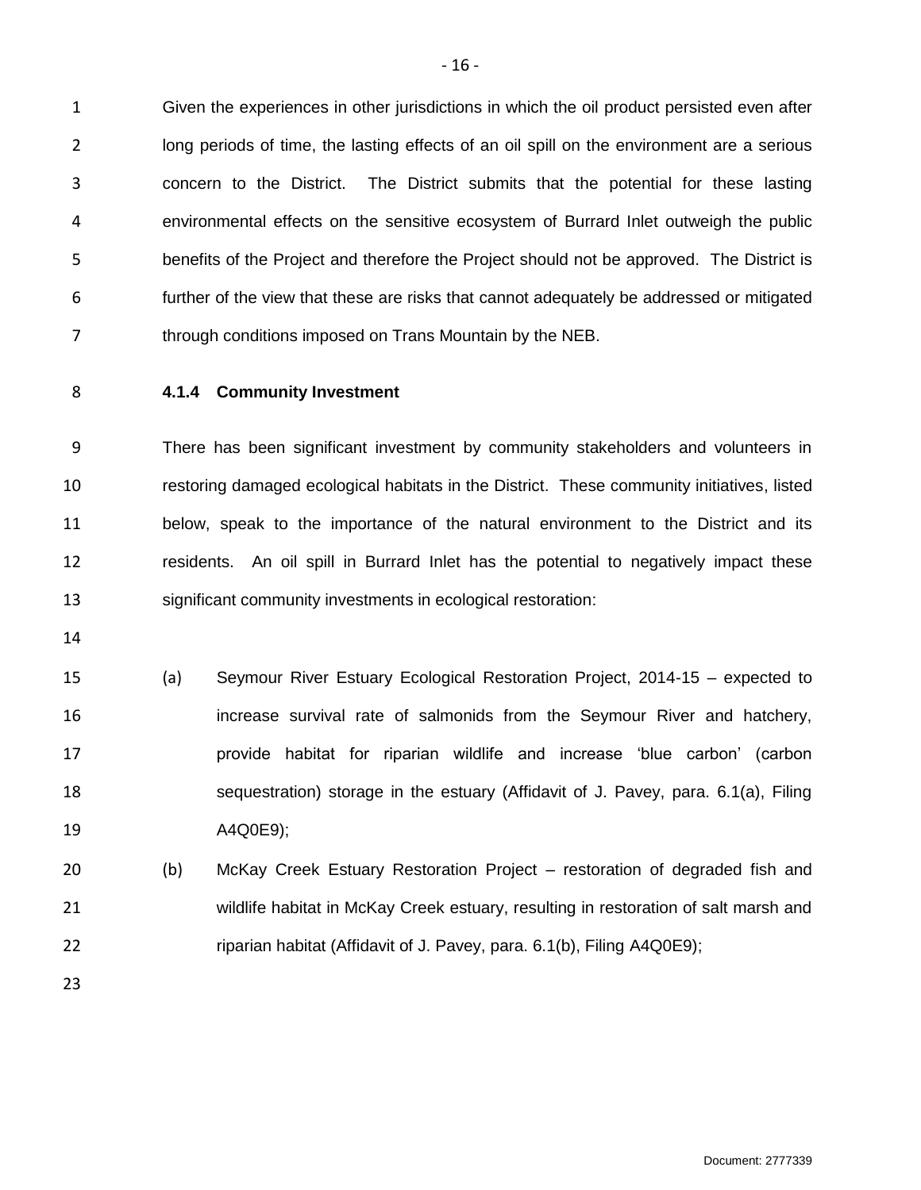Given the experiences in other jurisdictions in which the oil product persisted even after long periods of time, the lasting effects of an oil spill on the environment are a serious concern to the District. The District submits that the potential for these lasting environmental effects on the sensitive ecosystem of Burrard Inlet outweigh the public benefits of the Project and therefore the Project should not be approved. The District is further of the view that these are risks that cannot adequately be addressed or mitigated through conditions imposed on Trans Mountain by the NEB.

#### 4.1.4 Community Investment

There has been significant investment by community stakeholders and volunteers in restoring damaged ecological habitats in the District. These community initiatives, listed below, speak to the importance of the natural environment to the District and its residents. An oil spill in Burrard Inlet has the potential to negatively impact these significant community investments in ecological restoration:

(a) Seymour River Estuary Ecological Restoration Project, 2014-15 – expected to increase survival rate of salmonids from the Seymour River and hatchery, provide habitat for riparian wildlife and increase 'blue carbon' (carbon sequestration) storage in the estuary (Affidavit of J. Pavey, para. 6.1(a), Filing A4Q0E9);

(b) McKay Creek Estuary Restoration Project – restoration of degraded fish and wildlife habitat in McKay Creek estuary, resulting in restoration of salt marsh and riparian habitat (Affidavit of J. Pavey, para. 6.1(b), Filing A4Q0E9);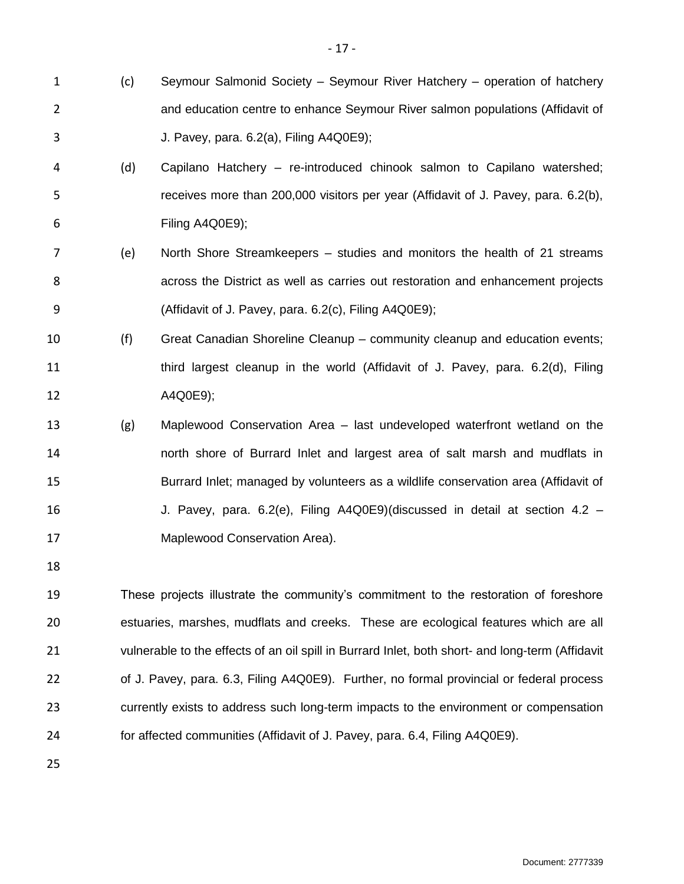(c) Seymour Salmonid Society – Seymour River Hatchery – operation of hatchery and education centre to enhance Seymour River salmon populations (Affidavit of J. Pavey, para. 6.2(a), Filing A4Q0E9);

(d) Capilano Hatchery – re-introduced chinook salmon to Capilano watershed; receives more than 200,000 visitors per year (Affidavit of J. Pavey, para. 6.2(b), Filing A4Q0E9);

(e) North Shore Streamkeepers – studies and monitors the health of 21 streams across the District as well as carries out restoration and enhancement projects (Affidavit of J. Pavey, para. 6.2(c), Filing A4Q0E9);

(f) Great Canadian Shoreline Cleanup – community cleanup and education events; third largest cleanup in the world (Affidavit of J. Pavey, para. 6.2(d), Filing A4Q0E9);

(g) Maplewood Conservation Area – last undeveloped waterfront wetland on the north shore of Burrard Inlet and largest area of salt marsh and mudflats in Burrard Inlet; managed by volunteers as a wildlife conservation area (Affidavit of J. Pavey, para. 6.2(e), Filing A4Q0E9)(discussed in detail at section 4.2 – Maplewood Conservation Area).

These projects illustrate the community's commitment to the restoration of foreshore estuaries, marshes, mudflats and creeks. These are ecological features which are all vulnerable to the effects of an oil spill in Burrard Inlet, both short- and long-term (Affidavit of J. Pavey, para. 6.3, Filing A4Q0E9). Further, no formal provincial or federal process currently exists to address such long-term impacts to the environment or compensation for affected communities (Affidavit of J. Pavey, para. 6.4, Filing A4Q0E9).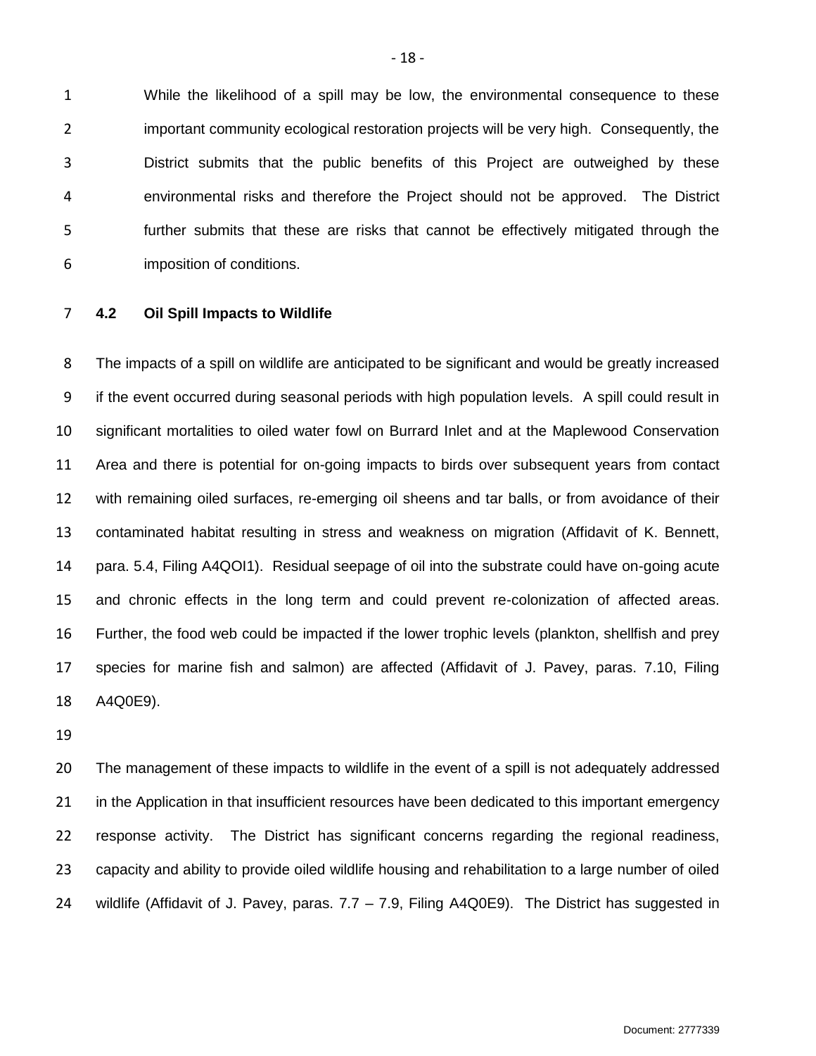While the likelihood of a spill may be low, the environmental consequence to these important community ecological restoration projects will be very high. Consequently, the District submits that the public benefits of this Project are outweighed by these environmental risks and therefore the Project should not be approved. The District further submits that these are risks that cannot be effectively mitigated through the imposition of conditions.

### 4.2 Oil Spill Impacts to Wildlife

The impacts of a spill on wildlife are anticipated to be significant and would be greatly increased if the event occurred during seasonal periods with high population levels. A spill could result in significant mortalities to oiled water fowl on Burrard Inlet and at the Maplewood Conservation Area and there is potential for on-going impacts to birds over subsequent years from contact with remaining oiled surfaces, re-emerging oil sheens and tar balls, or from avoidance of their contaminated habitat resulting in stress and weakness on migration (Affidavit of K. Bennett, para. 5.4, Filing A4QOI1). Residual seepage of oil into the substrate could have on-going acute and chronic effects in the long term and could prevent re-colonization of affected areas. Further, the food web could be impacted if the lower trophic levels (plankton, shellfish and prey species for marine fish and salmon) are affected (Affidavit of J. Pavey, paras. 7.10, Filing A4Q0E9).

The management of these impacts to wildlife in the event of a spill is not adequately addressed in the Application in that insufficient resources have been dedicated to this important emergency response activity. The District has significant concerns regarding the regional readiness, capacity and ability to provide oiled wildlife housing and rehabilitation to a large number of oiled wildlife (Affidavit of J. Pavey, paras. 7.7 – 7.9, Filing A4Q0E9). The District has suggested in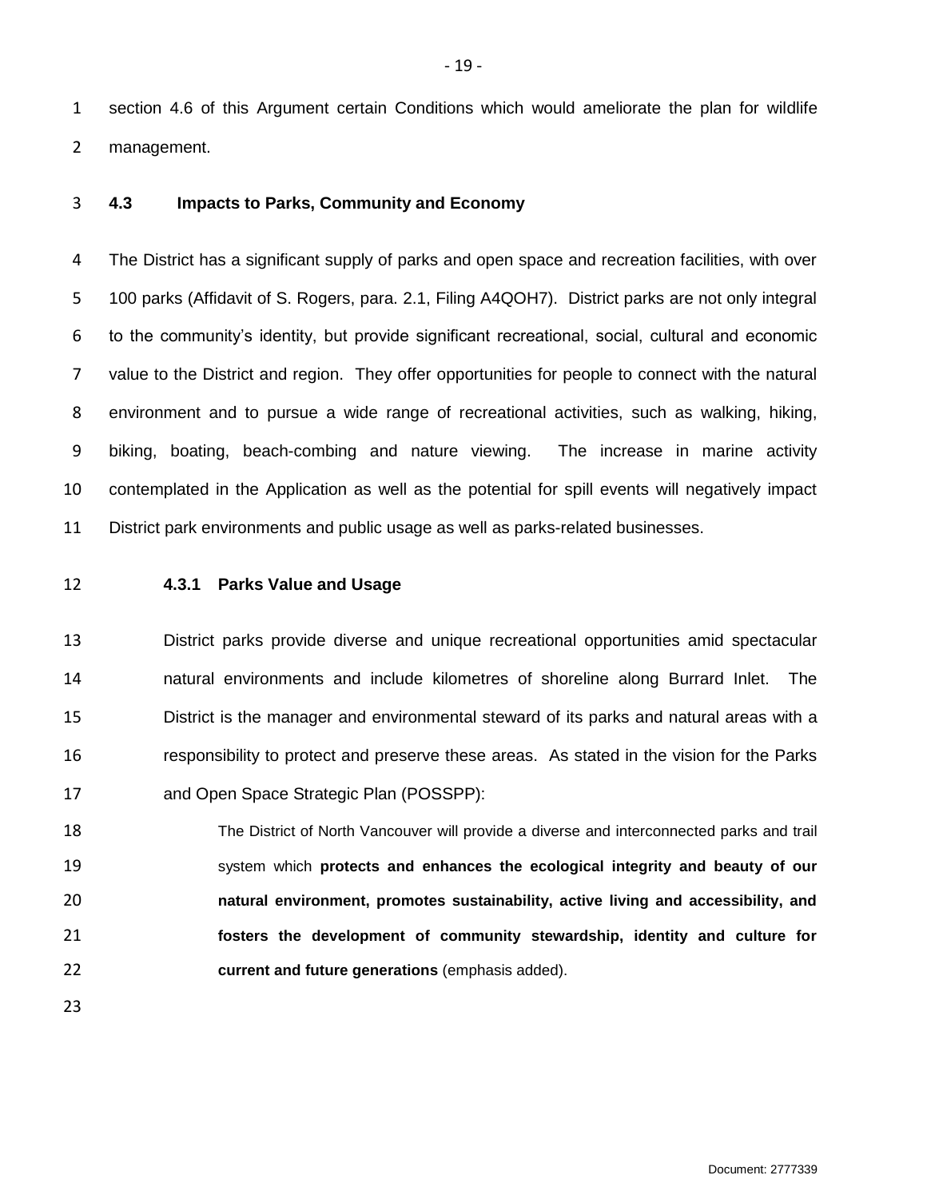section 4.6 of this Argument certain Conditions which would ameliorate the plan for wildlife management.

## 4.3 Impacts to Parks, Community and Economy

The District has a significant supply of parks and open space and recreation facilities, with over 100 parks (Affidavit of S. Rogers, para. 2.1, Filing A4QOH7). District parks are not only integral to the community's identity, but provide significant recreational, social, cultural and economic value to the District and region. They offer opportunities for people to connect with the natural environment and to pursue a wide range of recreational activities, such as walking, hiking, biking, boating, beach-combing and nature viewing. The increase in marine activity contemplated in the Application as well as the potential for spill events will negatively impact District park environments and public usage as well as parks-related businesses.

### 4.3.1 Parks Value and Usage

District parks provide diverse and unique recreational opportunities amid spectacular natural environments and include kilometres of shoreline along Burrard Inlet. The District is the manager and environmental steward of its parks and natural areas with a responsibility to protect and preserve these areas. As stated in the vision for the Parks and Open Space Strategic Plan (POSSPP):

> The District of North Vancouver will provide a diverse and interconnected parks and trail system which **protects and enhances the ecological integrity and beauty of our natural environment, promotes sustainability, active living and accessibility, and fosters the development of community stewardship, identity and culture for current and future generations** (emphasis added).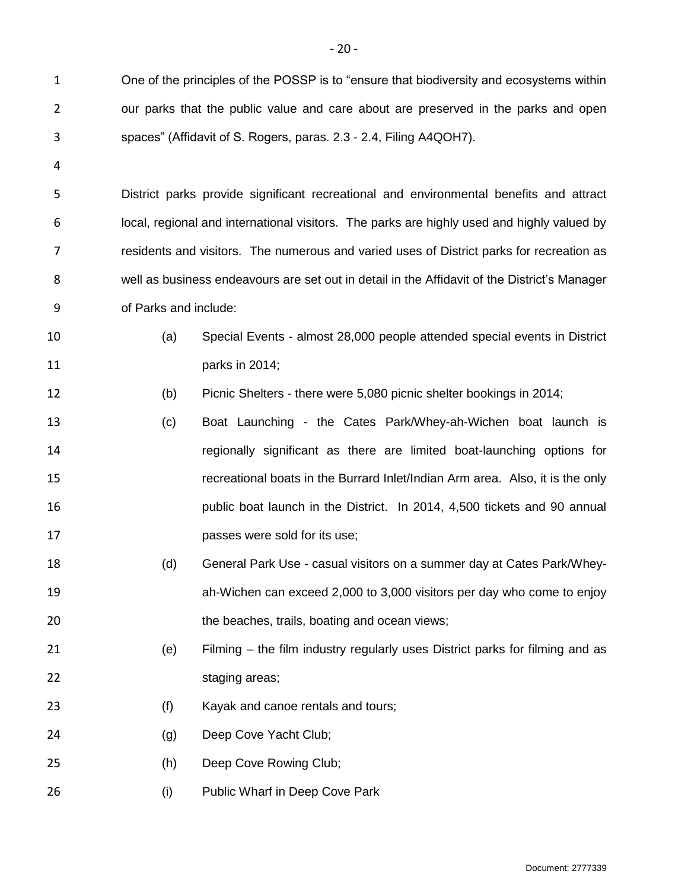One of the principles of the POSSP is to "ensure that biodiversity and ecosystems within our parks that the public value and care about are preserved in the parks and open spaces" (Affidavit of S. Rogers, paras. 2.3 - 2.4, Filing A4QOH7).

District parks provide significant recreational and environmental benefits and attract local, regional and international visitors. The parks are highly used and highly valued by residents and visitors. The numerous and varied uses of District parks for recreation as well as business endeavours are set out in detail in the Affidavit of the District's Manager of Parks and include:

(a) Special Events - almost 28,000 people attended special events in District parks in 2014;

(b) Picnic Shelters - there were 5,080 picnic shelter bookings in 2014;

(c) Boat Launching - the Cates Park/Whey-ah-Wichen boat launch is regionally significant as there are limited boat-launching options for recreational boats in the Burrard Inlet/Indian Arm area. Also, it is the only public boat launch in the District. In 2014, 4,500 tickets and 90 annual passes were sold for its use;

(d) General Park Use - casual visitors on a summer day at Cates Park/Whey-ah-Wichen can exceed 2,000 to 3,000 visitors per day who come to enjoy the beaches, trails, boating and ocean views;

(e) Filming – the film industry regularly uses District parks for filming and as staging areas;

(f) Kayak and canoe rentals and tours;

(g) Deep Cove Yacht Club;

(h) Deep Cove Rowing Club;

(i) Public Wharf in Deep Cove Park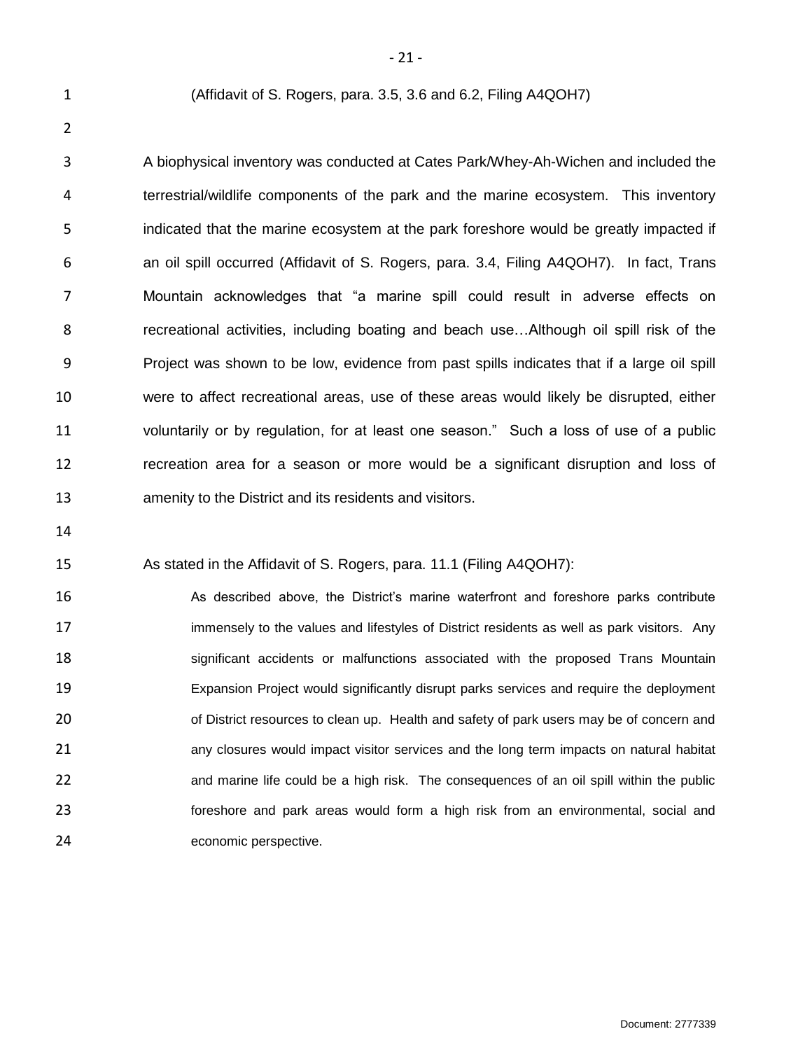(Affidavit of S. Rogers, para. 3.5, 3.6 and 6.2, Filing A4QOH7)

A biophysical inventory was conducted at Cates Park/Whey-Ah-Wichen and included the terrestrial/wildlife components of the park and the marine ecosystem. This inventory indicated that the marine ecosystem at the park foreshore would be greatly impacted if an oil spill occurred (Affidavit of S. Rogers, para. 3.4, Filing A4QOH7). In fact, Trans Mountain acknowledges that "a marine spill could result in adverse effects on recreational activities, including boating and beach use…Although oil spill risk of the Project was shown to be low, evidence from past spills indicates that if a large oil spill were to affect recreational areas, use of these areas would likely be disrupted, either voluntarily or by regulation, for at least one season." Such a loss of use of a public recreation area for a season or more would be a significant disruption and loss of amenity to the District and its residents and visitors.

As stated in the Affidavit of S. Rogers, para. 11.1 (Filing A4QOH7):

> As described above, the District's marine waterfront and foreshore parks contribute immensely to the values and lifestyles of District residents as well as park visitors. Any significant accidents or malfunctions associated with the proposed Trans Mountain Expansion Project would significantly disrupt parks services and require the deployment of District resources to clean up. Health and safety of park users may be of concern and any closures would impact visitor services and the long term impacts on natural habitat and marine life could be a high risk. The consequences of an oil spill within the public foreshore and park areas would form a high risk from an environmental, social and economic perspective.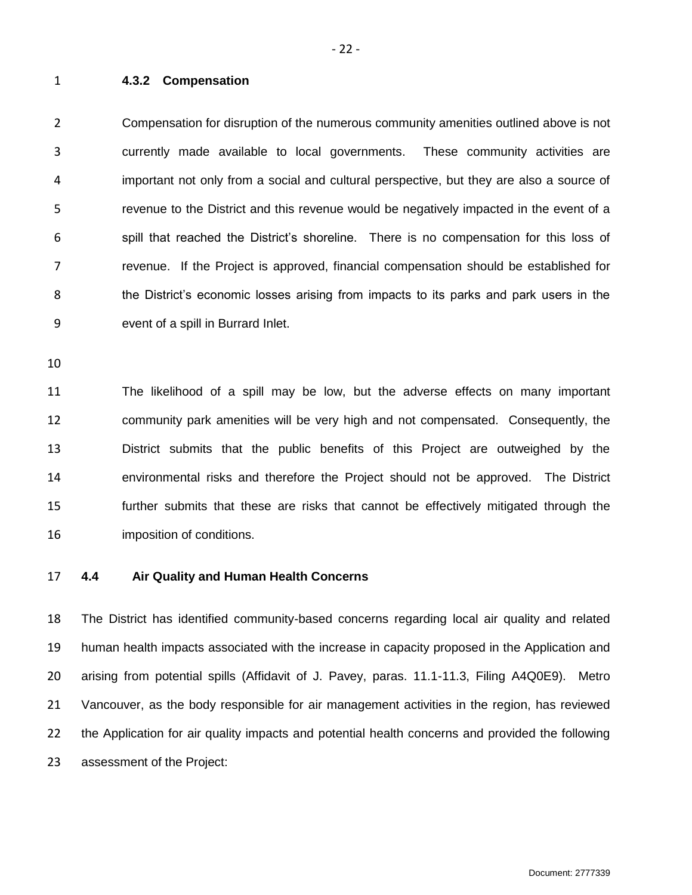### 4.3.2 Compensation

Compensation for disruption of the numerous community amenities outlined above is not currently made available to local governments. These community activities are important not only from a social and cultural perspective, but they are also a source of revenue to the District and this revenue would be negatively impacted in the event of a spill that reached the District's shoreline. There is no compensation for this loss of revenue. If the Project is approved, financial compensation should be established for the District's economic losses arising from impacts to its parks and park users in the event of a spill in Burrard Inlet.

The likelihood of a spill may be low, but the adverse effects on many important community park amenities will be very high and not compensated. Consequently, the District submits that the public benefits of this Project are outweighed by the environmental risks and therefore the Project should not be approved. The District further submits that these are risks that cannot be effectively mitigated through the imposition of conditions.

## 4.4 Air Quality and Human Health Concerns

The District has identified community-based concerns regarding local air quality and related human health impacts associated with the increase in capacity proposed in the Application and arising from potential spills (Affidavit of J. Pavey, paras. 11.1-11.3, Filing A4Q0E9). Metro Vancouver, as the body responsible for air management activities in the region, has reviewed the Application for air quality impacts and potential health concerns and provided the following assessment of the Project: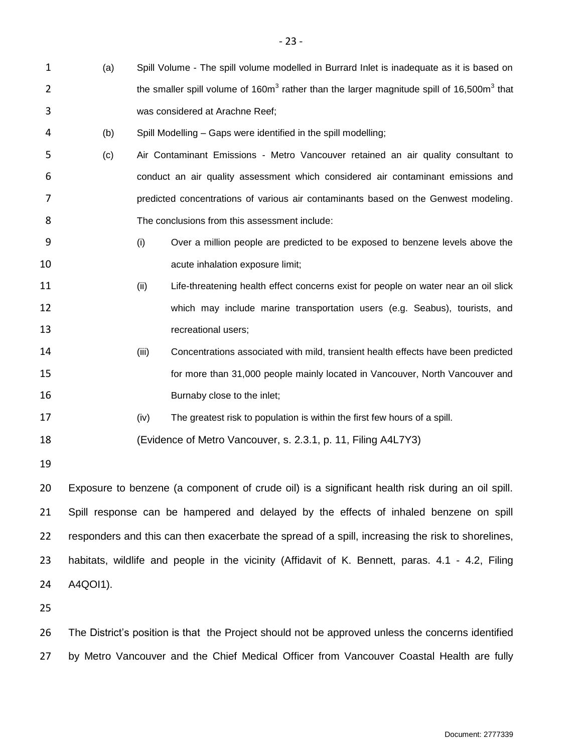(a) Spill Volume - The spill volume modelled in Burrard Inlet is inadequate as it is based on the smaller spill volume of 160m$^3$ rather than the larger magnitude spill of 16,500m$^3$ that was considered at Arachne Reef;

(b) Spill Modelling – Gaps were identified in the spill modelling;

(c) Air Contaminant Emissions - Metro Vancouver retained an air quality consultant to conduct an air quality assessment which considered air contaminant emissions and predicted concentrations of various air contaminants based on the Genwest modeling. The conclusions from this assessment include:

   (i) Over a million people are predicted to be exposed to benzene levels above the acute inhalation exposure limit;

   (ii) Life-threatening health effect concerns exist for people on water near an oil slick which may include marine transportation users (e.g. Seabus), tourists, and recreational users;

   (iii) Concentrations associated with mild, transient health effects have been predicted for more than 31,000 people mainly located in Vancouver, North Vancouver and Burnaby close to the inlet;

   (iv) The greatest risk to population is within the first few hours of a spill.

(Evidence of Metro Vancouver, s. 2.3.1, p. 11, Filing A4L7Y3)

Exposure to benzene (a component of crude oil) is a significant health risk during an oil spill. Spill response can be hampered and delayed by the effects of inhaled benzene on spill responders and this can then exacerbate the spread of a spill, increasing the risk to shorelines, habitats, wildlife and people in the vicinity (Affidavit of K. Bennett, paras. 4.1 - 4.2, Filing A4QOI1).

The District's position is that the Project should not be approved unless the concerns identified by Metro Vancouver and the Chief Medical Officer from Vancouver Coastal Health are fully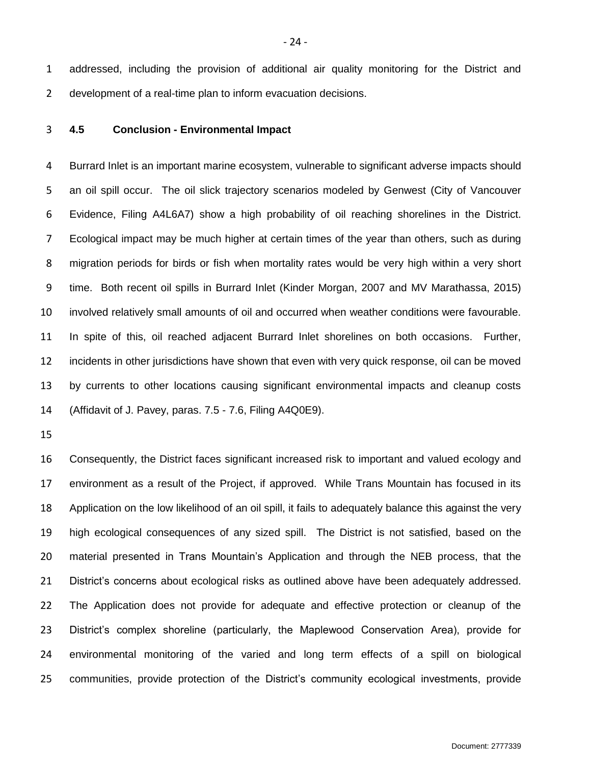addressed, including the provision of additional air quality monitoring for the District and development of a real-time plan to inform evacuation decisions.

### 4.5 Conclusion - Environmental Impact

Burrard Inlet is an important marine ecosystem, vulnerable to significant adverse impacts should an oil spill occur. The oil slick trajectory scenarios modeled by Genwest (City of Vancouver Evidence, Filing A4L6A7) show a high probability of oil reaching shorelines in the District. Ecological impact may be much higher at certain times of the year than others, such as during migration periods for birds or fish when mortality rates would be very high within a very short time. Both recent oil spills in Burrard Inlet (Kinder Morgan, 2007 and MV Marathassa, 2015) involved relatively small amounts of oil and occurred when weather conditions were favourable. In spite of this, oil reached adjacent Burrard Inlet shorelines on both occasions. Further, incidents in other jurisdictions have shown that even with very quick response, oil can be moved by currents to other locations causing significant environmental impacts and cleanup costs (Affidavit of J. Pavey, paras. 7.5 - 7.6, Filing A4Q0E9).

Consequently, the District faces significant increased risk to important and valued ecology and environment as a result of the Project, if approved. While Trans Mountain has focused in its Application on the low likelihood of an oil spill, it fails to adequately balance this against the very high ecological consequences of any sized spill. The District is not satisfied, based on the material presented in Trans Mountain's Application and through the NEB process, that the District's concerns about ecological risks as outlined above have been adequately addressed. The Application does not provide for adequate and effective protection or cleanup of the District's complex shoreline (particularly, the Maplewood Conservation Area), provide for environmental monitoring of the varied and long term effects of a spill on biological communities, provide protection of the District's community ecological investments, provide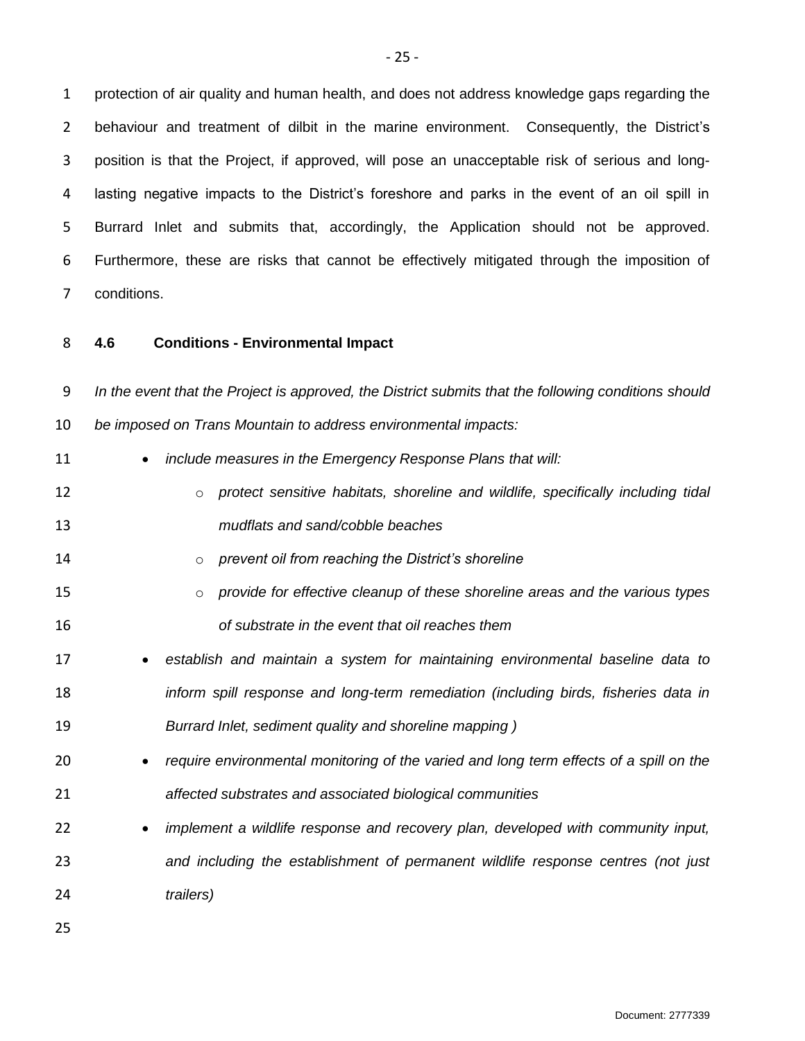protection of air quality and human health, and does not address knowledge gaps regarding the behaviour and treatment of dilbit in the marine environment. Consequently, the District's position is that the Project, if approved, will pose an unacceptable risk of serious and long-lasting negative impacts to the District's foreshore and parks in the event of an oil spill in Burrard Inlet and submits that, accordingly, the Application should not be approved. Furthermore, these are risks that cannot be effectively mitigated through the imposition of conditions.

### 4.6 Conditions - Environmental Impact

*In the event that the Project is approved, the District submits that the following conditions should be imposed on Trans Mountain to address environmental impacts:*

- *include measures in the Emergency Response Plans that will:*
  - *protect sensitive habitats, shoreline and wildlife, specifically including tidal mudflats and sand/cobble beaches*
  - *prevent oil from reaching the District's shoreline*
  - *provide for effective cleanup of these shoreline areas and the various types of substrate in the event that oil reaches them*
- *establish and maintain a system for maintaining environmental baseline data to inform spill response and long-term remediation (including birds, fisheries data in Burrard Inlet, sediment quality and shoreline mapping )*
- *require environmental monitoring of the varied and long term effects of a spill on the affected substrates and associated biological communities*
- *implement a wildlife response and recovery plan, developed with community input, and including the establishment of permanent wildlife response centres (not just trailers)*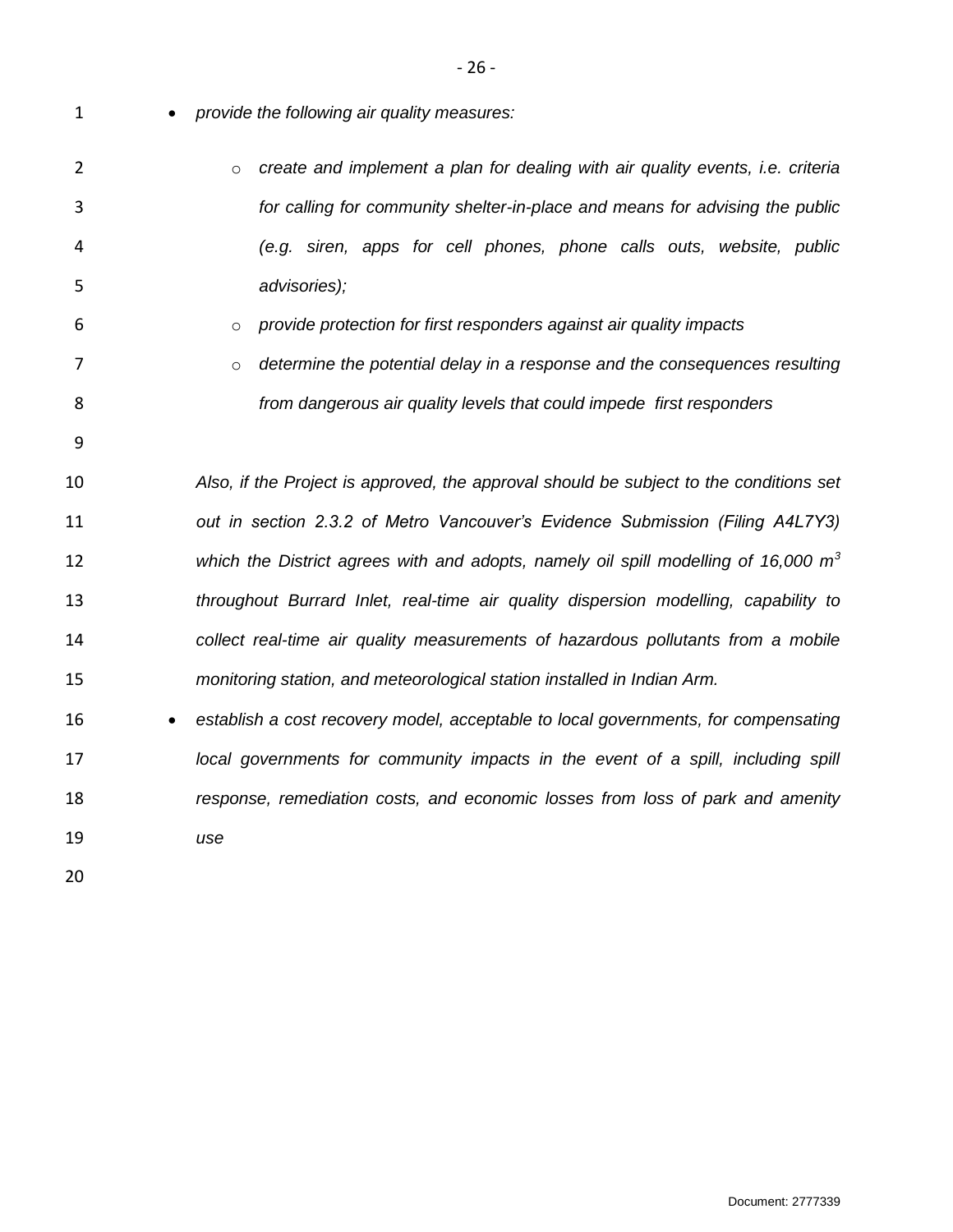- *provide the following air quality measures:*
  - *create and implement a plan for dealing with air quality events, i.e. criteria for calling for community shelter-in-place and means for advising the public (e.g. siren, apps for cell phones, phone calls outs, website, public advisories);*
  - *provide protection for first responders against air quality impacts*
  - *determine the potential delay in a response and the consequences resulting from dangerous air quality levels that could impede first responders*

*Also, if the Project is approved, the approval should be subject to the conditions set out in section 2.3.2 of Metro Vancouver's Evidence Submission (Filing A4L7Y3) which the District agrees with and adopts, namely oil spill modelling of 16,000 m$^3$ throughout Burrard Inlet, real-time air quality dispersion modelling, capability to collect real-time air quality measurements of hazardous pollutants from a mobile monitoring station, and meteorological station installed in Indian Arm.*

- *establish a cost recovery model, acceptable to local governments, for compensating local governments for community impacts in the event of a spill, including spill response, remediation costs, and economic losses from loss of park and amenity use*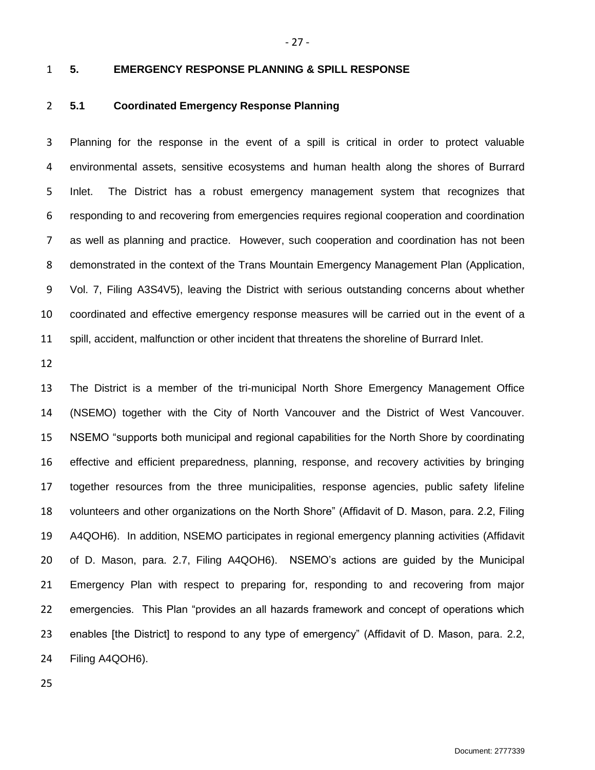# 5. EMERGENCY RESPONSE PLANNING & SPILL RESPONSE

## 5.1 Coordinated Emergency Response Planning

Planning for the response in the event of a spill is critical in order to protect valuable environmental assets, sensitive ecosystems and human health along the shores of Burrard Inlet. The District has a robust emergency management system that recognizes that responding to and recovering from emergencies requires regional cooperation and coordination as well as planning and practice. However, such cooperation and coordination has not been demonstrated in the context of the Trans Mountain Emergency Management Plan (Application, Vol. 7, Filing A3S4V5), leaving the District with serious outstanding concerns about whether coordinated and effective emergency response measures will be carried out in the event of a spill, accident, malfunction or other incident that threatens the shoreline of Burrard Inlet.

The District is a member of the tri-municipal North Shore Emergency Management Office (NSEMO) together with the City of North Vancouver and the District of West Vancouver. NSEMO "supports both municipal and regional capabilities for the North Shore by coordinating effective and efficient preparedness, planning, response, and recovery activities by bringing together resources from the three municipalities, response agencies, public safety lifeline volunteers and other organizations on the North Shore" (Affidavit of D. Mason, para. 2.2, Filing A4QOH6). In addition, NSEMO participates in regional emergency planning activities (Affidavit of D. Mason, para. 2.7, Filing A4QOH6). NSEMO's actions are guided by the Municipal Emergency Plan with respect to preparing for, responding to and recovering from major emergencies. This Plan "provides an all hazards framework and concept of operations which enables [the District] to respond to any type of emergency" (Affidavit of D. Mason, para. 2.2, Filing A4QOH6).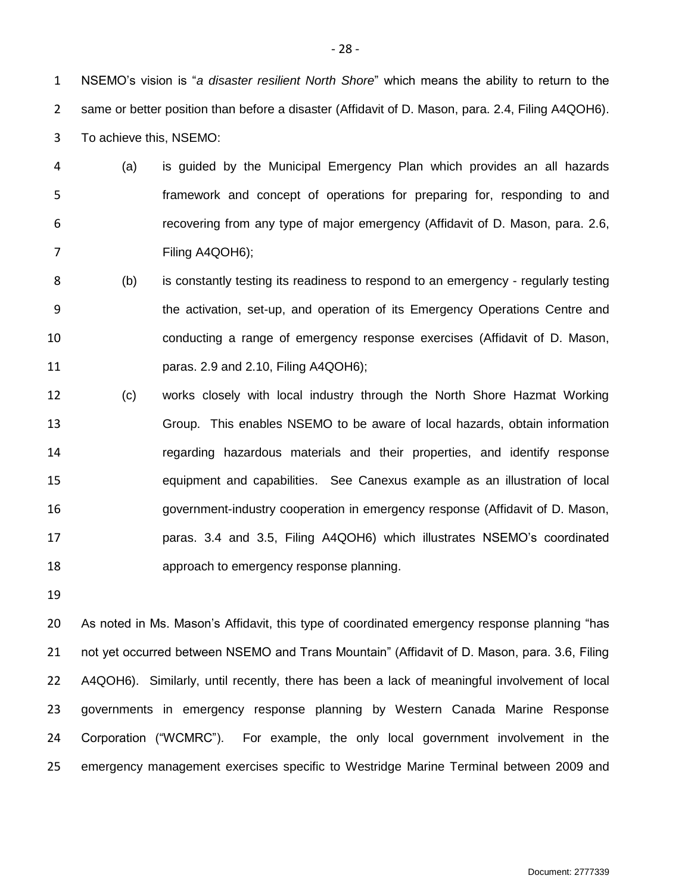NSEMO's vision is "*a disaster resilient North Shore*" which means the ability to return to the same or better position than before a disaster (Affidavit of D. Mason, para. 2.4, Filing A4QOH6). To achieve this, NSEMO:

(a) is guided by the Municipal Emergency Plan which provides an all hazards framework and concept of operations for preparing for, responding to and recovering from any type of major emergency (Affidavit of D. Mason, para. 2.6, Filing A4QOH6);

(b) is constantly testing its readiness to respond to an emergency - regularly testing the activation, set-up, and operation of its Emergency Operations Centre and conducting a range of emergency response exercises (Affidavit of D. Mason, paras. 2.9 and 2.10, Filing A4QOH6);

(c) works closely with local industry through the North Shore Hazmat Working Group. This enables NSEMO to be aware of local hazards, obtain information regarding hazardous materials and their properties, and identify response equipment and capabilities. See Canexus example as an illustration of local government-industry cooperation in emergency response (Affidavit of D. Mason, paras. 3.4 and 3.5, Filing A4QOH6) which illustrates NSEMO's coordinated approach to emergency response planning.

As noted in Ms. Mason's Affidavit, this type of coordinated emergency response planning "has not yet occurred between NSEMO and Trans Mountain" (Affidavit of D. Mason, para. 3.6, Filing A4QOH6). Similarly, until recently, there has been a lack of meaningful involvement of local governments in emergency response planning by Western Canada Marine Response Corporation ("WCMRC"). For example, the only local government involvement in the emergency management exercises specific to Westridge Marine Terminal between 2009 and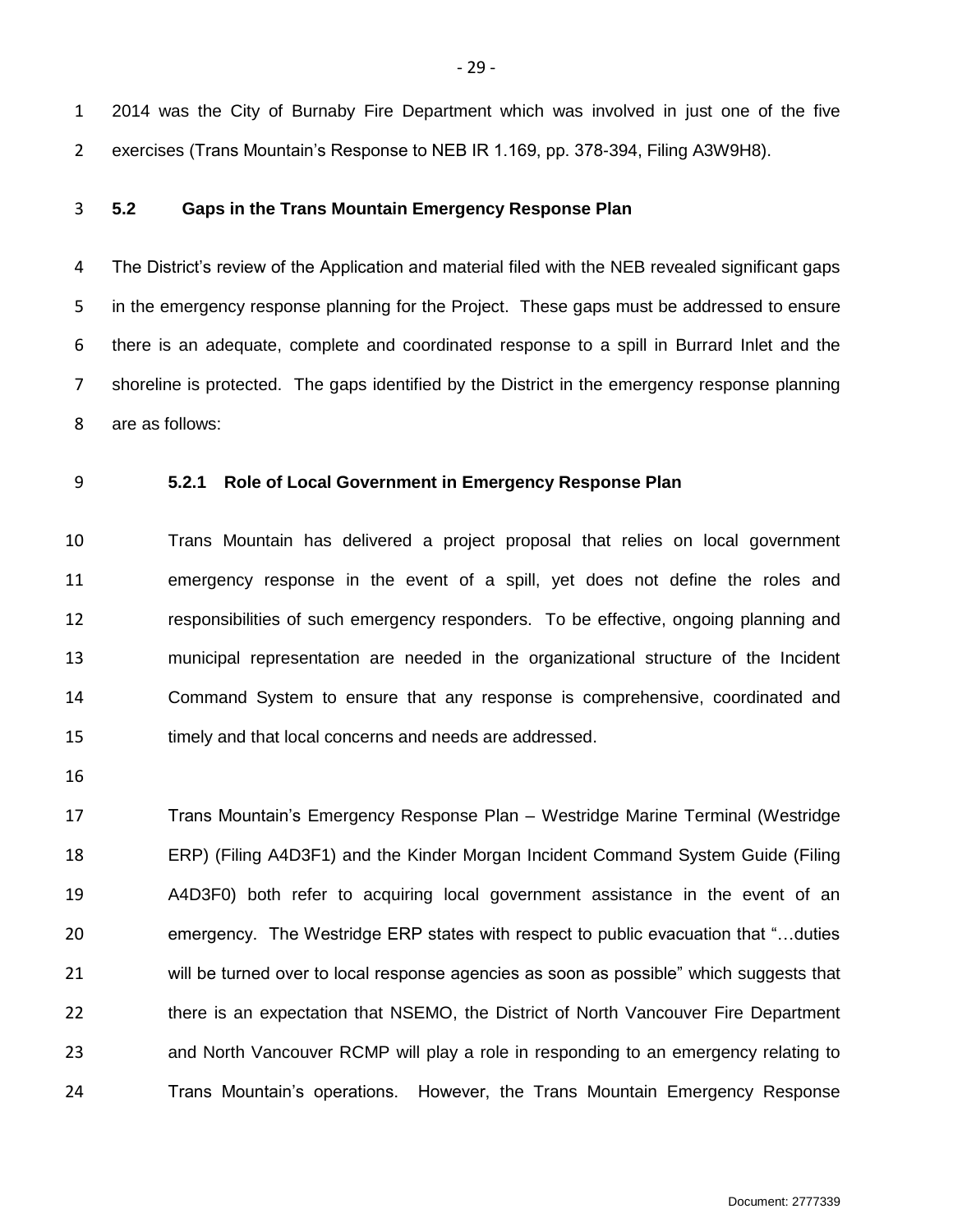2014 was the City of Burnaby Fire Department which was involved in just one of the five exercises (Trans Mountain's Response to NEB IR 1.169, pp. 378-394, Filing A3W9H8).

## 5.2 Gaps in the Trans Mountain Emergency Response Plan

The District's review of the Application and material filed with the NEB revealed significant gaps in the emergency response planning for the Project. These gaps must be addressed to ensure there is an adequate, complete and coordinated response to a spill in Burrard Inlet and the shoreline is protected. The gaps identified by the District in the emergency response planning are as follows:

### 5.2.1 Role of Local Government in Emergency Response Plan

Trans Mountain has delivered a project proposal that relies on local government emergency response in the event of a spill, yet does not define the roles and responsibilities of such emergency responders. To be effective, ongoing planning and municipal representation are needed in the organizational structure of the Incident Command System to ensure that any response is comprehensive, coordinated and timely and that local concerns and needs are addressed.

Trans Mountain's Emergency Response Plan – Westridge Marine Terminal (Westridge ERP) (Filing A4D3F1) and the Kinder Morgan Incident Command System Guide (Filing A4D3F0) both refer to acquiring local government assistance in the event of an emergency. The Westridge ERP states with respect to public evacuation that "…duties will be turned over to local response agencies as soon as possible" which suggests that there is an expectation that NSEMO, the District of North Vancouver Fire Department and North Vancouver RCMP will play a role in responding to an emergency relating to Trans Mountain's operations. However, the Trans Mountain Emergency Response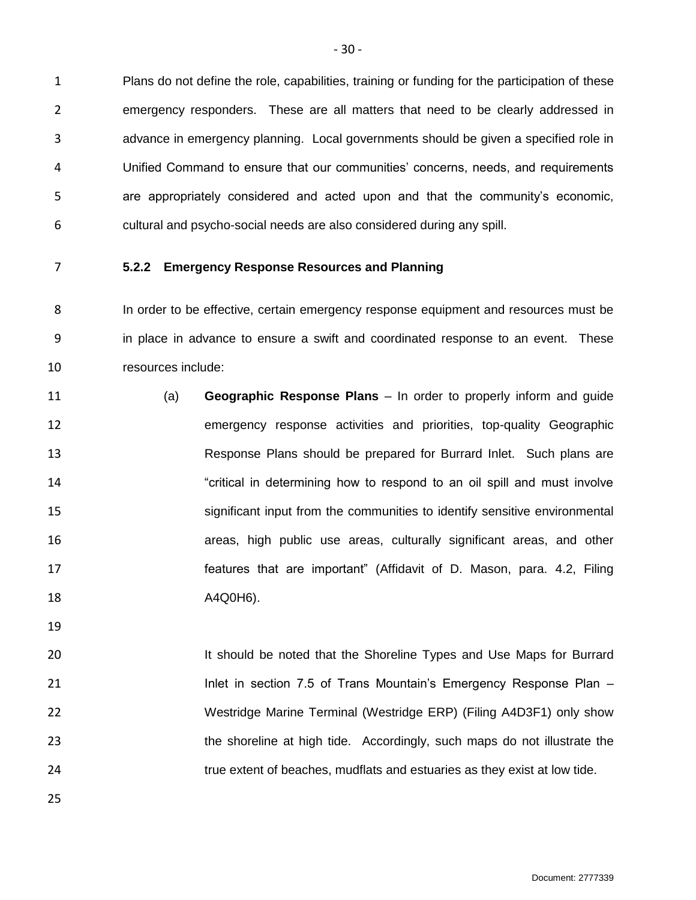Plans do not define the role, capabilities, training or funding for the participation of these emergency responders. These are all matters that need to be clearly addressed in advance in emergency planning. Local governments should be given a specified role in Unified Command to ensure that our communities' concerns, needs, and requirements are appropriately considered and acted upon and that the community's economic, cultural and psycho-social needs are also considered during any spill.

### 5.2.2 Emergency Response Resources and Planning

In order to be effective, certain emergency response equipment and resources must be in place in advance to ensure a swift and coordinated response to an event. These resources include:

(a) **Geographic Response Plans** – In order to properly inform and guide emergency response activities and priorities, top-quality Geographic Response Plans should be prepared for Burrard Inlet. Such plans are "critical in determining how to respond to an oil spill and must involve significant input from the communities to identify sensitive environmental areas, high public use areas, culturally significant areas, and other features that are important" (Affidavit of D. Mason, para. 4.2, Filing A4Q0H6).

It should be noted that the Shoreline Types and Use Maps for Burrard Inlet in section 7.5 of Trans Mountain's Emergency Response Plan – Westridge Marine Terminal (Westridge ERP) (Filing A4D3F1) only show the shoreline at high tide. Accordingly, such maps do not illustrate the true extent of beaches, mudflats and estuaries as they exist at low tide.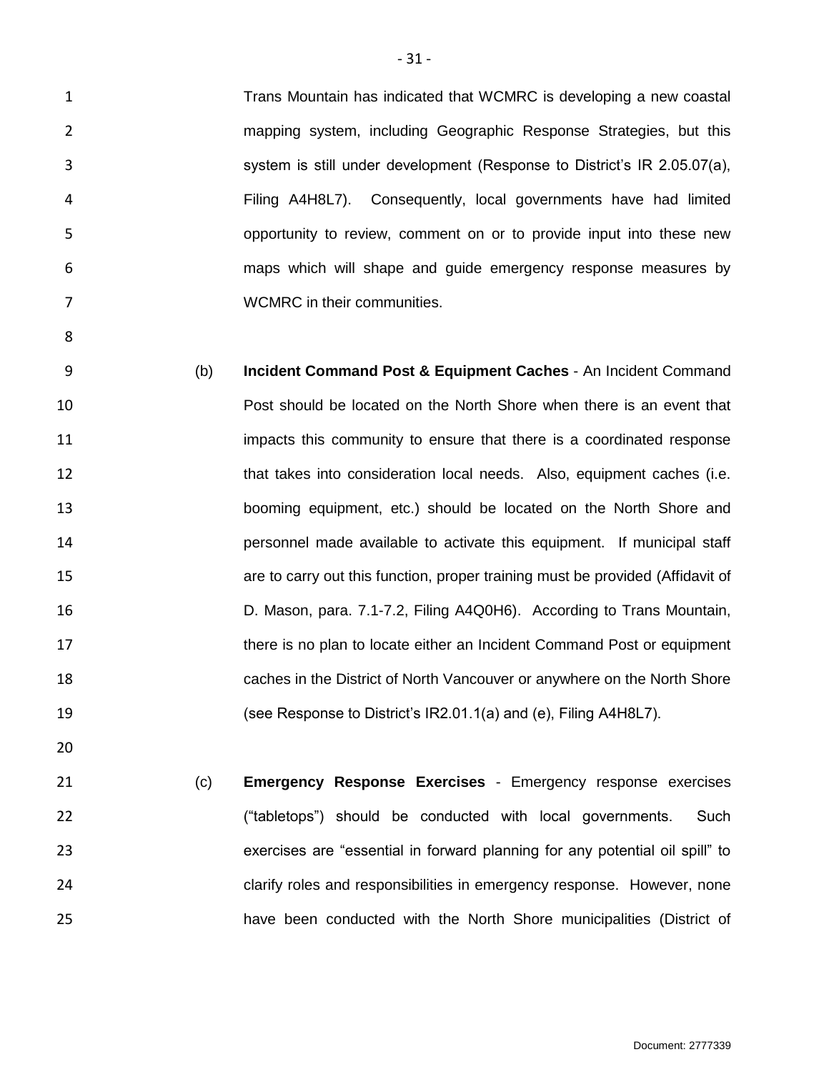Trans Mountain has indicated that WCMRC is developing a new coastal mapping system, including Geographic Response Strategies, but this system is still under development (Response to District's IR 2.05.07(a), Filing A4H8L7). Consequently, local governments have had limited opportunity to review, comment on or to provide input into these new maps which will shape and guide emergency response measures by WCMRC in their communities.

(b) **Incident Command Post & Equipment Caches** - An Incident Command Post should be located on the North Shore when there is an event that impacts this community to ensure that there is a coordinated response that takes into consideration local needs. Also, equipment caches (i.e. booming equipment, etc.) should be located on the North Shore and personnel made available to activate this equipment. If municipal staff are to carry out this function, proper training must be provided (Affidavit of D. Mason, para. 7.1-7.2, Filing A4Q0H6). According to Trans Mountain, there is no plan to locate either an Incident Command Post or equipment caches in the District of North Vancouver or anywhere on the North Shore (see Response to District's IR2.01.1(a) and (e), Filing A4H8L7).

(c) **Emergency Response Exercises** - Emergency response exercises ("tabletops") should be conducted with local governments. Such exercises are "essential in forward planning for any potential oil spill" to clarify roles and responsibilities in emergency response. However, none have been conducted with the North Shore municipalities (District of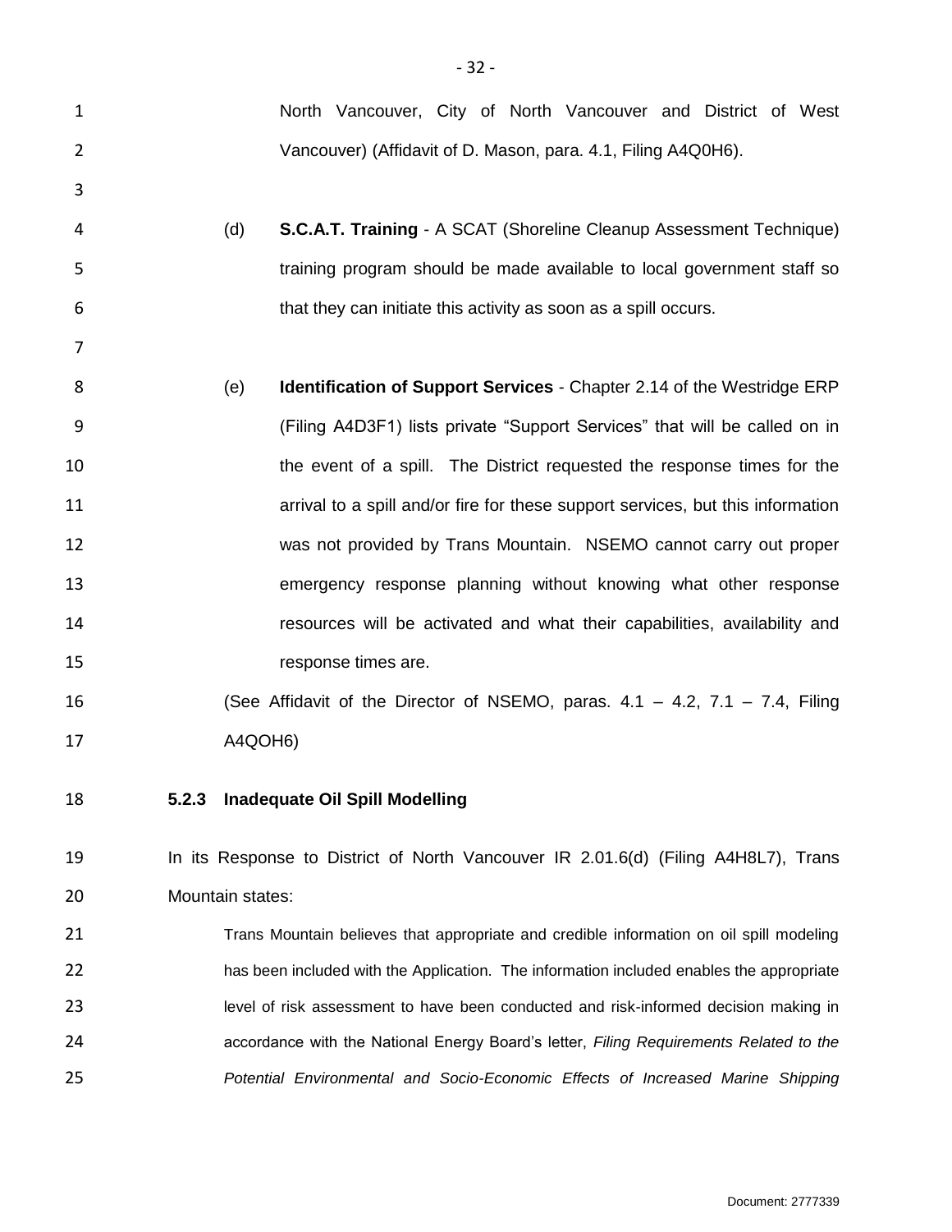North Vancouver, City of North Vancouver and District of West Vancouver) (Affidavit of D. Mason, para. 4.1, Filing A4Q0H6).

(d) **S.C.A.T. Training** - A SCAT (Shoreline Cleanup Assessment Technique) training program should be made available to local government staff so that they can initiate this activity as soon as a spill occurs.

(e) **Identification of Support Services** - Chapter 2.14 of the Westridge ERP (Filing A4D3F1) lists private "Support Services" that will be called on in the event of a spill. The District requested the response times for the arrival to a spill and/or fire for these support services, but this information was not provided by Trans Mountain. NSEMO cannot carry out proper emergency response planning without knowing what other response resources will be activated and what their capabilities, availability and response times are.

(See Affidavit of the Director of NSEMO, paras. 4.1 – 4.2, 7.1 – 7.4, Filing A4QOH6)

### 5.2.3 Inadequate Oil Spill Modelling

In its Response to District of North Vancouver IR 2.01.6(d) (Filing A4H8L7), Trans Mountain states:

> Trans Mountain believes that appropriate and credible information on oil spill modeling has been included with the Application. The information included enables the appropriate level of risk assessment to have been conducted and risk-informed decision making in accordance with the National Energy Board's letter, *Filing Requirements Related to the Potential Environmental and Socio-Economic Effects of Increased Marine Shipping*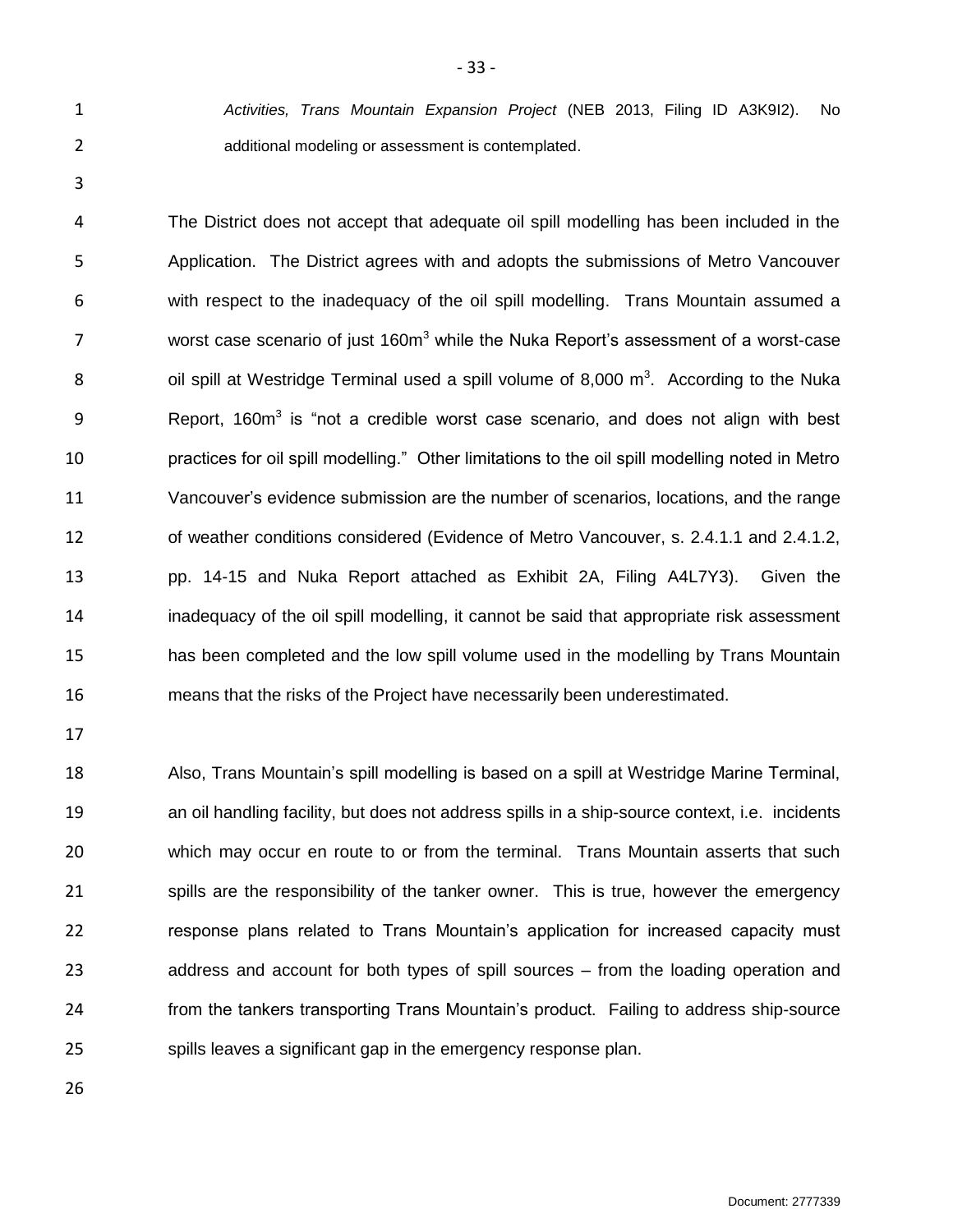*Activities, Trans Mountain Expansion Project* (NEB 2013, Filing ID A3K9I2). No additional modeling or assessment is contemplated.

The District does not accept that adequate oil spill modelling has been included in the Application. The District agrees with and adopts the submissions of Metro Vancouver with respect to the inadequacy of the oil spill modelling. Trans Mountain assumed a worst case scenario of just 160m$^3$ while the Nuka Report's assessment of a worst-case oil spill at Westridge Terminal used a spill volume of 8,000 m$^3$. According to the Nuka Report, 160m$^3$ is "not a credible worst case scenario, and does not align with best practices for oil spill modelling." Other limitations to the oil spill modelling noted in Metro Vancouver's evidence submission are the number of scenarios, locations, and the range of weather conditions considered (Evidence of Metro Vancouver, s. 2.4.1.1 and 2.4.1.2, pp. 14-15 and Nuka Report attached as Exhibit 2A, Filing A4L7Y3). Given the inadequacy of the oil spill modelling, it cannot be said that appropriate risk assessment has been completed and the low spill volume used in the modelling by Trans Mountain means that the risks of the Project have necessarily been underestimated.

Also, Trans Mountain's spill modelling is based on a spill at Westridge Marine Terminal, an oil handling facility, but does not address spills in a ship-source context, i.e. incidents which may occur en route to or from the terminal. Trans Mountain asserts that such spills are the responsibility of the tanker owner. This is true, however the emergency response plans related to Trans Mountain's application for increased capacity must address and account for both types of spill sources – from the loading operation and from the tankers transporting Trans Mountain's product. Failing to address ship-source spills leaves a significant gap in the emergency response plan.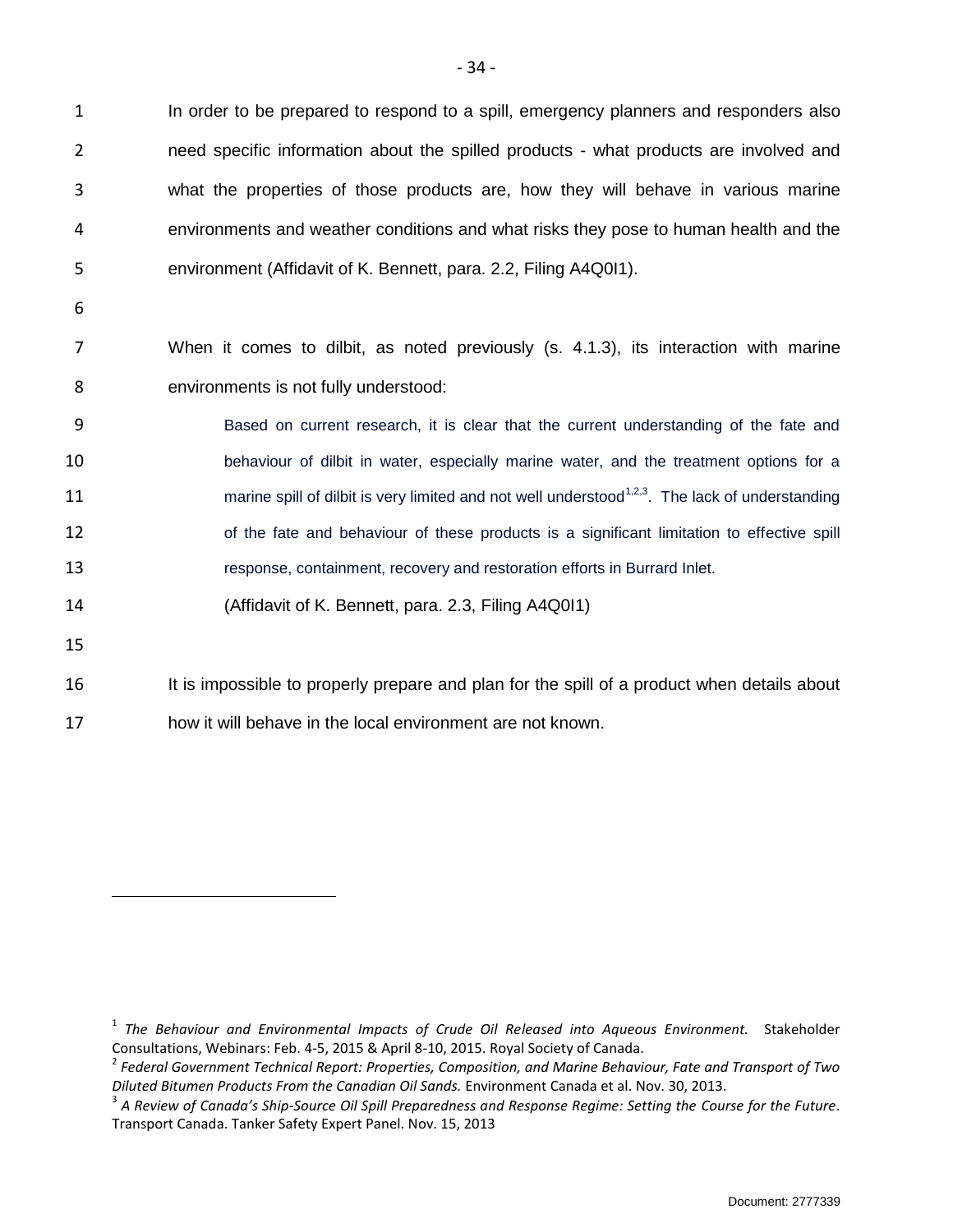In order to be prepared to respond to a spill, emergency planners and responders also need specific information about the spilled products - what products are involved and what the properties of those products are, how they will behave in various marine environments and weather conditions and what risks they pose to human health and the environment (Affidavit of K. Bennett, para. 2.2, Filing A4Q0I1).

When it comes to dilbit, as noted previously (s. 4.1.3), its interaction with marine environments is not fully understood:

> Based on current research, it is clear that the current understanding of the fate and behaviour of dilbit in water, especially marine water, and the treatment options for a marine spill of dilbit is very limited and not well understood[1,2,3]. The lack of understanding of the fate and behaviour of these products is a significant limitation to effective spill response, containment, recovery and restoration efforts in Burrard Inlet.
>
> (Affidavit of K. Bennett, para. 2.3, Filing A4Q0I1)

It is impossible to properly prepare and plan for the spill of a product when details about how it will behave in the local environment are not known.

---

[1] *The Behaviour and Environmental Impacts of Crude Oil Released into Aqueous Environment.* Stakeholder Consultations, Webinars: Feb. 4-5, 2015 & April 8-10, 2015. Royal Society of Canada.

[2] *Federal Government Technical Report: Properties, Composition, and Marine Behaviour, Fate and Transport of Two Diluted Bitumen Products From the Canadian Oil Sands.* Environment Canada et al. Nov. 30, 2013.

[3] *A Review of Canada's Ship-Source Oil Spill Preparedness and Response Regime: Setting the Course for the Future*. Transport Canada. Tanker Safety Expert Panel. Nov. 15, 2013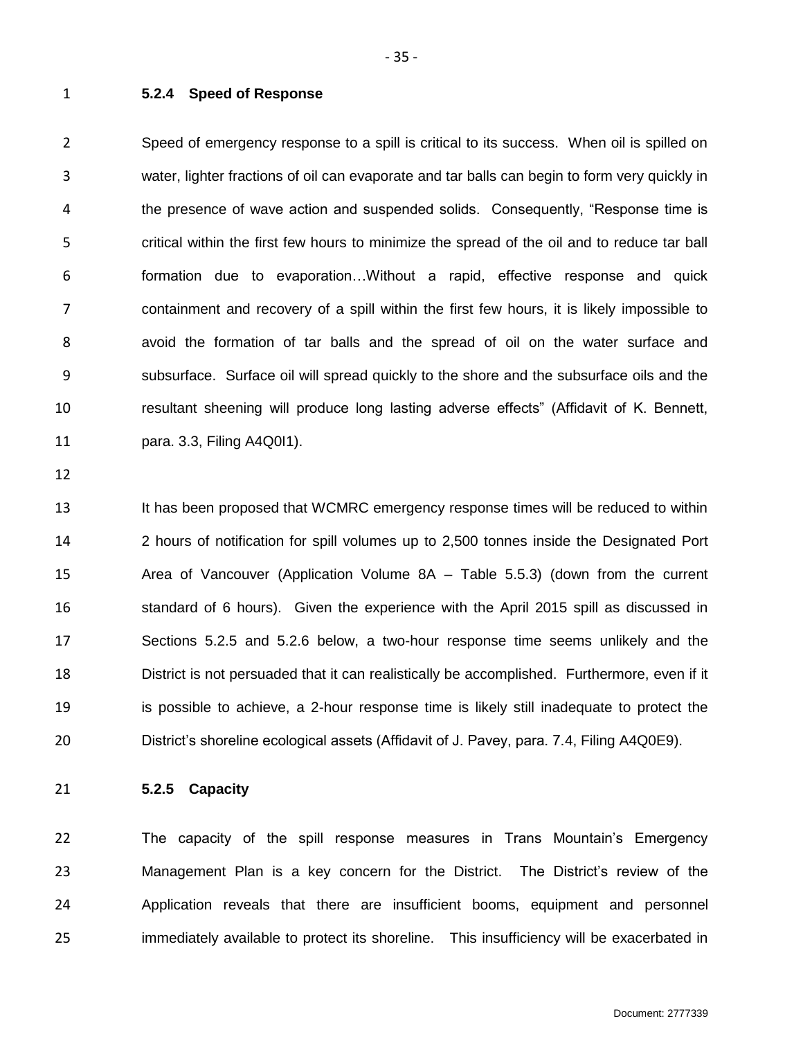### 5.2.4 Speed of Response

Speed of emergency response to a spill is critical to its success. When oil is spilled on water, lighter fractions of oil can evaporate and tar balls can begin to form very quickly in the presence of wave action and suspended solids. Consequently, "Response time is critical within the first few hours to minimize the spread of the oil and to reduce tar ball formation due to evaporation…Without a rapid, effective response and quick containment and recovery of a spill within the first few hours, it is likely impossible to avoid the formation of tar balls and the spread of oil on the water surface and subsurface. Surface oil will spread quickly to the shore and the subsurface oils and the resultant sheening will produce long lasting adverse effects" (Affidavit of K. Bennett, para. 3.3, Filing A4Q0I1).

It has been proposed that WCMRC emergency response times will be reduced to within 2 hours of notification for spill volumes up to 2,500 tonnes inside the Designated Port Area of Vancouver (Application Volume 8A – Table 5.5.3) (down from the current standard of 6 hours). Given the experience with the April 2015 spill as discussed in Sections 5.2.5 and 5.2.6 below, a two-hour response time seems unlikely and the District is not persuaded that it can realistically be accomplished. Furthermore, even if it is possible to achieve, a 2-hour response time is likely still inadequate to protect the District's shoreline ecological assets (Affidavit of J. Pavey, para. 7.4, Filing A4Q0E9).

### 5.2.5 Capacity

The capacity of the spill response measures in Trans Mountain's Emergency Management Plan is a key concern for the District. The District's review of the Application reveals that there are insufficient booms, equipment and personnel immediately available to protect its shoreline. This insufficiency will be exacerbated in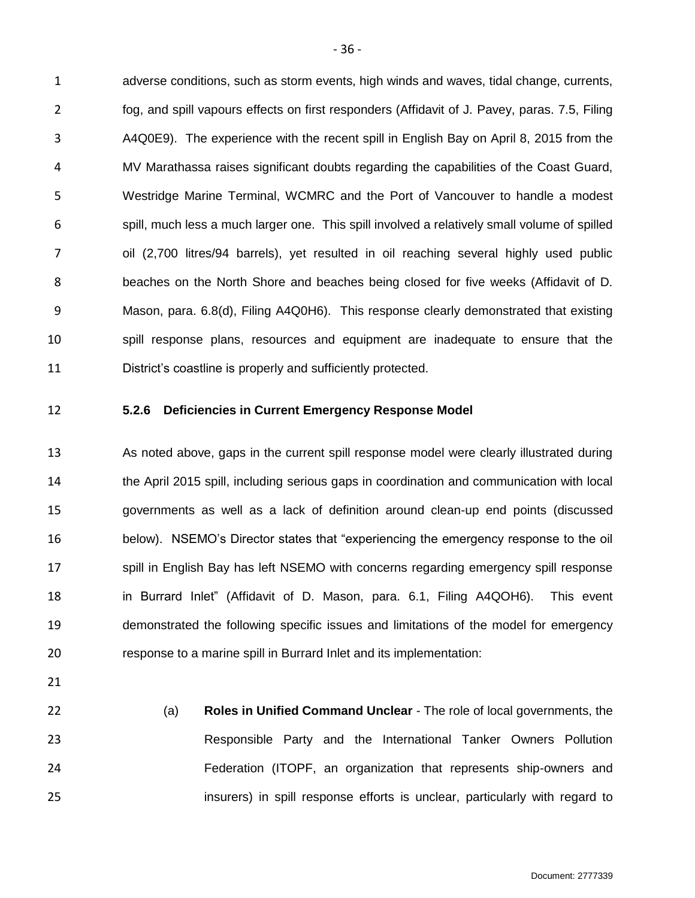adverse conditions, such as storm events, high winds and waves, tidal change, currents, fog, and spill vapours effects on first responders (Affidavit of J. Pavey, paras. 7.5, Filing A4Q0E9). The experience with the recent spill in English Bay on April 8, 2015 from the MV Marathassa raises significant doubts regarding the capabilities of the Coast Guard, Westridge Marine Terminal, WCMRC and the Port of Vancouver to handle a modest spill, much less a much larger one. This spill involved a relatively small volume of spilled oil (2,700 litres/94 barrels), yet resulted in oil reaching several highly used public beaches on the North Shore and beaches being closed for five weeks (Affidavit of D. Mason, para. 6.8(d), Filing A4Q0H6). This response clearly demonstrated that existing spill response plans, resources and equipment are inadequate to ensure that the District's coastline is properly and sufficiently protected.

#### 5.2.6 Deficiencies in Current Emergency Response Model

As noted above, gaps in the current spill response model were clearly illustrated during the April 2015 spill, including serious gaps in coordination and communication with local governments as well as a lack of definition around clean-up end points (discussed below). NSEMO's Director states that "experiencing the emergency response to the oil spill in English Bay has left NSEMO with concerns regarding emergency spill response in Burrard Inlet" (Affidavit of D. Mason, para. 6.1, Filing A4QOH6). This event demonstrated the following specific issues and limitations of the model for emergency response to a marine spill in Burrard Inlet and its implementation:

(a) **Roles in Unified Command Unclear** - The role of local governments, the Responsible Party and the International Tanker Owners Pollution Federation (ITOPF, an organization that represents ship-owners and insurers) in spill response efforts is unclear, particularly with regard to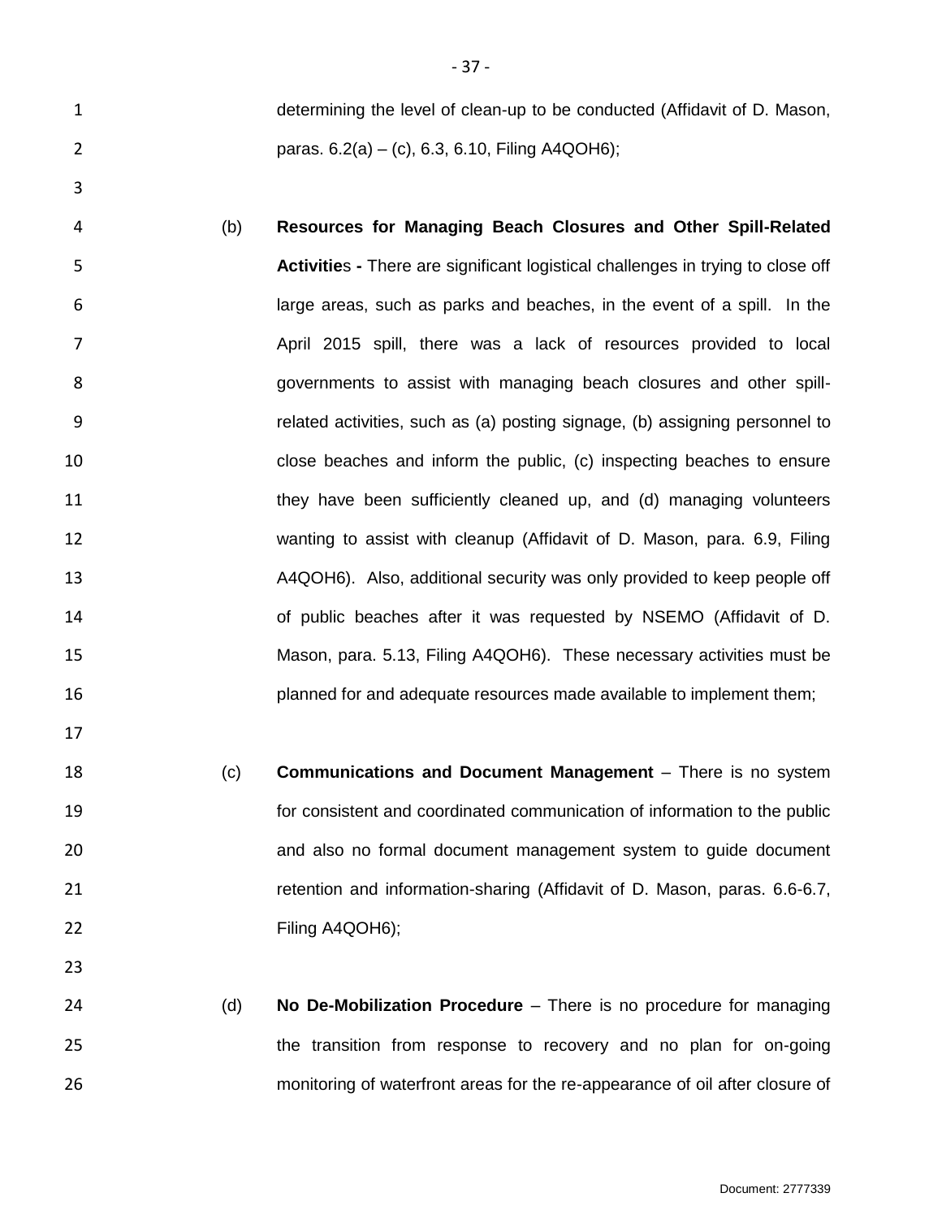determining the level of clean-up to be conducted (Affidavit of D. Mason, paras. 6.2(a) – (c), 6.3, 6.10, Filing A4QOH6);

(b) **Resources for Managing Beach Closures and Other Spill-Related Activitie**s **-** There are significant logistical challenges in trying to close off large areas, such as parks and beaches, in the event of a spill. In the April 2015 spill, there was a lack of resources provided to local governments to assist with managing beach closures and other spill-related activities, such as (a) posting signage, (b) assigning personnel to close beaches and inform the public, (c) inspecting beaches to ensure they have been sufficiently cleaned up, and (d) managing volunteers wanting to assist with cleanup (Affidavit of D. Mason, para. 6.9, Filing A4QOH6). Also, additional security was only provided to keep people off of public beaches after it was requested by NSEMO (Affidavit of D. Mason, para. 5.13, Filing A4QOH6). These necessary activities must be planned for and adequate resources made available to implement them;

(c) **Communications and Document Management** – There is no system for consistent and coordinated communication of information to the public and also no formal document management system to guide document retention and information-sharing (Affidavit of D. Mason, paras. 6.6-6.7, Filing A4QOH6);

(d) **No De-Mobilization Procedure** – There is no procedure for managing the transition from response to recovery and no plan for on-going monitoring of waterfront areas for the re-appearance of oil after closure of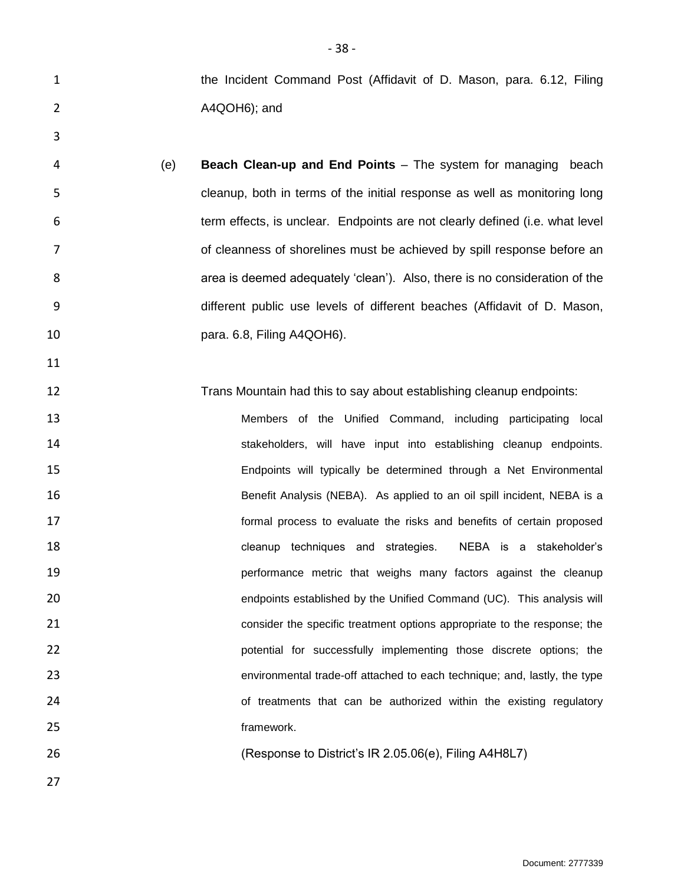the Incident Command Post (Affidavit of D. Mason, para. 6.12, Filing A4QOH6); and

(e) **Beach Clean-up and End Points** – The system for managing beach cleanup, both in terms of the initial response as well as monitoring long term effects, is unclear. Endpoints are not clearly defined (i.e. what level of cleanness of shorelines must be achieved by spill response before an area is deemed adequately 'clean'). Also, there is no consideration of the different public use levels of different beaches (Affidavit of D. Mason, para. 6.8, Filing A4QOH6).

Trans Mountain had this to say about establishing cleanup endpoints:

> Members of the Unified Command, including participating local stakeholders, will have input into establishing cleanup endpoints. Endpoints will typically be determined through a Net Environmental Benefit Analysis (NEBA). As applied to an oil spill incident, NEBA is a formal process to evaluate the risks and benefits of certain proposed cleanup techniques and strategies. NEBA is a stakeholder's performance metric that weighs many factors against the cleanup endpoints established by the Unified Command (UC). This analysis will consider the specific treatment options appropriate to the response; the potential for successfully implementing those discrete options; the environmental trade-off attached to each technique; and, lastly, the type of treatments that can be authorized within the existing regulatory framework.
>
> (Response to District's IR 2.05.06(e), Filing A4H8L7)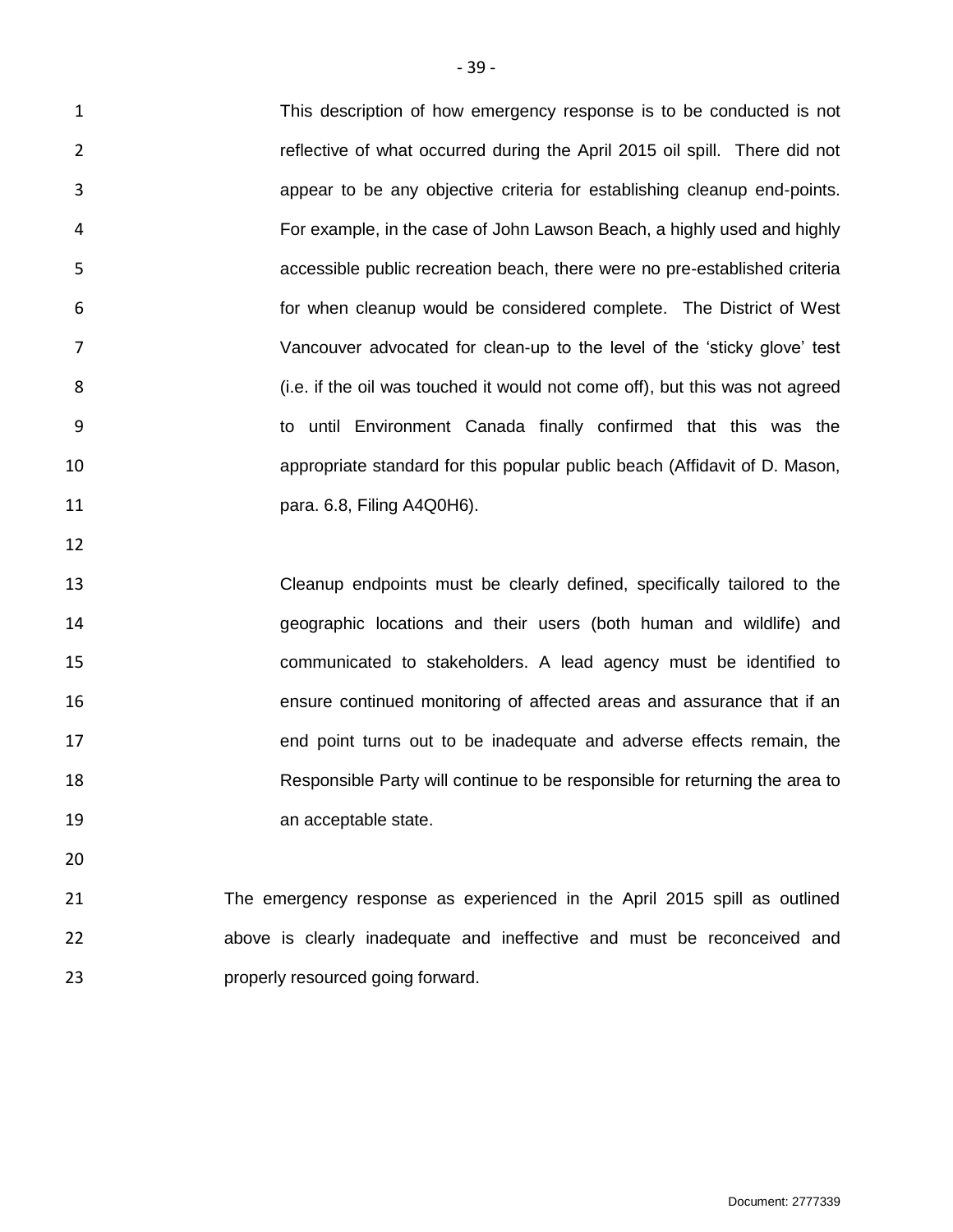This description of how emergency response is to be conducted is not reflective of what occurred during the April 2015 oil spill. There did not appear to be any objective criteria for establishing cleanup end-points. For example, in the case of John Lawson Beach, a highly used and highly accessible public recreation beach, there were no pre-established criteria for when cleanup would be considered complete. The District of West Vancouver advocated for clean-up to the level of the 'sticky glove' test (i.e. if the oil was touched it would not come off), but this was not agreed to until Environment Canada finally confirmed that this was the appropriate standard for this popular public beach (Affidavit of D. Mason, para. 6.8, Filing A4Q0H6).

Cleanup endpoints must be clearly defined, specifically tailored to the geographic locations and their users (both human and wildlife) and communicated to stakeholders. A lead agency must be identified to ensure continued monitoring of affected areas and assurance that if an end point turns out to be inadequate and adverse effects remain, the Responsible Party will continue to be responsible for returning the area to an acceptable state.

The emergency response as experienced in the April 2015 spill as outlined above is clearly inadequate and ineffective and must be reconceived and properly resourced going forward.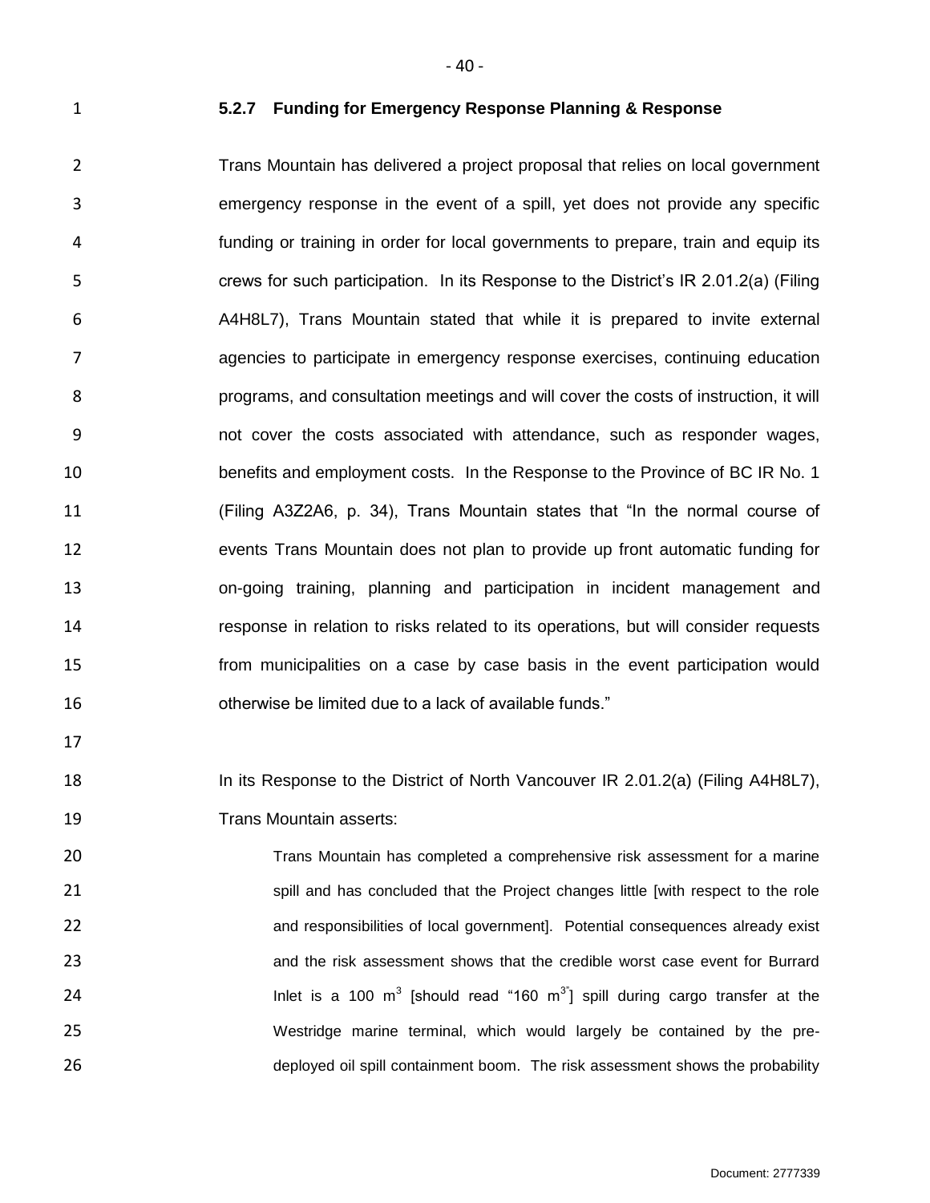### 5.2.7 Funding for Emergency Response Planning & Response

Trans Mountain has delivered a project proposal that relies on local government emergency response in the event of a spill, yet does not provide any specific funding or training in order for local governments to prepare, train and equip its crews for such participation. In its Response to the District's IR 2.01.2(a) (Filing A4H8L7), Trans Mountain stated that while it is prepared to invite external agencies to participate in emergency response exercises, continuing education programs, and consultation meetings and will cover the costs of instruction, it will not cover the costs associated with attendance, such as responder wages, benefits and employment costs. In the Response to the Province of BC IR No. 1 (Filing A3Z2A6, p. 34), Trans Mountain states that "In the normal course of events Trans Mountain does not plan to provide up front automatic funding for on-going training, planning and participation in incident management and response in relation to risks related to its operations, but will consider requests from municipalities on a case by case basis in the event participation would otherwise be limited due to a lack of available funds."

In its Response to the District of North Vancouver IR 2.01.2(a) (Filing A4H8L7), Trans Mountain asserts:

> Trans Mountain has completed a comprehensive risk assessment for a marine spill and has concluded that the Project changes little [with respect to the role and responsibilities of local government]. Potential consequences already exist and the risk assessment shows that the credible worst case event for Burrard Inlet is a 100 $m^3$ [should read "160 $m^3$"] spill during cargo transfer at the Westridge marine terminal, which would largely be contained by the pre-deployed oil spill containment boom. The risk assessment shows the probability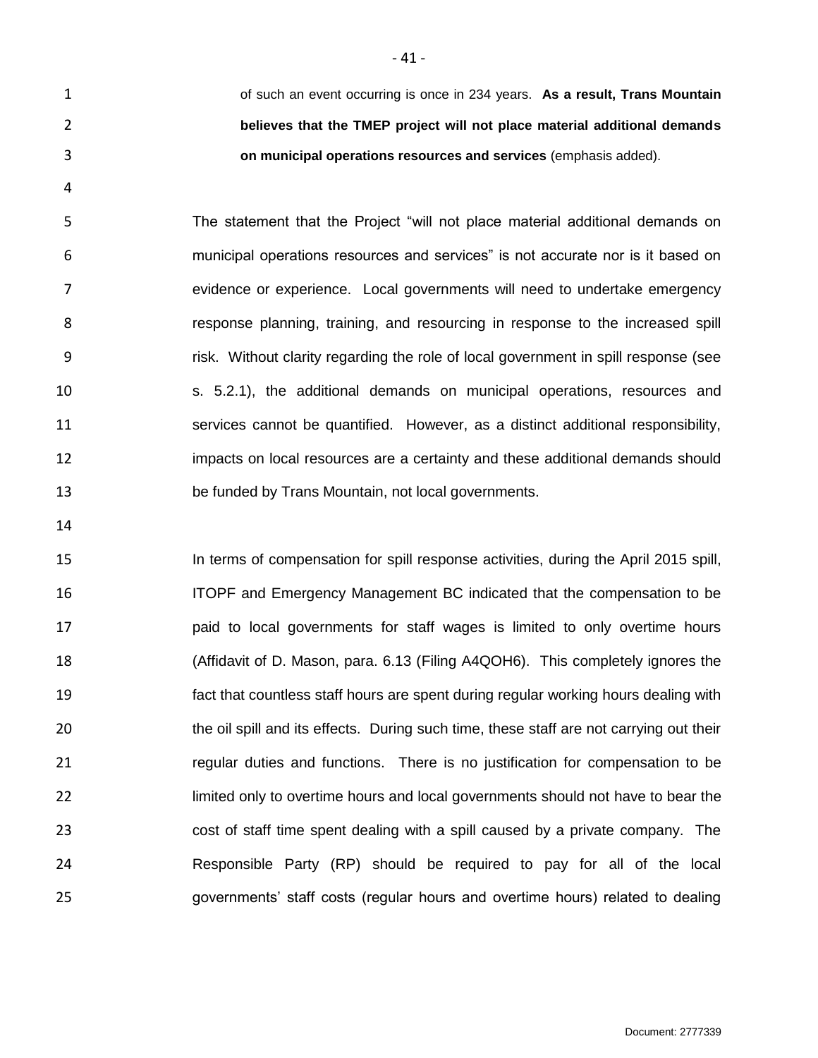of such an event occurring is once in 234 years. **As a result, Trans Mountain believes that the TMEP project will not place material additional demands on municipal operations resources and services** (emphasis added).

The statement that the Project "will not place material additional demands on municipal operations resources and services" is not accurate nor is it based on evidence or experience. Local governments will need to undertake emergency response planning, training, and resourcing in response to the increased spill risk. Without clarity regarding the role of local government in spill response (see s. 5.2.1), the additional demands on municipal operations, resources and services cannot be quantified. However, as a distinct additional responsibility, impacts on local resources are a certainty and these additional demands should be funded by Trans Mountain, not local governments.

In terms of compensation for spill response activities, during the April 2015 spill, ITOPF and Emergency Management BC indicated that the compensation to be paid to local governments for staff wages is limited to only overtime hours (Affidavit of D. Mason, para. 6.13 (Filing A4QOH6). This completely ignores the fact that countless staff hours are spent during regular working hours dealing with the oil spill and its effects. During such time, these staff are not carrying out their regular duties and functions. There is no justification for compensation to be limited only to overtime hours and local governments should not have to bear the cost of staff time spent dealing with a spill caused by a private company. The Responsible Party (RP) should be required to pay for all of the local governments' staff costs (regular hours and overtime hours) related to dealing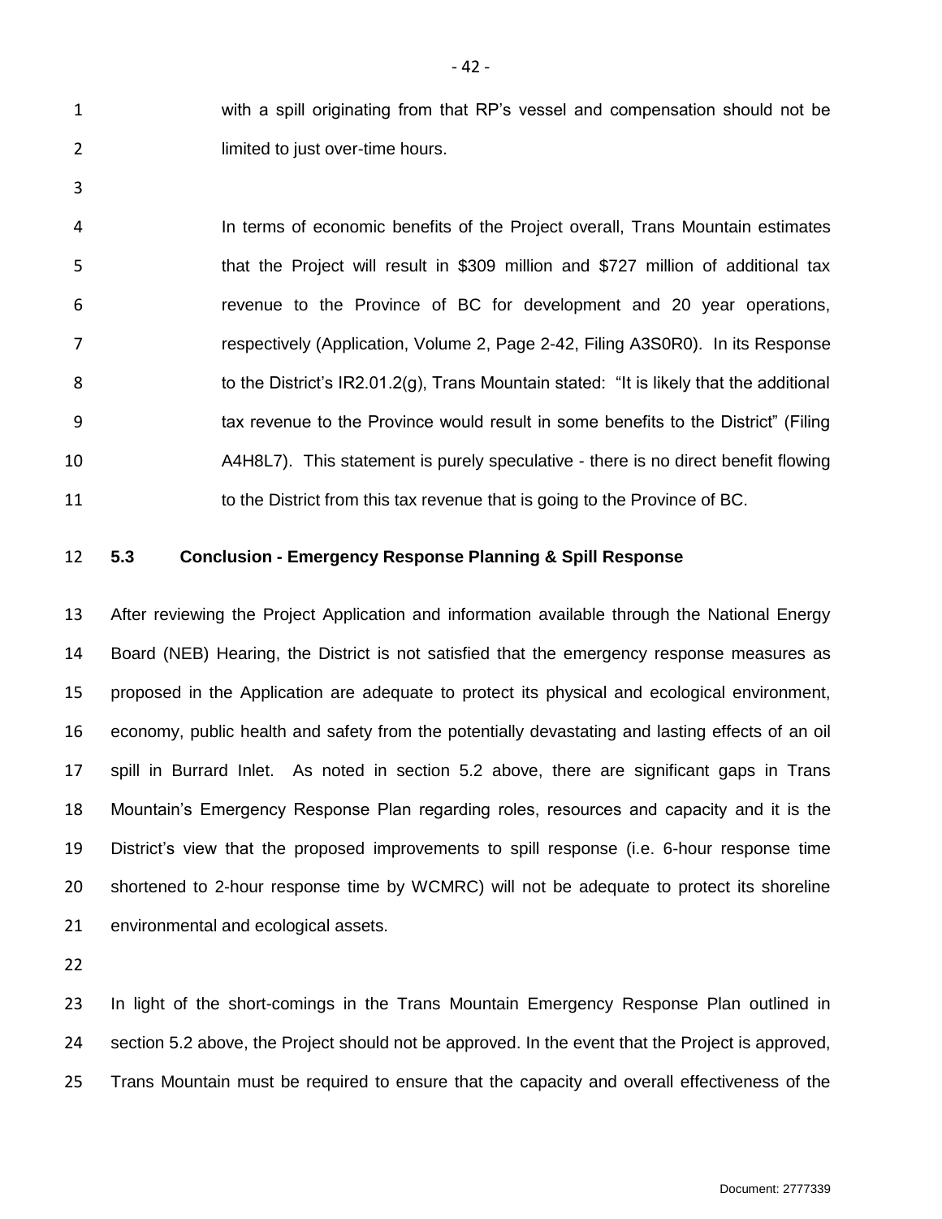with a spill originating from that RP's vessel and compensation should not be limited to just over-time hours.

In terms of economic benefits of the Project overall, Trans Mountain estimates that the Project will result in \$309 million and \$727 million of additional tax revenue to the Province of BC for development and 20 year operations, respectively (Application, Volume 2, Page 2-42, Filing A3S0R0). In its Response to the District's IR2.01.2(g), Trans Mountain stated: "It is likely that the additional tax revenue to the Province would result in some benefits to the District" (Filing A4H8L7). This statement is purely speculative - there is no direct benefit flowing to the District from this tax revenue that is going to the Province of BC.

### 5.3 Conclusion - Emergency Response Planning & Spill Response

After reviewing the Project Application and information available through the National Energy Board (NEB) Hearing, the District is not satisfied that the emergency response measures as proposed in the Application are adequate to protect its physical and ecological environment, economy, public health and safety from the potentially devastating and lasting effects of an oil spill in Burrard Inlet. As noted in section 5.2 above, there are significant gaps in Trans Mountain's Emergency Response Plan regarding roles, resources and capacity and it is the District's view that the proposed improvements to spill response (i.e. 6-hour response time shortened to 2-hour response time by WCMRC) will not be adequate to protect its shoreline environmental and ecological assets.

In light of the short-comings in the Trans Mountain Emergency Response Plan outlined in section 5.2 above, the Project should not be approved. In the event that the Project is approved, Trans Mountain must be required to ensure that the capacity and overall effectiveness of the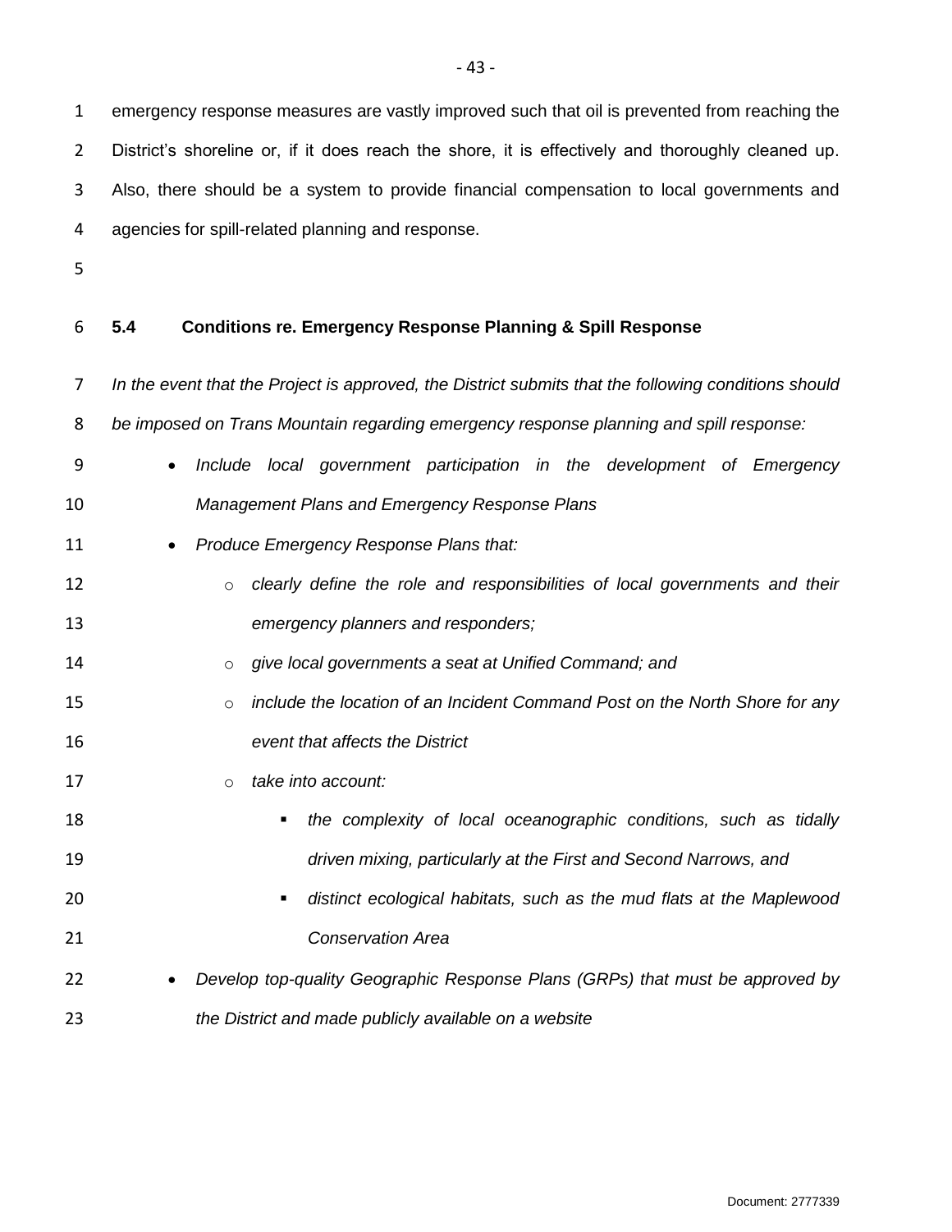emergency response measures are vastly improved such that oil is prevented from reaching the District's shoreline or, if it does reach the shore, it is effectively and thoroughly cleaned up. Also, there should be a system to provide financial compensation to local governments and agencies for spill-related planning and response.

### 5.4 Conditions re. Emergency Response Planning & Spill Response

*In the event that the Project is approved, the District submits that the following conditions should be imposed on Trans Mountain regarding emergency response planning and spill response:*

- *Include local government participation in the development of Emergency Management Plans and Emergency Response Plans*
- *Produce Emergency Response Plans that:*
  - *clearly define the role and responsibilities of local governments and their emergency planners and responders;*
  - *give local governments a seat at Unified Command; and*
  - *include the location of an Incident Command Post on the North Shore for any event that affects the District*
  - *take into account:*
    - *the complexity of local oceanographic conditions, such as tidally driven mixing, particularly at the First and Second Narrows, and*
    - *distinct ecological habitats, such as the mud flats at the Maplewood Conservation Area*
- *Develop top-quality Geographic Response Plans (GRPs) that must be approved by the District and made publicly available on a website*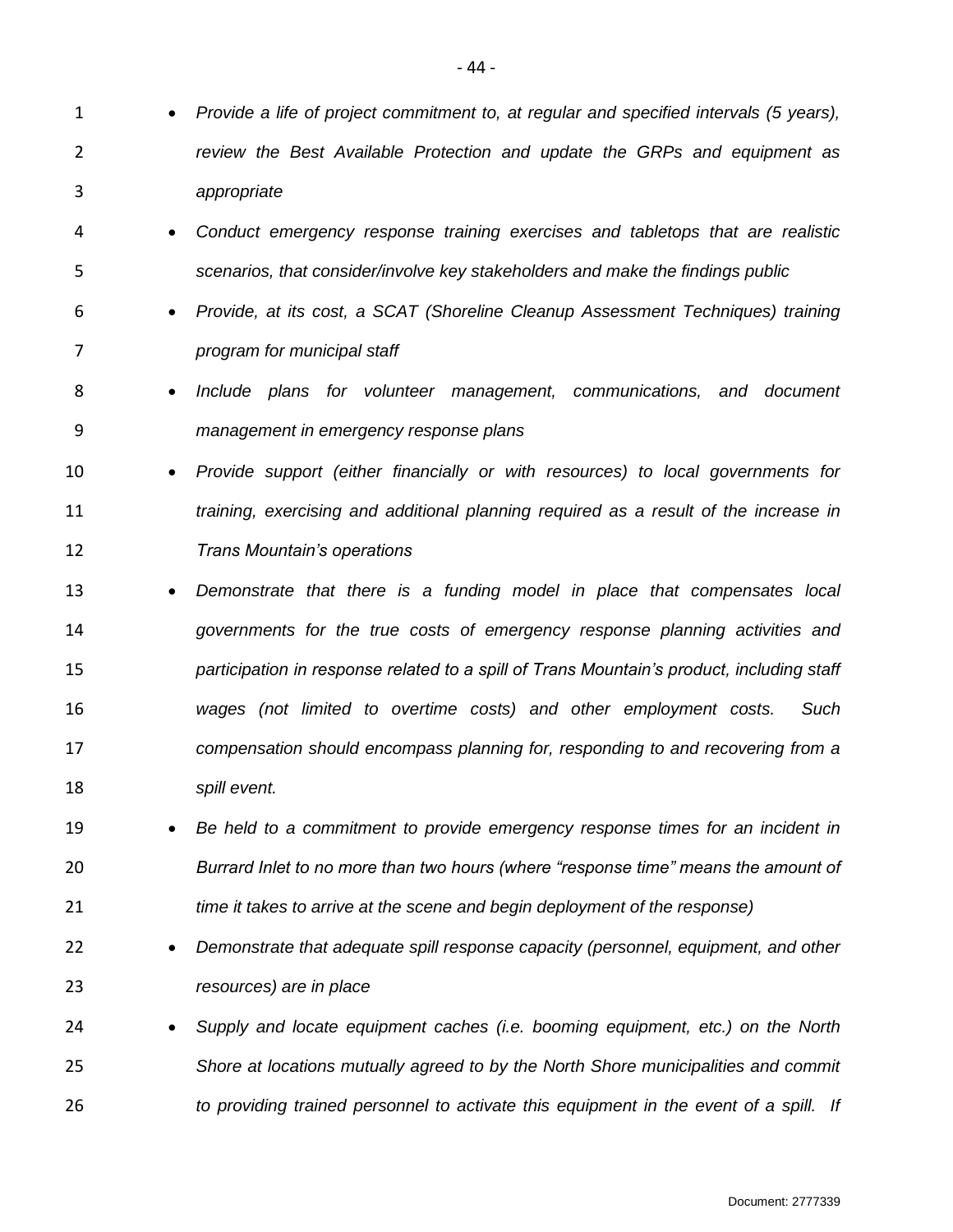- *Provide a life of project commitment to, at regular and specified intervals (5 years), review the Best Available Protection and update the GRPs and equipment as appropriate*
- *Conduct emergency response training exercises and tabletops that are realistic scenarios, that consider/involve key stakeholders and make the findings public*
- *Provide, at its cost, a SCAT (Shoreline Cleanup Assessment Techniques) training program for municipal staff*
- *Include plans for volunteer management, communications, and document management in emergency response plans*
- *Provide support (either financially or with resources) to local governments for training, exercising and additional planning required as a result of the increase in Trans Mountain's operations*
- *Demonstrate that there is a funding model in place that compensates local governments for the true costs of emergency response planning activities and participation in response related to a spill of Trans Mountain's product, including staff wages (not limited to overtime costs) and other employment costs. Such compensation should encompass planning for, responding to and recovering from a spill event.*
- *Be held to a commitment to provide emergency response times for an incident in Burrard Inlet to no more than two hours (where "response time" means the amount of time it takes to arrive at the scene and begin deployment of the response)*
- *Demonstrate that adequate spill response capacity (personnel, equipment, and other resources) are in place*
- *Supply and locate equipment caches (i.e. booming equipment, etc.) on the North Shore at locations mutually agreed to by the North Shore municipalities and commit to providing trained personnel to activate this equipment in the event of a spill. If*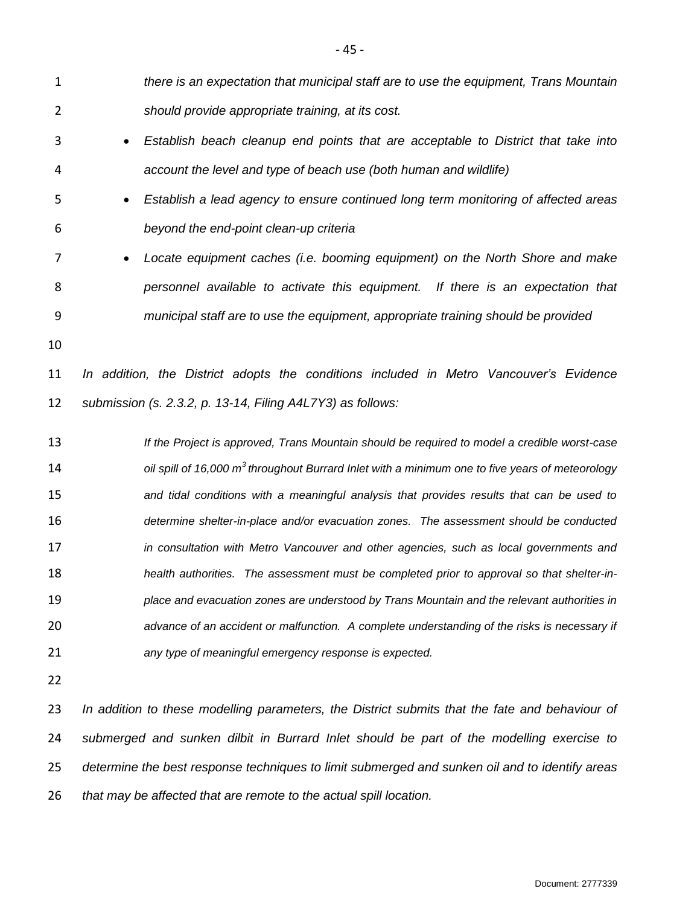*there is an expectation that municipal staff are to use the equipment, Trans Mountain should provide appropriate training, at its cost.*

- *Establish beach cleanup end points that are acceptable to District that take into account the level and type of beach use (both human and wildlife)*
- *Establish a lead agency to ensure continued long term monitoring of affected areas beyond the end-point clean-up criteria*
- *Locate equipment caches (i.e. booming equipment) on the North Shore and make personnel available to activate this equipment. If there is an expectation that municipal staff are to use the equipment, appropriate training should be provided*

*In addition, the District adopts the conditions included in Metro Vancouver's Evidence submission (s. 2.3.2, p. 13-14, Filing A4L7Y3) as follows:*

> *If the Project is approved, Trans Mountain should be required to model a credible worst-case oil spill of 16,000 $m^3$ throughout Burrard Inlet with a minimum one to five years of meteorology and tidal conditions with a meaningful analysis that provides results that can be used to determine shelter-in-place and/or evacuation zones. The assessment should be conducted in consultation with Metro Vancouver and other agencies, such as local governments and health authorities. The assessment must be completed prior to approval so that shelter-in-place and evacuation zones are understood by Trans Mountain and the relevant authorities in advance of an accident or malfunction. A complete understanding of the risks is necessary if any type of meaningful emergency response is expected.*

*In addition to these modelling parameters, the District submits that the fate and behaviour of submerged and sunken dilbit in Burrard Inlet should be part of the modelling exercise to determine the best response techniques to limit submerged and sunken oil and to identify areas that may be affected that are remote to the actual spill location.*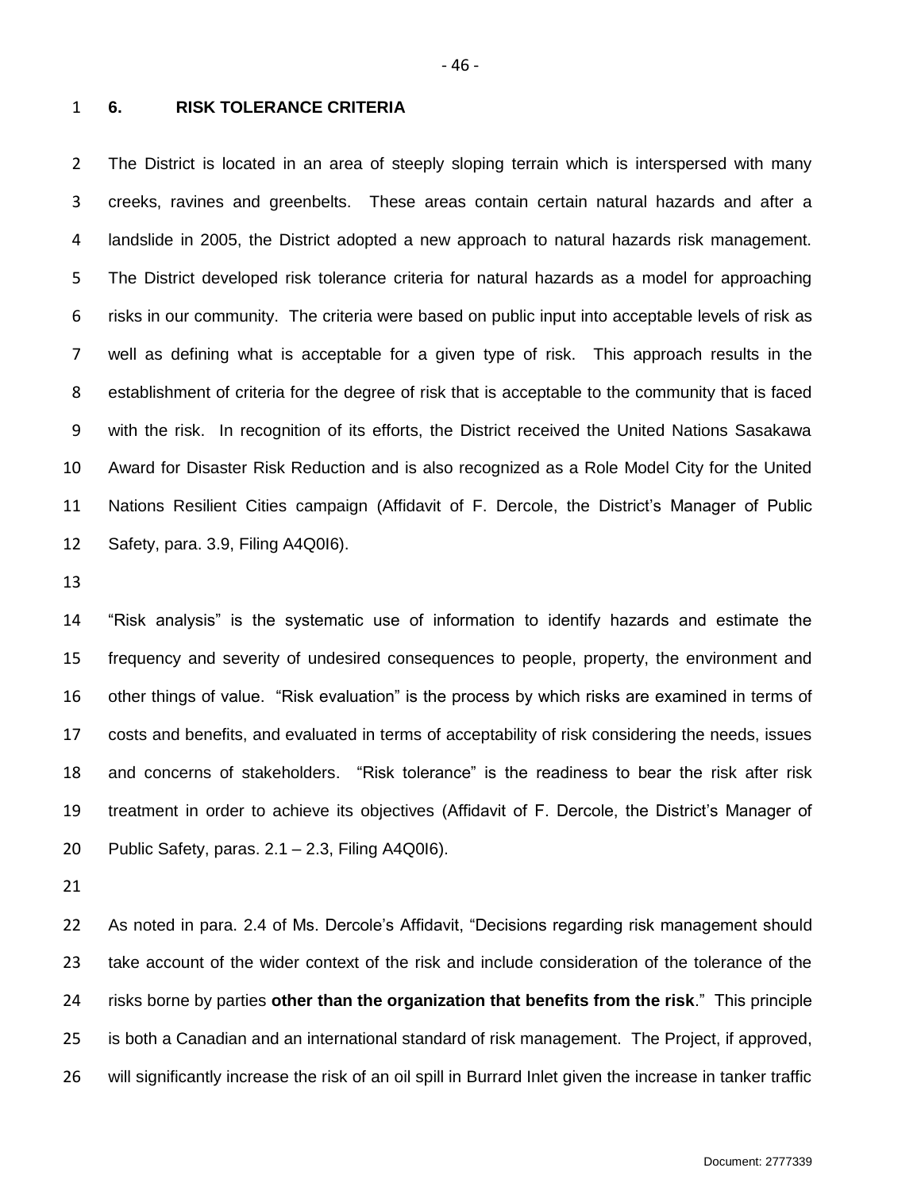## 6. RISK TOLERANCE CRITERIA

The District is located in an area of steeply sloping terrain which is interspersed with many creeks, ravines and greenbelts. These areas contain certain natural hazards and after a landslide in 2005, the District adopted a new approach to natural hazards risk management. The District developed risk tolerance criteria for natural hazards as a model for approaching risks in our community. The criteria were based on public input into acceptable levels of risk as well as defining what is acceptable for a given type of risk. This approach results in the establishment of criteria for the degree of risk that is acceptable to the community that is faced with the risk. In recognition of its efforts, the District received the United Nations Sasakawa Award for Disaster Risk Reduction and is also recognized as a Role Model City for the United Nations Resilient Cities campaign (Affidavit of F. Dercole, the District's Manager of Public Safety, para. 3.9, Filing A4Q0I6).

"Risk analysis" is the systematic use of information to identify hazards and estimate the frequency and severity of undesired consequences to people, property, the environment and other things of value. "Risk evaluation" is the process by which risks are examined in terms of costs and benefits, and evaluated in terms of acceptability of risk considering the needs, issues and concerns of stakeholders. "Risk tolerance" is the readiness to bear the risk after risk treatment in order to achieve its objectives (Affidavit of F. Dercole, the District's Manager of Public Safety, paras. 2.1 – 2.3, Filing A4Q0I6).

As noted in para. 2.4 of Ms. Dercole's Affidavit, "Decisions regarding risk management should take account of the wider context of the risk and include consideration of the tolerance of the risks borne by parties **other than the organization that benefits from the risk**." This principle is both a Canadian and an international standard of risk management. The Project, if approved, will significantly increase the risk of an oil spill in Burrard Inlet given the increase in tanker traffic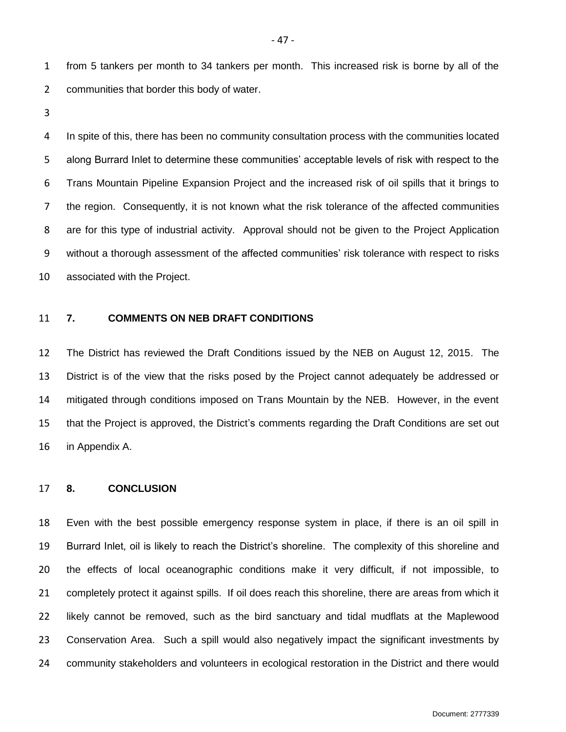from 5 tankers per month to 34 tankers per month. This increased risk is borne by all of the communities that border this body of water.

In spite of this, there has been no community consultation process with the communities located along Burrard Inlet to determine these communities' acceptable levels of risk with respect to the Trans Mountain Pipeline Expansion Project and the increased risk of oil spills that it brings to the region. Consequently, it is not known what the risk tolerance of the affected communities are for this type of industrial activity. Approval should not be given to the Project Application without a thorough assessment of the affected communities' risk tolerance with respect to risks associated with the Project.

## 7. COMMENTS ON NEB DRAFT CONDITIONS

The District has reviewed the Draft Conditions issued by the NEB on August 12, 2015. The District is of the view that the risks posed by the Project cannot adequately be addressed or mitigated through conditions imposed on Trans Mountain by the NEB. However, in the event that the Project is approved, the District's comments regarding the Draft Conditions are set out in Appendix A.

## 8. CONCLUSION

Even with the best possible emergency response system in place, if there is an oil spill in Burrard Inlet, oil is likely to reach the District's shoreline. The complexity of this shoreline and the effects of local oceanographic conditions make it very difficult, if not impossible, to completely protect it against spills. If oil does reach this shoreline, there are areas from which it likely cannot be removed, such as the bird sanctuary and tidal mudflats at the Maplewood Conservation Area. Such a spill would also negatively impact the significant investments by community stakeholders and volunteers in ecological restoration in the District and there would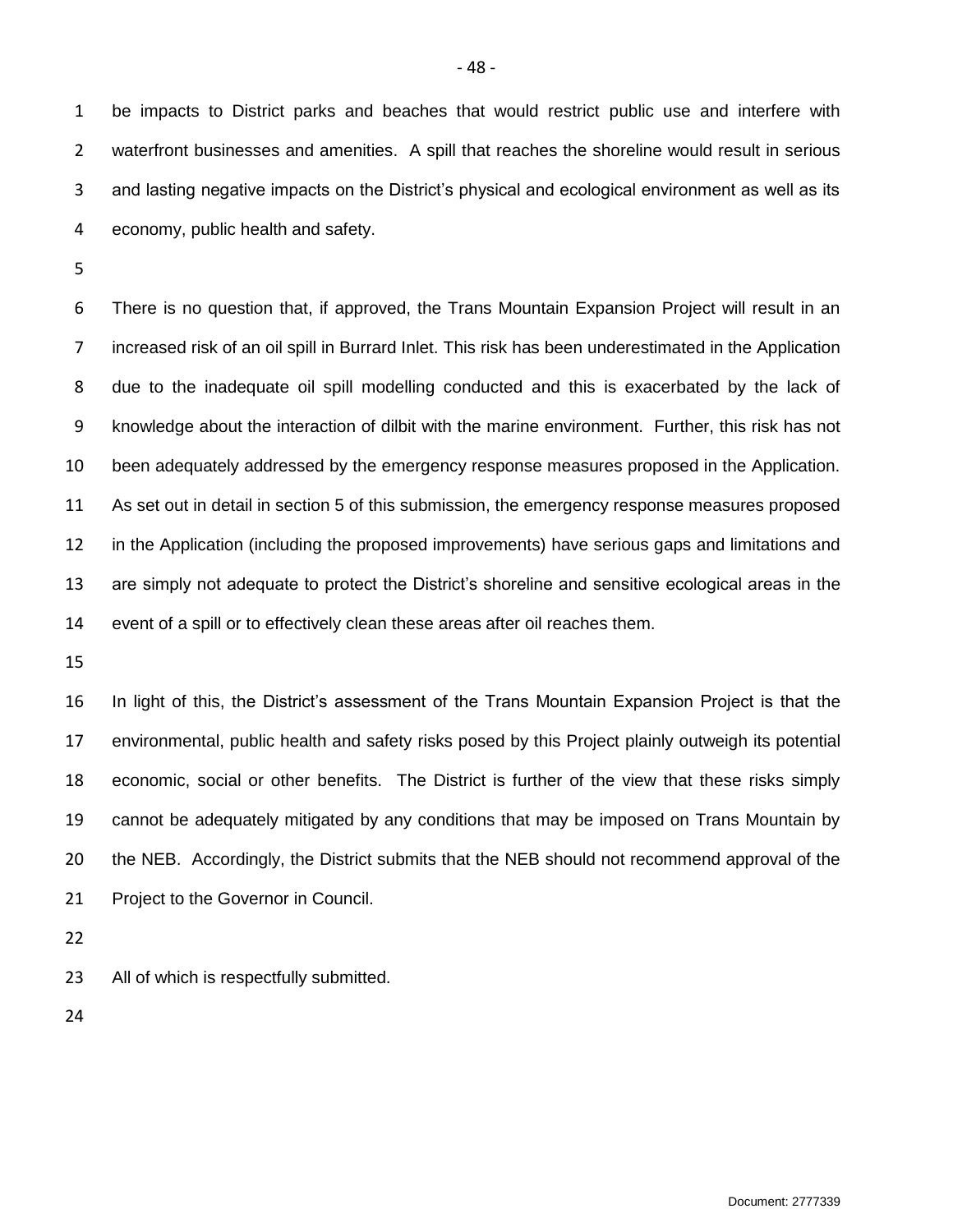be impacts to District parks and beaches that would restrict public use and interfere with waterfront businesses and amenities. A spill that reaches the shoreline would result in serious and lasting negative impacts on the District's physical and ecological environment as well as its economy, public health and safety.

There is no question that, if approved, the Trans Mountain Expansion Project will result in an increased risk of an oil spill in Burrard Inlet. This risk has been underestimated in the Application due to the inadequate oil spill modelling conducted and this is exacerbated by the lack of knowledge about the interaction of dilbit with the marine environment. Further, this risk has not been adequately addressed by the emergency response measures proposed in the Application. As set out in detail in section 5 of this submission, the emergency response measures proposed in the Application (including the proposed improvements) have serious gaps and limitations and are simply not adequate to protect the District's shoreline and sensitive ecological areas in the event of a spill or to effectively clean these areas after oil reaches them.

In light of this, the District's assessment of the Trans Mountain Expansion Project is that the environmental, public health and safety risks posed by this Project plainly outweigh its potential economic, social or other benefits. The District is further of the view that these risks simply cannot be adequately mitigated by any conditions that may be imposed on Trans Mountain by the NEB. Accordingly, the District submits that the NEB should not recommend approval of the Project to the Governor in Council.

All of which is respectfully submitted.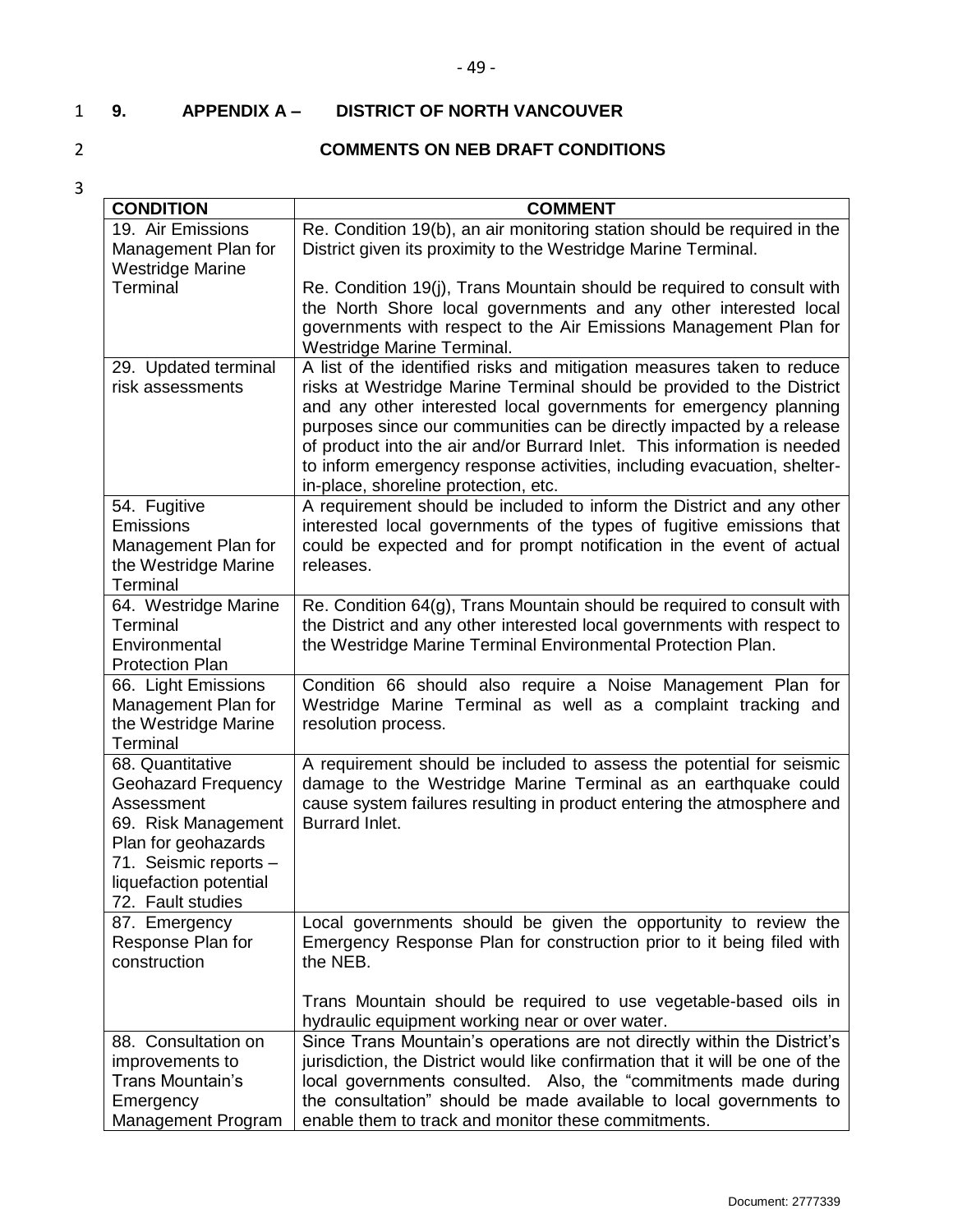# 9. APPENDIX A – DISTRICT OF NORTH VANCOUVER

## COMMENTS ON NEB DRAFT CONDITIONS

| CONDITION | COMMENT |
|---|---|
| 19. Air Emissions Management Plan for Westridge Marine Terminal | Re. Condition 19(b), an air monitoring station should be required in the District given its proximity to the Westridge Marine Terminal.<br><br>Re. Condition 19(j), Trans Mountain should be required to consult with the North Shore local governments and any other interested local governments with respect to the Air Emissions Management Plan for Westridge Marine Terminal. |
| 29. Updated terminal risk assessments | A list of the identified risks and mitigation measures taken to reduce risks at Westridge Marine Terminal should be provided to the District and any other interested local governments for emergency planning purposes since our communities can be directly impacted by a release of product into the air and/or Burrard Inlet. This information is needed to inform emergency response activities, including evacuation, shelter-in-place, shoreline protection, etc. |
| 54. Fugitive Emissions Management Plan for the Westridge Marine Terminal | A requirement should be included to inform the District and any other interested local governments of the types of fugitive emissions that could be expected and for prompt notification in the event of actual releases. |
| 64. Westridge Marine Terminal Environmental Protection Plan | Re. Condition 64(g), Trans Mountain should be required to consult with the District and any other interested local governments with respect to the Westridge Marine Terminal Environmental Protection Plan. |
| 66. Light Emissions Management Plan for the Westridge Marine Terminal | Condition 66 should also require a Noise Management Plan for Westridge Marine Terminal as well as a complaint tracking and resolution process. |
| 68. Quantitative Geohazard Frequency Assessment<br>69. Risk Management Plan for geohazards<br>71. Seismic reports – liquefaction potential<br>72. Fault studies | A requirement should be included to assess the potential for seismic damage to the Westridge Marine Terminal as an earthquake could cause system failures resulting in product entering the atmosphere and Burrard Inlet. |
| 87. Emergency Response Plan for construction | Local governments should be given the opportunity to review the Emergency Response Plan for construction prior to it being filed with the NEB.<br><br>Trans Mountain should be required to use vegetable-based oils in hydraulic equipment working near or over water. |
| 88. Consultation on improvements to Trans Mountain's Emergency Management Program | Since Trans Mountain's operations are not directly within the District's jurisdiction, the District would like confirmation that it will be one of the local governments consulted. Also, the "commitments made during the consultation" should be made available to local governments to enable them to track and monitor these commitments. |

Document: 2777339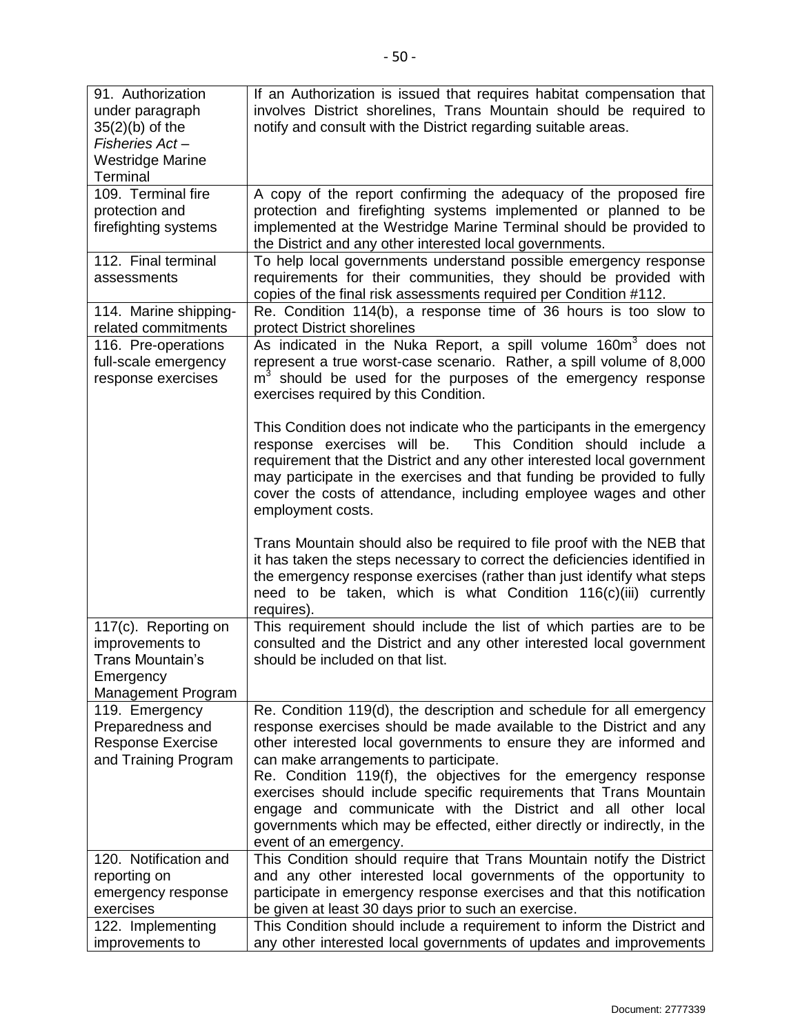| | |
|---|---|
| 91. Authorization under paragraph 35(2)(b) of the *Fisheries Act* – Westridge Marine Terminal | If an Authorization is issued that requires habitat compensation that involves District shorelines, Trans Mountain should be required to notify and consult with the District regarding suitable areas. |
| 109. Terminal fire protection and firefighting systems | A copy of the report confirming the adequacy of the proposed fire protection and firefighting systems implemented or planned to be implemented at the Westridge Marine Terminal should be provided to the District and any other interested local governments. |
| 112. Final terminal assessments | To help local governments understand possible emergency response requirements for their communities, they should be provided with copies of the final risk assessments required per Condition #112. |
| 114. Marine shipping-related commitments | Re. Condition 114(b), a response time of 36 hours is too slow to protect District shorelines |
| 116. Pre-operations full-scale emergency response exercises | As indicated in the Nuka Report, a spill volume 160$m^3$ does not represent a true worst-case scenario. Rather, a spill volume of 8,000 $m^3$ should be used for the purposes of the emergency response exercises required by this Condition.<br><br>This Condition does not indicate who the participants in the emergency response exercises will be. This Condition should include a requirement that the District and any other interested local government may participate in the exercises and that funding be provided to fully cover the costs of attendance, including employee wages and other employment costs.<br><br>Trans Mountain should also be required to file proof with the NEB that it has taken the steps necessary to correct the deficiencies identified in the emergency response exercises (rather than just identify what steps need to be taken, which is what Condition 116(c)(iii) currently requires). |
| 117(c). Reporting on improvements to Trans Mountain's Emergency Management Program | This requirement should include the list of which parties are to be consulted and the District and any other interested local government should be included on that list. |
| 119. Emergency Preparedness and Response Exercise and Training Program | Re. Condition 119(d), the description and schedule for all emergency response exercises should be made available to the District and any other interested local governments to ensure they are informed and can make arrangements to participate.<br>Re. Condition 119(f), the objectives for the emergency response exercises should include specific requirements that Trans Mountain engage and communicate with the District and all other local governments which may be effected, either directly or indirectly, in the event of an emergency. |
| 120. Notification and reporting on emergency response exercises | This Condition should require that Trans Mountain notify the District and any other interested local governments of the opportunity to participate in emergency response exercises and that this notification be given at least 30 days prior to such an exercise. |
| 122. Implementing improvements to | This Condition should include a requirement to inform the District and any other interested local governments of updates and improvements |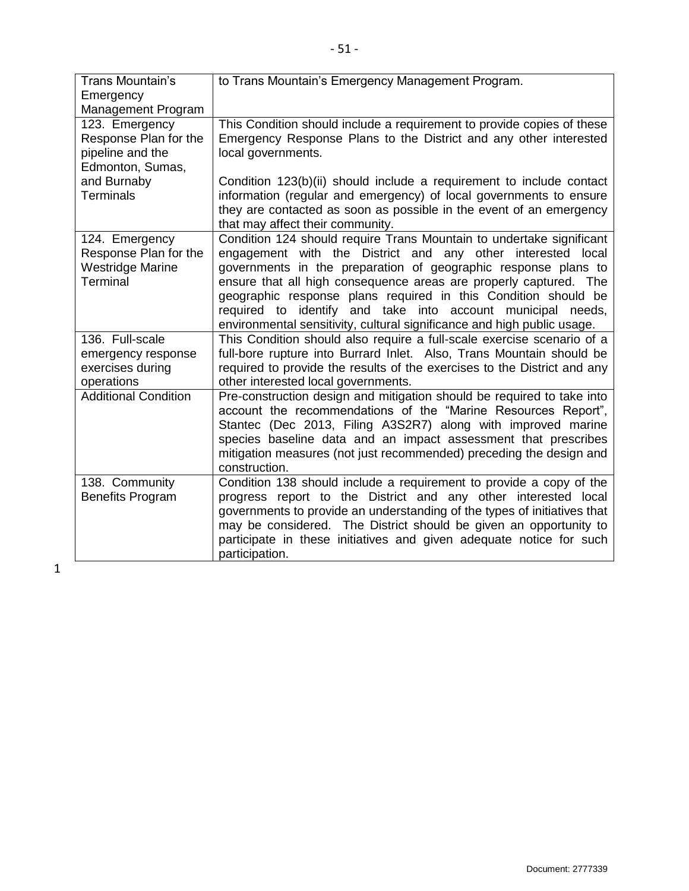| | |
|---|---|
| Trans Mountain's Emergency Management Program | to Trans Mountain's Emergency Management Program. |
| 123. Emergency Response Plan for the pipeline and the Edmonton, Sumas, and Burnaby Terminals | This Condition should include a requirement to provide copies of these Emergency Response Plans to the District and any other interested local governments.<br><br>Condition 123(b)(ii) should include a requirement to include contact information (regular and emergency) of local governments to ensure they are contacted as soon as possible in the event of an emergency that may affect their community. |
| 124. Emergency Response Plan for the Westridge Marine Terminal | Condition 124 should require Trans Mountain to undertake significant engagement with the District and any other interested local governments in the preparation of geographic response plans to ensure that all high consequence areas are properly captured. The geographic response plans required in this Condition should be required to identify and take into account municipal needs, environmental sensitivity, cultural significance and high public usage. |
| 136. Full-scale emergency response exercises during operations | This Condition should also require a full-scale exercise scenario of a full-bore rupture into Burrard Inlet. Also, Trans Mountain should be required to provide the results of the exercises to the District and any other interested local governments. |
| Additional Condition | Pre-construction design and mitigation should be required to take into account the recommendations of the "Marine Resources Report", Stantec (Dec 2013, Filing A3S2R7) along with improved marine species baseline data and an impact assessment that prescribes mitigation measures (not just recommended) preceding the design and construction. |
| 138. Community Benefits Program | Condition 138 should include a requirement to provide a copy of the progress report to the District and any other interested local governments to provide an understanding of the types of initiatives that may be considered. The District should be given an opportunity to participate in these initiatives and given adequate notice for such participation. |

1